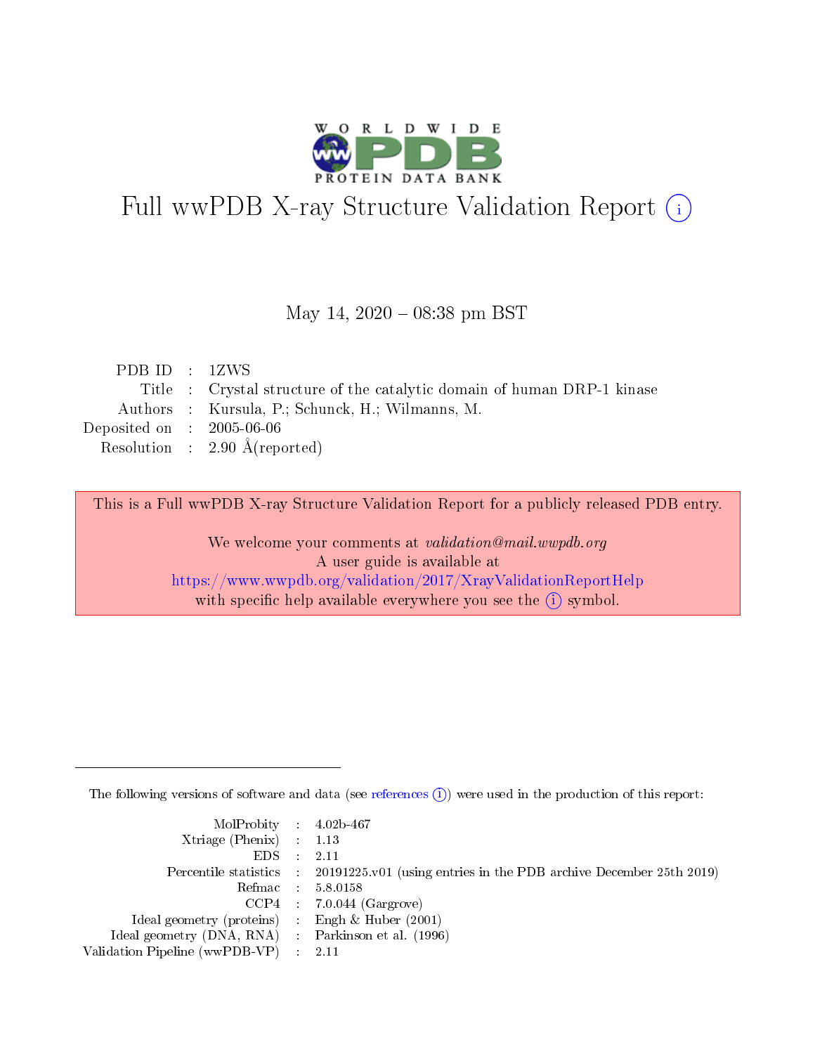# Full wwPDB X-ray Structure Validation Report (i)

May 14, 2020 – 08:38 pm BST

| | | |
|---|---|---|
| PDB ID | : | 1ZWS |
| Title | : | Crystal structure of the catalytic domain of human DRP-1 kinase |
| Authors | : | Kursula, P.; Schunck, H.; Wilmanns, M. |
| Deposited on | : | 2005-06-06 |
| Resolution | : | 2.90 Å(reported) |

This is a Full wwPDB X-ray Structure Validation Report for a publicly released PDB entry.

We welcome your comments at *validation@mail.wwpdb.org*
A user guide is available at
https://www.wwpdb.org/validation/2017/XrayValidationReportHelp
with specific help available everywhere you see the (i) symbol.

The following versions of software and data (see references (i)) were used in the production of this report:

| | | |
|---|---|---|
| MolProbity | : | 4.02b-467 |
| Xtriage (Phenix) | : | 1.13 |
| EDS | : | 2.11 |
| Percentile statistics | : | 20191225.v01 (using entries in the PDB archive December 25th 2019) |
| Refmac | : | 5.8.0158 |
| CCP4 | : | 7.0.044 (Gargrove) |
| Ideal geometry (proteins) | : | Engh & Huber (2001) |
| Ideal geometry (DNA, RNA) | : | Parkinson et al. (1996) |
| Validation Pipeline (wwPDB-VP) | : | 2.11 |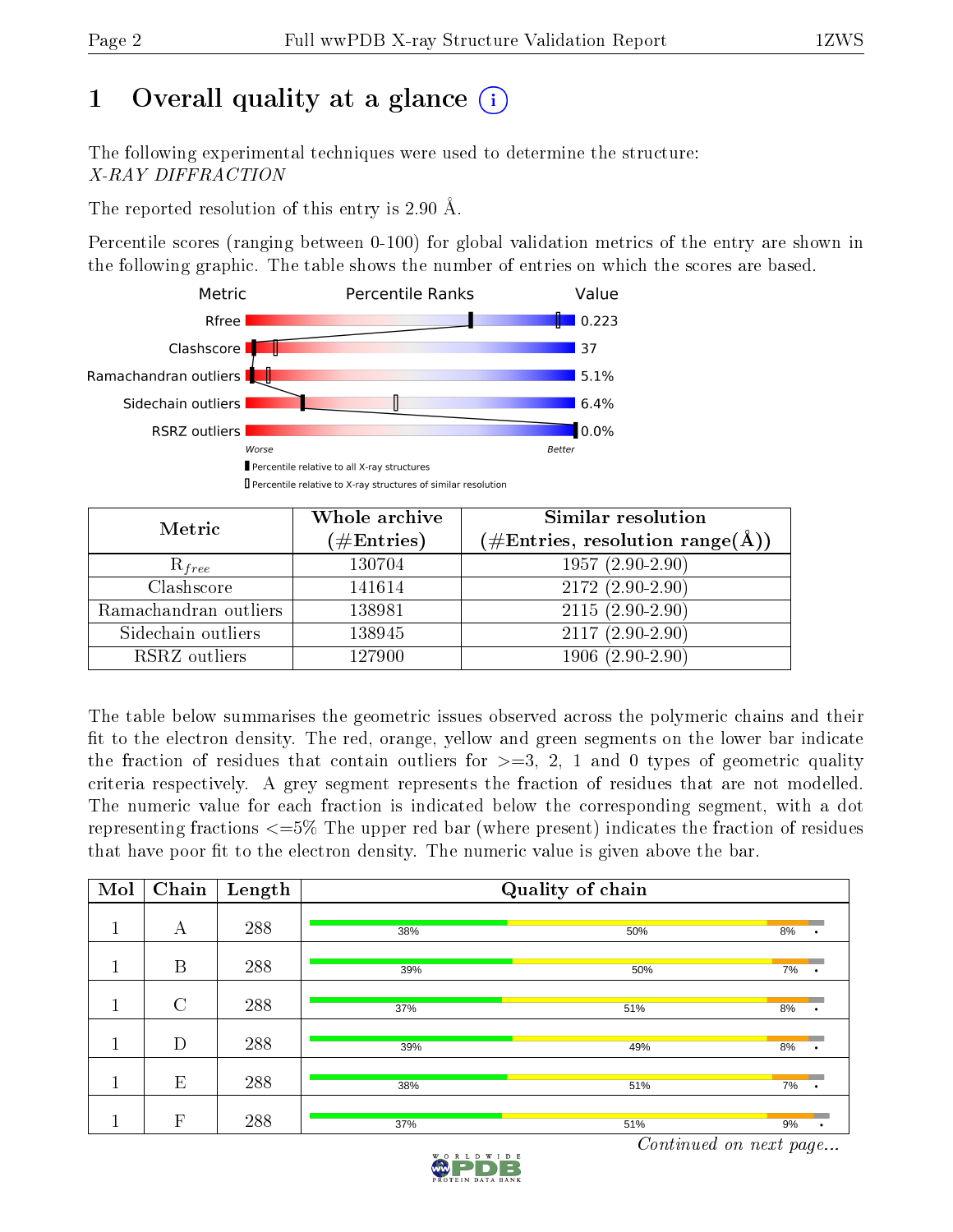# 1 Overall quality at a glance (i)

The following experimental techniques were used to determine the structure:
*X-RAY DIFFRACTION*

The reported resolution of this entry is 2.90 Å.

Percentile scores (ranging between 0-100) for global validation metrics of the entry are shown in the following graphic. The table shows the number of entries on which the scores are based.

| Metric | Value |
|---|---|
| Rfree | 0.223 |
| Clashscore | 37 |
| Ramachandran outliers | 5.1% |
| Sidechain outliers | 6.4% |
| RSRZ outliers | 0.0% |

Worse — Better

▮ Percentile relative to all X-ray structures
▯ Percentile relative to X-ray structures of similar resolution

| Metric | Whole archive (#Entries) | Similar resolution (#Entries, resolution range(Å)) |
|---|---|---|
| $R_{free}$ | 130704 | 1957 (2.90-2.90) |
| Clashscore | 141614 | 2172 (2.90-2.90) |
| Ramachandran outliers | 138981 | 2115 (2.90-2.90) |
| Sidechain outliers | 138945 | 2117 (2.90-2.90) |
| RSRZ outliers | 127900 | 1906 (2.90-2.90) |

The table below summarises the geometric issues observed across the polymeric chains and their fit to the electron density. The red, orange, yellow and green segments on the lower bar indicate the fraction of residues that contain outliers for >=3, 2, 1 and 0 types of geometric quality criteria respectively. A grey segment represents the fraction of residues that are not modelled. The numeric value for each fraction is indicated below the corresponding segment, with a dot representing fractions <=5% The upper red bar (where present) indicates the fraction of residues that have poor fit to the electron density. The numeric value is given above the bar.

| Mol | Chain | Length | Quality of chain |
|---|---|---|---|
| 1 | A | 288 | 38% 50% 8% • |
| 1 | B | 288 | 39% 50% 7% • |
| 1 | C | 288 | 37% 51% 8% • |
| 1 | D | 288 | 39% 49% 8% • |
| 1 | E | 288 | 38% 51% 7% • |
| 1 | F | 288 | 37% 51% 9% • |

*Continued on next page...*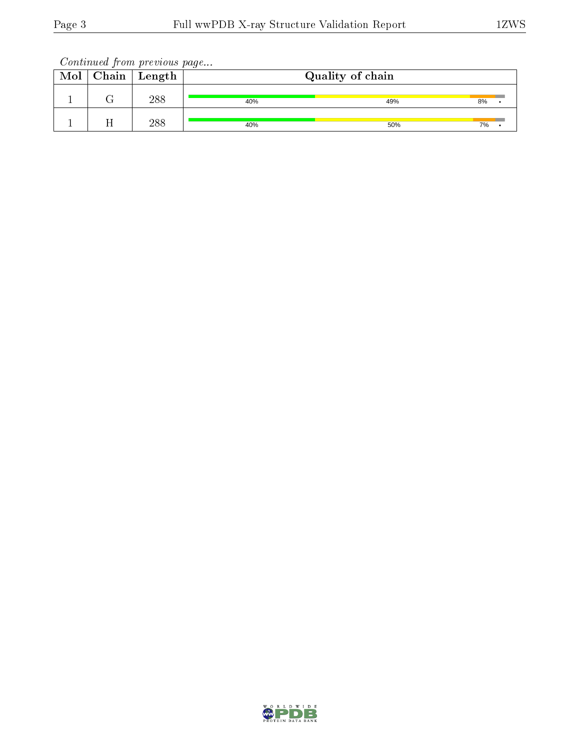*Continued from previous page...*

| Mol | Chain | Length | Quality of chain |
|---|---|---|---|
| 1 | G | 288 | 40% 49% 8% • |
| 1 | H | 288 | 40% 50% 7% • |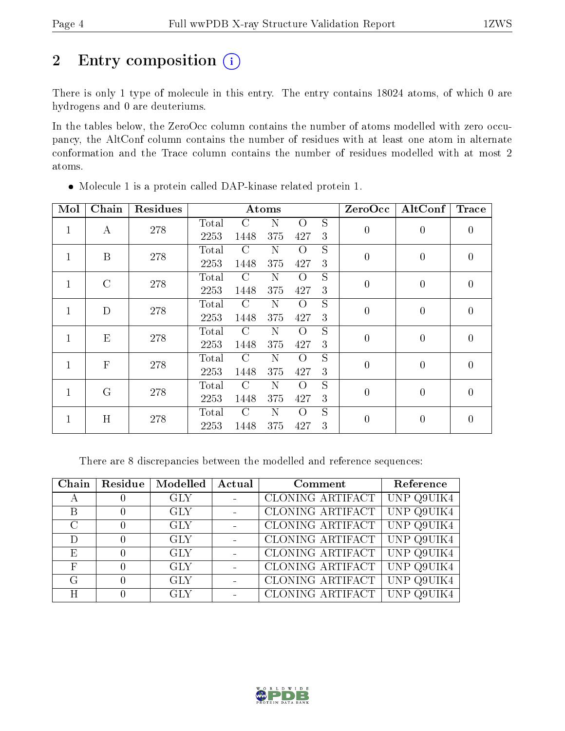# 2 Entry composition

There is only 1 type of molecule in this entry. The entry contains 18024 atoms, of which 0 are hydrogens and 0 are deuteriums.

In the tables below, the ZeroOcc column contains the number of atoms modelled with zero occupancy, the AltConf column contains the number of residues with at least one atom in alternate conformation and the Trace column contains the number of residues modelled with at most 2 atoms.

- Molecule 1 is a protein called DAP-kinase related protein 1.

| Mol | Chain | Residues | Atoms | | | | | ZeroOcc | AltConf | Trace |
|---|---|---|---|---|---|---|---|---|---|---|
| 1 | A | 278 | Total 2253 | C 1448 | N 375 | O 427 | S 3 | 0 | 0 | 0 |
| 1 | B | 278 | Total 2253 | C 1448 | N 375 | O 427 | S 3 | 0 | 0 | 0 |
| 1 | C | 278 | Total 2253 | C 1448 | N 375 | O 427 | S 3 | 0 | 0 | 0 |
| 1 | D | 278 | Total 2253 | C 1448 | N 375 | O 427 | S 3 | 0 | 0 | 0 |
| 1 | E | 278 | Total 2253 | C 1448 | N 375 | O 427 | S 3 | 0 | 0 | 0 |
| 1 | F | 278 | Total 2253 | C 1448 | N 375 | O 427 | S 3 | 0 | 0 | 0 |
| 1 | G | 278 | Total 2253 | C 1448 | N 375 | O 427 | S 3 | 0 | 0 | 0 |
| 1 | H | 278 | Total 2253 | C 1448 | N 375 | O 427 | S 3 | 0 | 0 | 0 |

There are 8 discrepancies between the modelled and reference sequences:

| Chain | Residue | Modelled | Actual | Comment | Reference |
|---|---|---|---|---|---|
| A | 0 | GLY | - | CLONING ARTIFACT | UNP Q9UIK4 |
| B | 0 | GLY | - | CLONING ARTIFACT | UNP Q9UIK4 |
| C | 0 | GLY | - | CLONING ARTIFACT | UNP Q9UIK4 |
| D | 0 | GLY | - | CLONING ARTIFACT | UNP Q9UIK4 |
| E | 0 | GLY | - | CLONING ARTIFACT | UNP Q9UIK4 |
| F | 0 | GLY | - | CLONING ARTIFACT | UNP Q9UIK4 |
| G | 0 | GLY | - | CLONING ARTIFACT | UNP Q9UIK4 |
| H | 0 | GLY | - | CLONING ARTIFACT | UNP Q9UIK4 |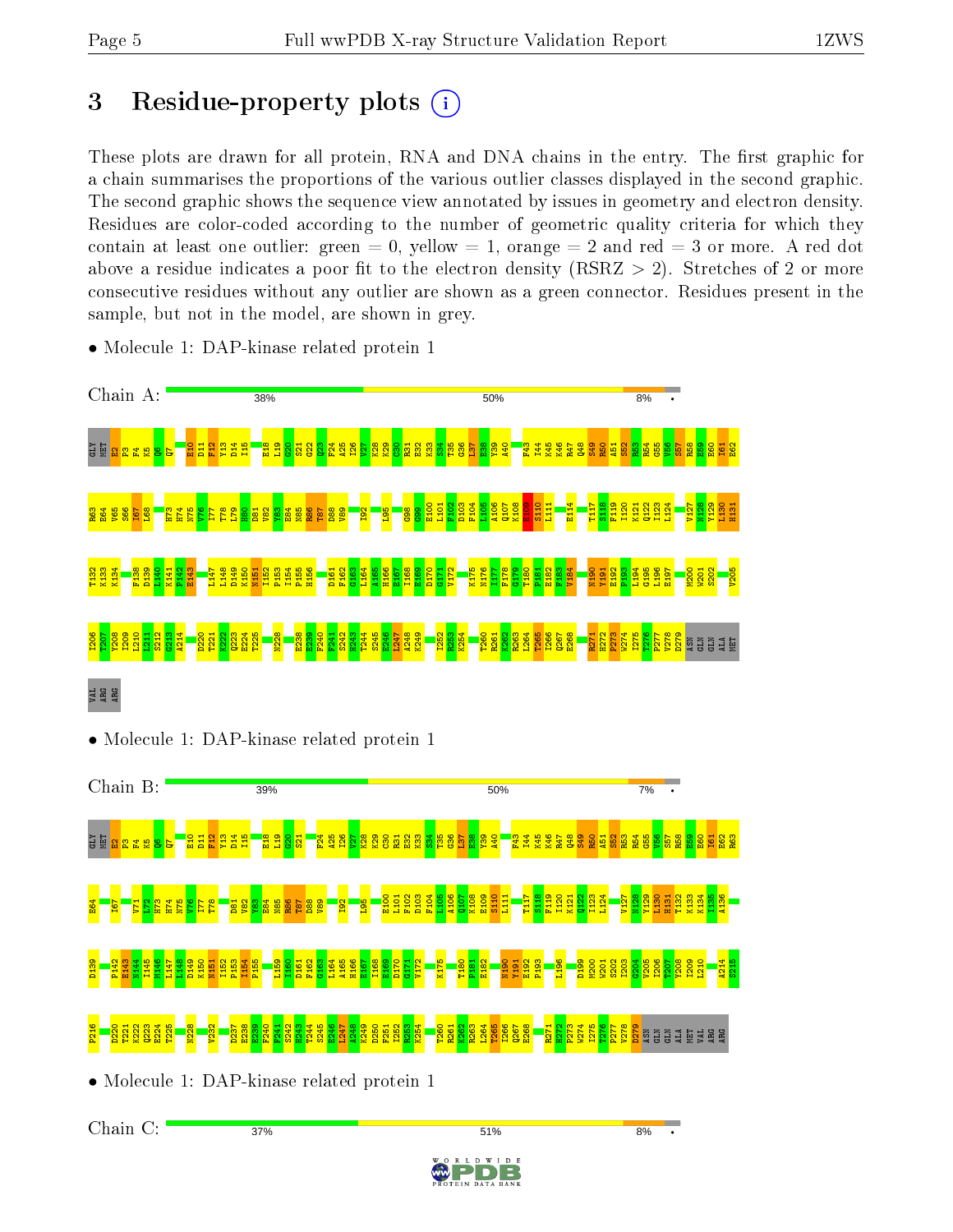# 3 Residue-property plots

These plots are drawn for all protein, RNA and DNA chains in the entry. The first graphic for a chain summarises the proportions of the various outlier classes displayed in the second graphic. The second graphic shows the sequence view annotated by issues in geometry and electron density. Residues are color-coded according to the number of geometric quality criteria for which they contain at least one outlier: green = 0, yellow = 1, orange = 2 and red = 3 or more. A red dot above a residue indicates a poor fit to the electron density (RSRZ > 2). Stretches of 2 or more consecutive residues without any outlier are shown as a green connector. Residues present in the sample, but not in the model, are shown in grey.

- Molecule 1: DAP-kinase related protein 1

Chain A: 38% 50% 8% •

GLY MET E2 P3 F4 K5 Q6 Q7 E10 D11 F12 Y13 D14 I15 E18 L19 G20 S21 G22 Q23 F24 A25 I26 V27 K28 K29 C30 R31 E32 K33 S34 T35 G36 L37 E38 Y39 A40 F43 I44 K45 K46 R47 Q48 S49 R50 A51 S52 R53 R54 G55 V56 S57 R58 E59 E60 I61 E62 R63 E64 V65 S66 I67 L68 H73 H74 N75 V76 I77 T78 L79 H80 D81 V82 Y83 E84 N85 R86 T87 D88 V89 I92 L95 G98 G99 E100 L101 F102 D103 F104 L105 A106 Q107 K108 E109 S110 L111 E114 T117 S118 F119 I120 K121 Q122 I123 L124 V127 N128 Y129 L130 H131 T132 K133 K134 F138 D139 L140 K141 P142 E143 L147 L148 D149 K150 N151 I152 P153 I154 P155 H156 D161 F162 G163 L164 A165 H166 E167 I168 E169 D170 G171 V172 K175 N176 I177 F178 G179 T180 P181 E182 F183 V184 N190 Y191 E192 P193 L194 G195 L196 E197 M200 W201 S202 V205 I206 T207 Y208 I209 L210 L211 S212 G213 A214 D220 T221 K222 Q223 E224 T225 N228 E238 E239 F240 F241 S242 H243 T244 S245 E246 L247 A248 K249 I252 R253 K254 T260 R261 K262 R263 L264 T265 I266 Q267 E268 R271 H272 P273 W274 I275 T276 P277 V278 D279 ASN GLN GLN ALA MET VAL ARG ARG

- Molecule 1: DAP-kinase related protein 1

Chain B: 39% 50% 7% •

GLY MET E2 P3 F4 K5 Q6 Q7 E10 D11 F12 Y13 D14 I15 E18 L19 G20 S21 F24 A25 I26 V27 K28 K29 C30 R31 E32 K33 S34 T35 G36 L37 E38 Y39 A40 F43 I44 K45 K46 R47 Q48 S49 R50 A51 S52 R53 R54 G55 V56 S57 R58 E59 E60 I61 E62 R63 E64 I67 V71 L72 H73 H74 N75 V76 I77 T78 D81 V82 Y83 E84 N85 R86 T87 D88 V89 I92 L95 E100 L101 F102 D103 F104 L105 A106 Q107 K108 E109 S110 L111 T117 S118 F119 I120 K121 Q122 I123 L124 V127 N128 Y129 L130 H131 T132 K133 K134 I135 A136 D139 P142 E143 N144 I145 M146 L147 L148 D149 K150 N151 I152 P153 I154 P155 L159 L160 D161 F162 G163 L164 A165 H166 E167 I168 E169 D170 G171 V172 K175 T180 P181 E182 N190 Y191 E192 P193 L196 D199 M200 W201 S202 I203 G204 V205 I206 T207 Y208 I209 L210 A214 S215 P216 D220 T221 K222 Q223 E224 T225 N228 V232 D237 E238 E239 F240 F241 S242 H243 T244 S245 E246 L247 A248 K249 D250 F251 I252 R253 K254 T260 R261 K262 R263 L264 T265 I266 Q267 E268 R271 H272 P273 W274 I275 T276 P277 V278 D279 ASN GLN GLN ALA MET VAL ARG ARG

- Molecule 1: DAP-kinase related protein 1

Chain C: 37% 51% 8% •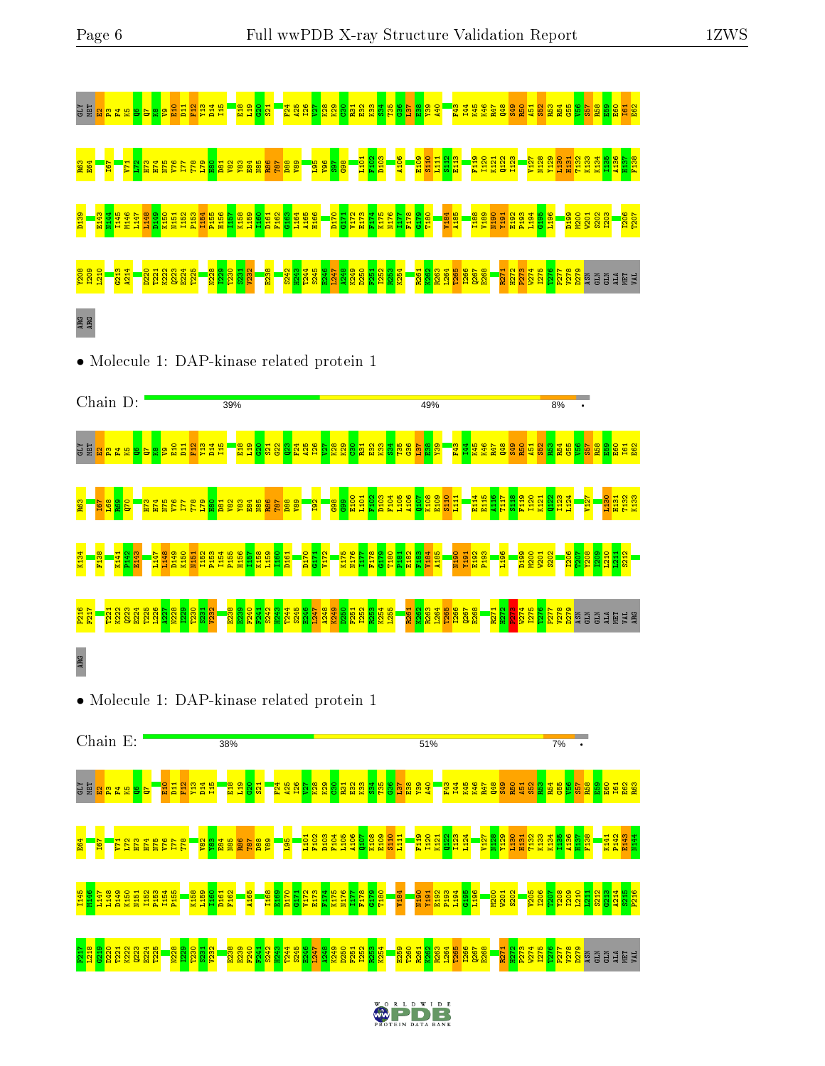GLY MET E2 F3 F4 K5 Q6 Q7 K8 V9 E10 D11 F12 Y13 D14 I15 E18 L19 G20 S21 F24 A25 I26 V27 K28 K29 C30 R31 E32 K33 S34 T35 G36 L37 E38 Y39 A40 F43 I44 K45 K46 R47 Q48 S49 R50 A51 S52 R53 R54 G55 V56 S57 R58 E59 E60 I61 E62

R63 E64 I67 V71 L72 H73 H74 N75 V76 I77 T78 L79 H80 D81 V82 Y83 E84 N85 R86 T87 D88 V89 L95 V96 S97 G98 L101 F102 D103 A106 E109 S110 L111 S112 E113 F119 I120 K121 Q122 I123 V127 N128 Y129 L130 H131 T132 K133 K134 I135 A136 H137 F138

D139 E143 N144 I145 M146 L147 L148 D149 K150 N151 I152 P153 I154 P155 H156 I157 K158 L159 I160 D161 F162 G163 L164 A165 H166 D170 G171 V172 E173 F174 K175 N176 I177 F178 G179 T180 V184 A185 I188 V189 N190 Y191 E192 P193 L194 G195 L196 D199 M200 W201 S202 I203 I206 T207

Y208 I209 L210 G213 A214 D220 T221 K222 Q223 E224 T225 N228 I229 T230 S231 V232 E238 S242 E243 T244 S245 E246 L247 A248 K249 D250 F251 I252 R253 K254 R261 K262 R263 L264 T265 I266 Q267 E268 R271 H272 P273 W274 I275 T276 P277 V278 D279 ASN GLN GLN ALA MET VAL

ARG ARG

- Molecule 1: DAP-kinase related protein 1

Chain D: 39% 49% 8% •

GLY MET E2 F3 F4 K5 Q6 Q7 K8 V9 E10 D11 F12 Y13 D14 I15 E18 L19 G20 S21 G22 Q23 F24 A25 I26 V27 K28 K29 C30 R31 E32 K33 S34 T35 G36 L37 E38 Y39 F43 I44 K45 K46 R47 Q48 S49 R50 A51 S52 R53 R54 G55 V56 S57 R58 E59 E60 I61 E62

R63 I67 L68 R69 Q70 H73 H74 N75 V76 I77 T78 L79 H80 D81 V82 Y83 E84 N85 R86 T87 D88 V89 I92 G98 G99 E100 L101 F102 D103 F104 L105 A106 Q107 K108 E109 S110 L111 E114 E115 A116 T117 S118 F119 I120 K121 Q122 I123 L124 V127 L130 H131 T132 K133

K134 F138 K141 P142 E143 L147 L148 D149 K150 N151 I152 P153 I154 P155 H156 I157 K158 L159 I160 D161 D170 G171 V172 K175 N176 I177 F178 G179 T180 P181 E182 F183 V184 A185 N190 Y191 E192 P193 L196 D199 M200 W201 S202 I206 T207 Y208 I209 L210 L211 S212

P216 F217 T221 K222 Q223 E224 T225 L226 A227 N228 I229 T230 S231 V232 E238 E239 F240 D241 S242 E243 T244 S245 E246 L247 A248 K249 D250 F251 I252 R253 K254 L255 R261 K262 R263 L264 T265 I266 Q267 E268 R271 H272 P273 W274 I275 T276 P277 V278 D279 ASN GLN GLN ALA MET VAL ARG

ARG

- Molecule 1: DAP-kinase related protein 1

Chain E: 38% 51% 7% •

GLY MET E2 F3 F4 K5 Q6 Q7 E10 D11 F12 Y13 D14 I15 E18 L19 G20 S21 F24 A25 I26 V27 K28 K29 C30 R31 E32 K33 S34 T35 G36 L37 E38 Y39 A40 F43 I44 K45 K46 R47 Q48 S49 R50 A51 S52 R53 R54 G55 V56 S57 R58 E59 E60 I61 R62 R63

E64 I67 V71 L72 H73 H74 N75 V76 I77 T78 V82 Y83 E84 N85 R86 T87 D88 V89 L95 L101 F102 D103 F104 L105 A106 Q107 K108 E109 S110 L111 F119 I120 K121 Q122 I123 L124 V127 N128 Y129 L130 H131 T132 K133 K134 I135 A136 H137 F138 K141 P142 E143 N144

I145 M146 L147 L148 D149 K150 N151 I152 P153 I154 P155 K158 L159 I160 D161 F162 A165 I168 E169 D170 G171 V172 E173 F174 K175 N176 I177 F178 G179 T180 V184 N190 Y191 E192 P193 L194 G195 L196 M200 W201 S202 V205 I206 T207 Y208 I209 L210 L211 S212 G213 A214 S215 P216

F217 L218 G219 D220 T221 K222 Q223 E224 T225 N228 I229 T230 S231 V232 E238 E239 F240 D241 S242 E243 T244 S245 E246 L247 A248 K249 D250 F251 I252 R253 K254 E259 T260 R261 K262 R263 L264 T265 I266 Q267 E268 R271 H272 P273 W274 I275 T276 P277 V278 D279 ASN GLN GLN ALA MET VAL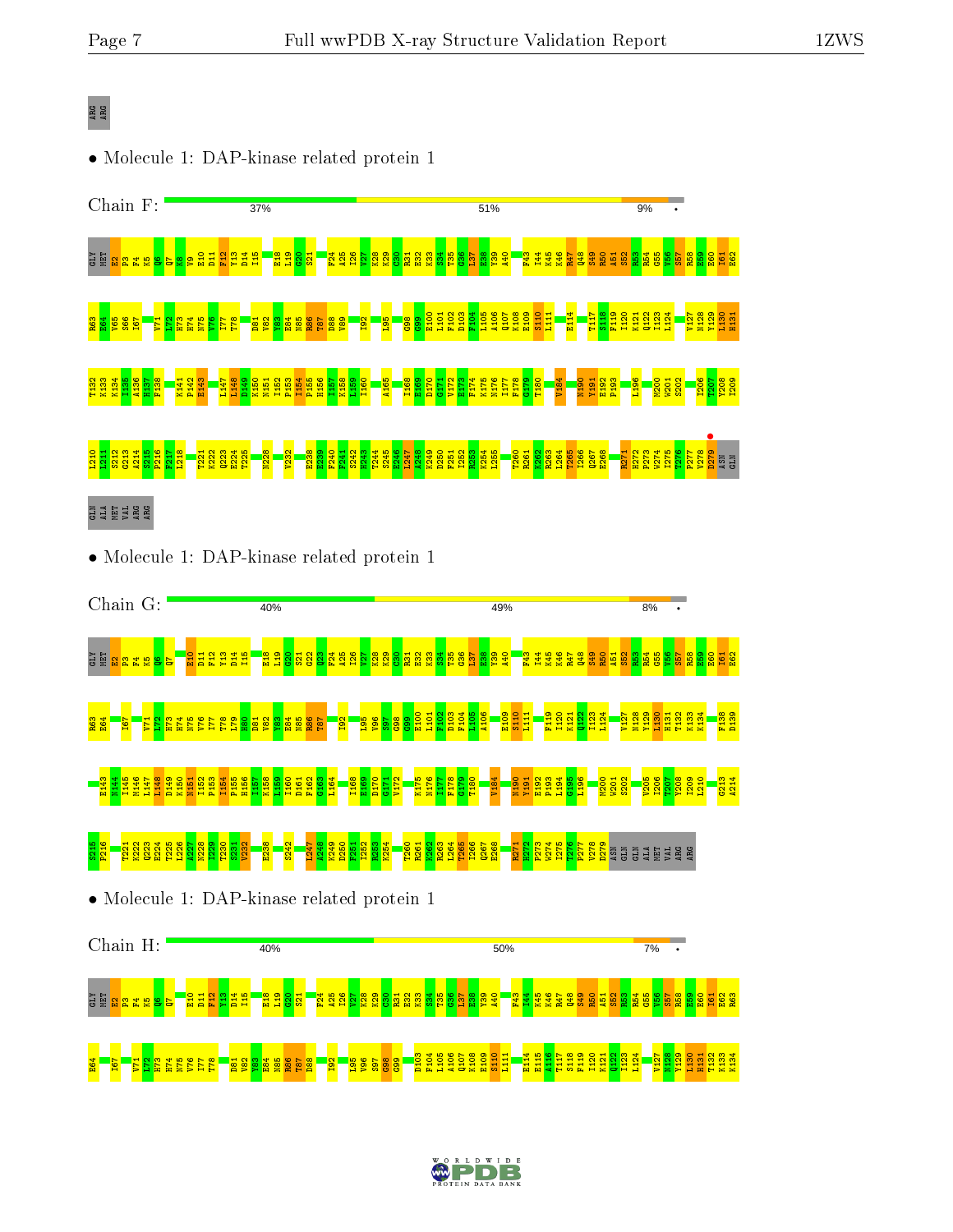ARG
ARG

• Molecule 1: DAP-kinase related protein 1

Chain F: 37% 51% 9%

GLY MET E2 P3 F4 K5 Q6 Q7 K8 V9 E10 D11 F12 Y13 D14 I15 E18 L19 G20 S21 F24 A25 I26 V27 K28 K29 C30 R31 E32 K33 S34 T35 G36 L37 E38 Y39 A40 F43 I44 K45 K46 R47 Q48 S49 R50 A51 S52 R53 R54 G55 V56 S57 R58 E59 E60 I61 E62 R63 E64 V65 S66 I67 V71 L72 H73 H74 N75 V76 I77 T78 D81 V82 Y83 E84 N85 R86 T87 D88 V89 I92 L95 G98 G99 E100 L101 F102 D103 F104 L105 A106 Q107 K108 E109 S110 L111 E114 T117 S118 F119 I120 K121 Q122 I123 L124 V127 N128 Y129 L130 H131 T132 K133 K134 I135 A136 H137 F138 K141 P142 E143 L147 L148 D149 K150 N151 I152 P153 I154 P155 H156 I157 K158 L159 I160 A165 I168 E169 D170 G171 V172 E173 F174 K175 N176 I177 F178 G179 T180 V184 N190 Y191 E192 P193 L196 M200 W201 S202 I206 T207 Y208 I209 L210 L211 S212 G213 A214 S215 P216 F217 L218 T221 K222 Q223 E224 T225 N228 V232 E238 E239 F240 F241 S242 H243 T244 S245 E246 L247 A248 K249 D250 F251 I252 R253 K254 L255 T260 R261 K262 R263 L264 T265 I266 Q267 E268 R271 H272 P273 W274 I275 T276 P277 V278 D279 ASN GLN GLN ALA MET VAL ARG ARG

• Molecule 1: DAP-kinase related protein 1

Chain G: 40% 49% 8%

GLY MET E2 P3 F4 K5 Q6 Q7 E10 D11 F12 Y13 D14 I15 E18 L19 G20 S21 G22 G23 F24 A25 I26 V27 K28 K29 C30 R31 E32 K33 S34 T35 G36 L37 E38 Y39 A40 F43 I44 K45 K46 R47 Q48 S49 R50 A51 S52 R53 R54 G55 V56 S57 R58 E59 E60 I61 E62 R63 E64 I67 V71 L72 H73 H74 N75 V76 I77 T78 L79 H80 D81 V82 Y83 E84 N85 R86 T87 I92 L95 V96 S97 G98 G99 E100 L101 F102 D103 F104 L105 A106 E109 S110 L111 F119 I120 K121 Q122 I123 L124 V127 N128 Y129 L130 H131 T132 K133 K134 F138 D139 E143 N144 I145 M146 L147 L148 D149 K150 N151 I152 P153 I154 P155 H156 I157 K158 L159 I160 D161 F162 G163 L164 I168 E169 D170 G171 V172 K175 N176 I177 F178 G179 T180 V184 N190 Y191 E192 P193 L194 G195 L196 M200 W201 S202 V205 I206 T207 Y208 I209 L210 G213 A214 S215 P216 T221 K222 Q223 E224 T225 L226 A227 N228 I229 T230 S231 V232 E238 S242 L247 A248 K249 D250 F251 I252 R253 K254 T260 R261 K262 R263 L264 T265 I266 Q267 E268 R271 H272 P273 W274 I275 T276 P277 V278 D279 ASN GLN GLN ALA MET VAL ARG ARG

• Molecule 1: DAP-kinase related protein 1

Chain H: 40% 50% 7%

GLY MET E2 P3 F4 K5 Q6 Q7 E10 D11 F12 Y13 D14 I15 E18 L19 G20 S21 F24 A25 I26 V27 K28 K29 C30 R31 E32 K33 S34 T35 G36 L37 E38 Y39 A40 F43 I44 K45 K46 R47 Q48 S49 R50 A51 S52 R53 R54 G55 V56 S57 R58 E59 E60 I61 E62 R63 E64 I67 V71 L72 H73 H74 N75 V76 I77 T78 D81 V82 Y83 E84 N85 R86 T87 D88 I92 L95 V96 S97 G98 G99 D103 F104 L105 A106 Q107 K108 E109 S110 L111 E114 E115 A116 T117 S118 F119 I120 K121 Q122 I123 L124 V127 N128 Y129 L130 H131 T132 K133 K134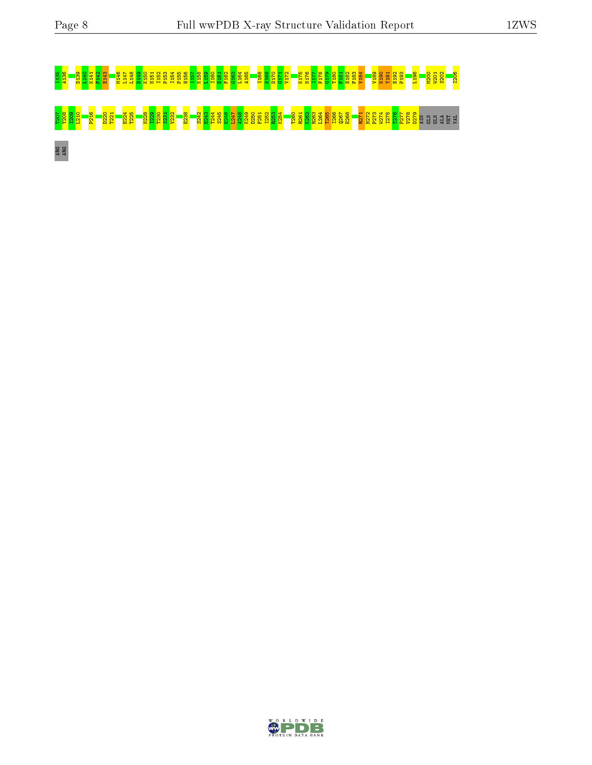I135 A136 D139 L140 K141 F142 E143 M146 L147 L148 D149 K150 N151 I152 P153 I154 P155 H156 I157 K158 L159 I160 D161 F162 G163 L164 A165 I168 E169 D170 G171 V172 K175 N176 I177 F178 G179 T180 F181 E182 F183 V184 V189 N190 Y191 E192 P193 L196 M200 W201 S202 I206

T207 Y208 I209 L210 P216 D220 T221 E224 T225 N228 I229 T230 S231 V232 E238 S242 H243 T244 S245 E246 L247 A248 K249 D250 F251 I252 R253 K254 T260 R261 K262 R263 L264 T265 I266 Q267 E268 R271 H272 P273 W274 I275 T276 P277 V278 D279 ASN GLN GLN ALA MET VAL

ARG ARG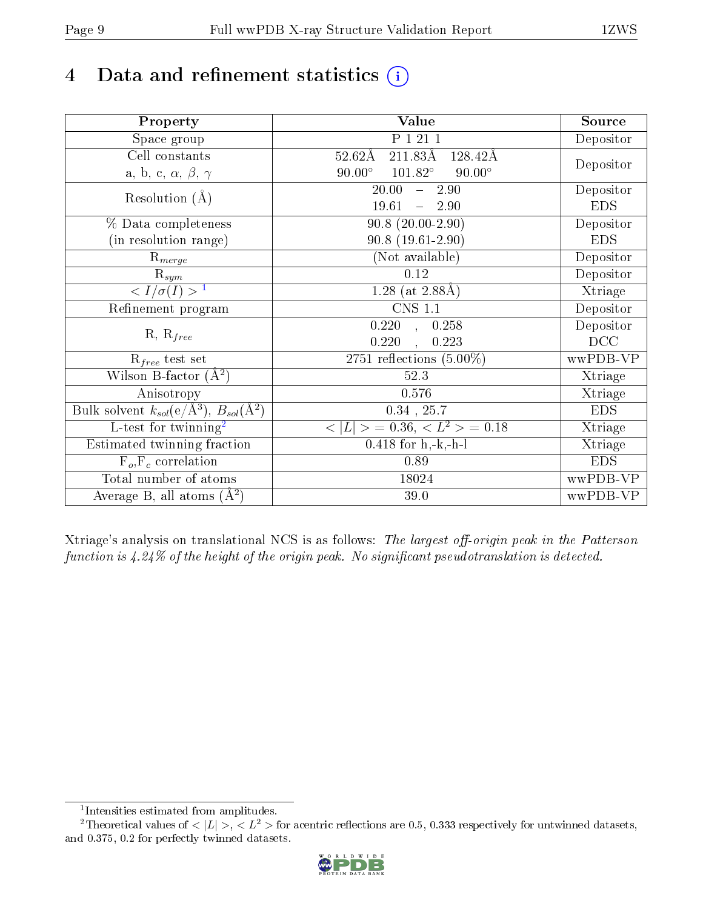# 4 Data and refinement statistics (i)

| Property | Value | Source |
|---|---|---|
| Space group | P 1 21 1 | Depositor |
| Cell constants<br>a, b, c, $\alpha$, $\beta$, $\gamma$ | 52.62Å 211.83Å 128.42Å<br>90.00° 101.82° 90.00° | Depositor |
| Resolution (Å) | 20.00 – 2.90<br>19.61 – 2.90 | Depositor<br>EDS |
| % Data completeness<br>(in resolution range) | 90.8 (20.00-2.90)<br>90.8 (19.61-2.90) | Depositor<br>EDS |
| $R_{merge}$ | (Not available) | Depositor |
| $R_{sym}$ | 0.12 | Depositor |
| $< I/\sigma(I) >$ [1] | 1.28 (at 2.88Å) | Xtriage |
| Refinement program | CNS 1.1 | Depositor |
| R, $R_{free}$ | 0.220 , 0.258<br>0.220 , 0.223 | Depositor<br>DCC |
| $R_{free}$ test set | 2751 reflections (5.00%) | wwPDB-VP |
| Wilson B-factor (Å$^2$) | 52.3 | Xtriage |
| Anisotropy | 0.576 | Xtriage |
| Bulk solvent $k_{sol}$(e/Å$^3$), $B_{sol}$(Å$^2$) | 0.34 , 25.7 | EDS |
| L-test for twinning[2] | $< \|L\| >= 0.36$, $< L^2 > = 0.18$ | Xtriage |
| Estimated twinning fraction | 0.418 for h,-k,-h-l | Xtriage |
| $F_o$,$F_c$ correlation | 0.89 | EDS |
| Total number of atoms | 18024 | wwPDB-VP |
| Average B, all atoms (Å$^2$) | 39.0 | wwPDB-VP |

Xtriage's analysis on translational NCS is as follows: *The largest off-origin peak in the Patterson function is 4.24% of the height of the origin peak. No significant pseudotranslation is detected.*

[1] Intensities estimated from amplitudes.

[2] Theoretical values of $< |L| >$, $< L^2 >$ for acentric reflections are 0.5, 0.333 respectively for untwinned datasets, and 0.375, 0.2 for perfectly twinned datasets.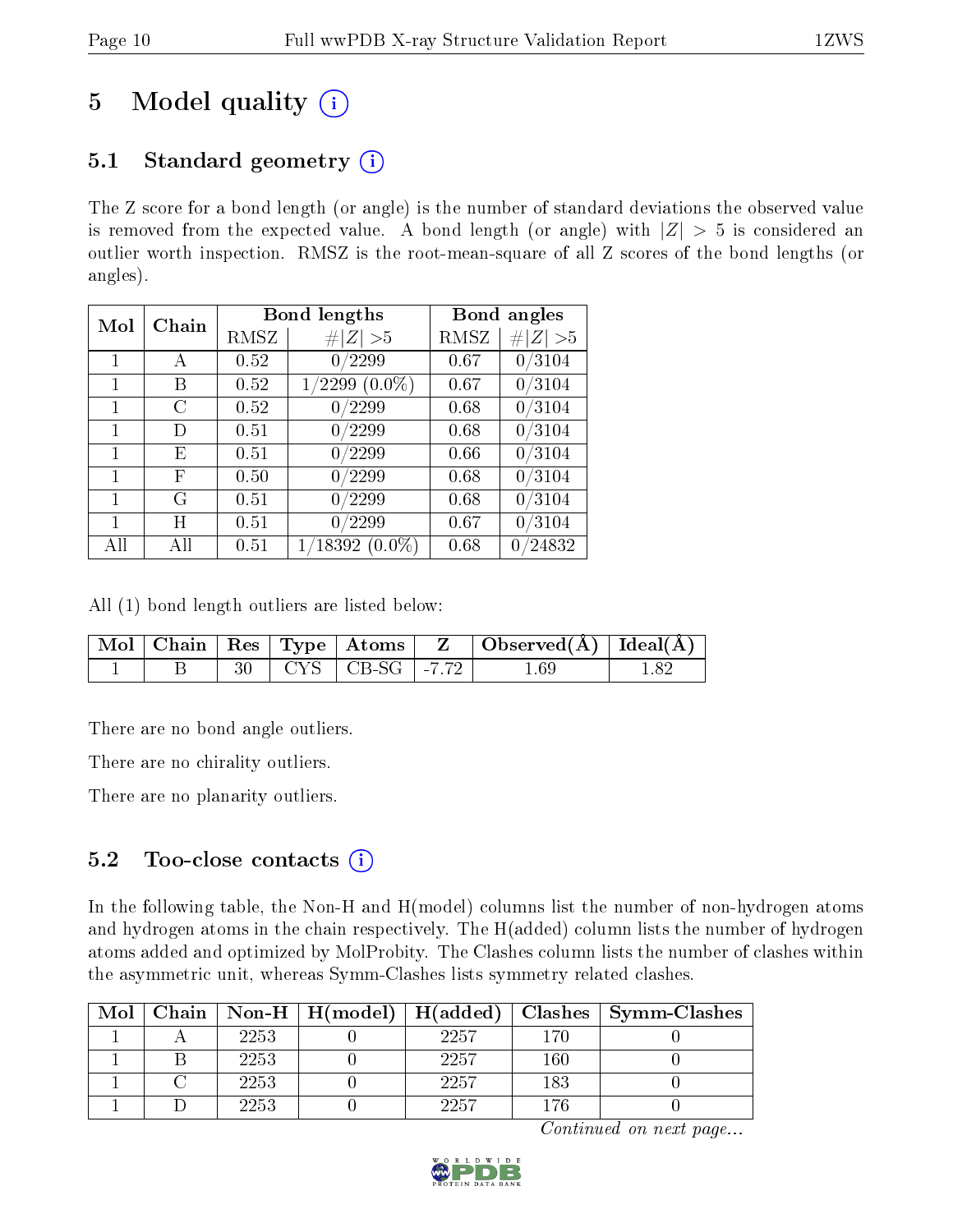# 5 Model quality (i)

## 5.1 Standard geometry (i)

The Z score for a bond length (or angle) is the number of standard deviations the observed value is removed from the expected value. A bond length (or angle) with $|Z| > 5$ is considered an outlier worth inspection. RMSZ is the root-mean-square of all Z scores of the bond lengths (or angles).

| Mol | Chain | Bond lengths | | Bond angles | |
|---|---|---|---|---|---|
| | | RMSZ | $\#\|Z\| > 5$ | RMSZ | $\#\|Z\| > 5$ |
| 1 | A | 0.52 | 0/2299 | 0.67 | 0/3104 |
| 1 | B | 0.52 | 1/2299 (0.0%) | 0.67 | 0/3104 |
| 1 | C | 0.52 | 0/2299 | 0.68 | 0/3104 |
| 1 | D | 0.51 | 0/2299 | 0.68 | 0/3104 |
| 1 | E | 0.51 | 0/2299 | 0.66 | 0/3104 |
| 1 | F | 0.50 | 0/2299 | 0.68 | 0/3104 |
| 1 | G | 0.51 | 0/2299 | 0.68 | 0/3104 |
| 1 | H | 0.51 | 0/2299 | 0.67 | 0/3104 |
| All | All | 0.51 | 1/18392 (0.0%) | 0.68 | 0/24832 |

All (1) bond length outliers are listed below:

| Mol | Chain | Res | Type | Atoms | Z | Observed(Å) | Ideal(Å) |
|---|---|---|---|---|---|---|---|
| 1 | B | 30 | CYS | CB-SG | -7.72 | 1.69 | 1.82 |

There are no bond angle outliers.

There are no chirality outliers.

There are no planarity outliers.

## 5.2 Too-close contacts (i)

In the following table, the Non-H and H(model) columns list the number of non-hydrogen atoms and hydrogen atoms in the chain respectively. The H(added) column lists the number of hydrogen atoms added and optimized by MolProbity. The Clashes column lists the number of clashes within the asymmetric unit, whereas Symm-Clashes lists symmetry related clashes.

| Mol | Chain | Non-H | H(model) | H(added) | Clashes | Symm-Clashes |
|---|---|---|---|---|---|---|
| 1 | A | 2253 | 0 | 2257 | 170 | 0 |
| 1 | B | 2253 | 0 | 2257 | 160 | 0 |
| 1 | C | 2253 | 0 | 2257 | 183 | 0 |
| 1 | D | 2253 | 0 | 2257 | 176 | 0 |

*Continued on next page...*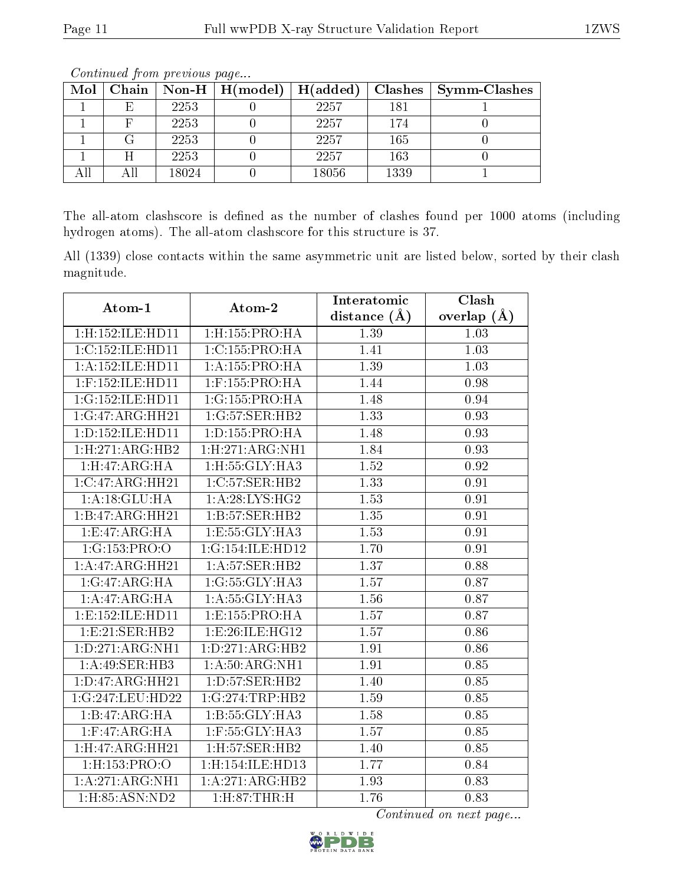*Continued from previous page...*

| Mol | Chain | Non-H | H(model) | H(added) | Clashes | Symm-Clashes |
|---|---|---|---|---|---|---|
| 1 | E | 2253 | 0 | 2257 | 181 | 1 |
| 1 | F | 2253 | 0 | 2257 | 174 | 0 |
| 1 | G | 2253 | 0 | 2257 | 165 | 0 |
| 1 | H | 2253 | 0 | 2257 | 163 | 0 |
| All | All | 18024 | 0 | 18056 | 1339 | 1 |

The all-atom clashscore is defined as the number of clashes found per 1000 atoms (including hydrogen atoms). The all-atom clashscore for this structure is 37.

All (1339) close contacts within the same asymmetric unit are listed below, sorted by their clash magnitude.

| Atom-1 | Atom-2 | Interatomic distance (Å) | Clash overlap (Å) |
|---|---|---|---|
| 1:H:152:ILE:HD11 | 1:H:155:PRO:HA | 1.39 | 1.03 |
| 1:C:152:ILE:HD11 | 1:C:155:PRO:HA | 1.41 | 1.03 |
| 1:A:152:ILE:HD11 | 1:A:155:PRO:HA | 1.39 | 1.03 |
| 1:F:152:ILE:HD11 | 1:F:155:PRO:HA | 1.44 | 0.98 |
| 1:G:152:ILE:HD11 | 1:G:155:PRO:HA | 1.48 | 0.94 |
| 1:G:47:ARG:HH21 | 1:G:57:SER:HB2 | 1.33 | 0.93 |
| 1:D:152:ILE:HD11 | 1:D:155:PRO:HA | 1.48 | 0.93 |
| 1:H:271:ARG:HB2 | 1:H:271:ARG:NH1 | 1.84 | 0.93 |
| 1:H:47:ARG:HA | 1:H:55:GLY:HA3 | 1.52 | 0.92 |
| 1:C:47:ARG:HH21 | 1:C:57:SER:HB2 | 1.33 | 0.91 |
| 1:A:18:GLU:HA | 1:A:28:LYS:HG2 | 1.53 | 0.91 |
| 1:B:47:ARG:HH21 | 1:B:57:SER:HB2 | 1.35 | 0.91 |
| 1:E:47:ARG:HA | 1:E:55:GLY:HA3 | 1.53 | 0.91 |
| 1:G:153:PRO:O | 1:G:154:ILE:HD12 | 1.70 | 0.91 |
| 1:A:47:ARG:HH21 | 1:A:57:SER:HB2 | 1.37 | 0.88 |
| 1:G:47:ARG:HA | 1:G:55:GLY:HA3 | 1.57 | 0.87 |
| 1:A:47:ARG:HA | 1:A:55:GLY:HA3 | 1.56 | 0.87 |
| 1:E:152:ILE:HD11 | 1:E:155:PRO:HA | 1.57 | 0.87 |
| 1:E:21:SER:HB2 | 1:E:26:ILE:HG12 | 1.57 | 0.86 |
| 1:D:271:ARG:NH1 | 1:D:271:ARG:HB2 | 1.91 | 0.86 |
| 1:A:49:SER:HB3 | 1:A:50:ARG:NH1 | 1.91 | 0.85 |
| 1:D:47:ARG:HH21 | 1:D:57:SER:HB2 | 1.40 | 0.85 |
| 1:G:247:LEU:HD22 | 1:G:274:TRP:HB2 | 1.59 | 0.85 |
| 1:B:47:ARG:HA | 1:B:55:GLY:HA3 | 1.58 | 0.85 |
| 1:F:47:ARG:HA | 1:F:55:GLY:HA3 | 1.57 | 0.85 |
| 1:H:47:ARG:HH21 | 1:H:57:SER:HB2 | 1.40 | 0.85 |
| 1:H:153:PRO:O | 1:H:154:ILE:HD13 | 1.77 | 0.84 |
| 1:A:271:ARG:NH1 | 1:A:271:ARG:HB2 | 1.93 | 0.83 |
| 1:H:85:ASN:ND2 | 1:H:87:THR:H | 1.76 | 0.83 |

*Continued on next page...*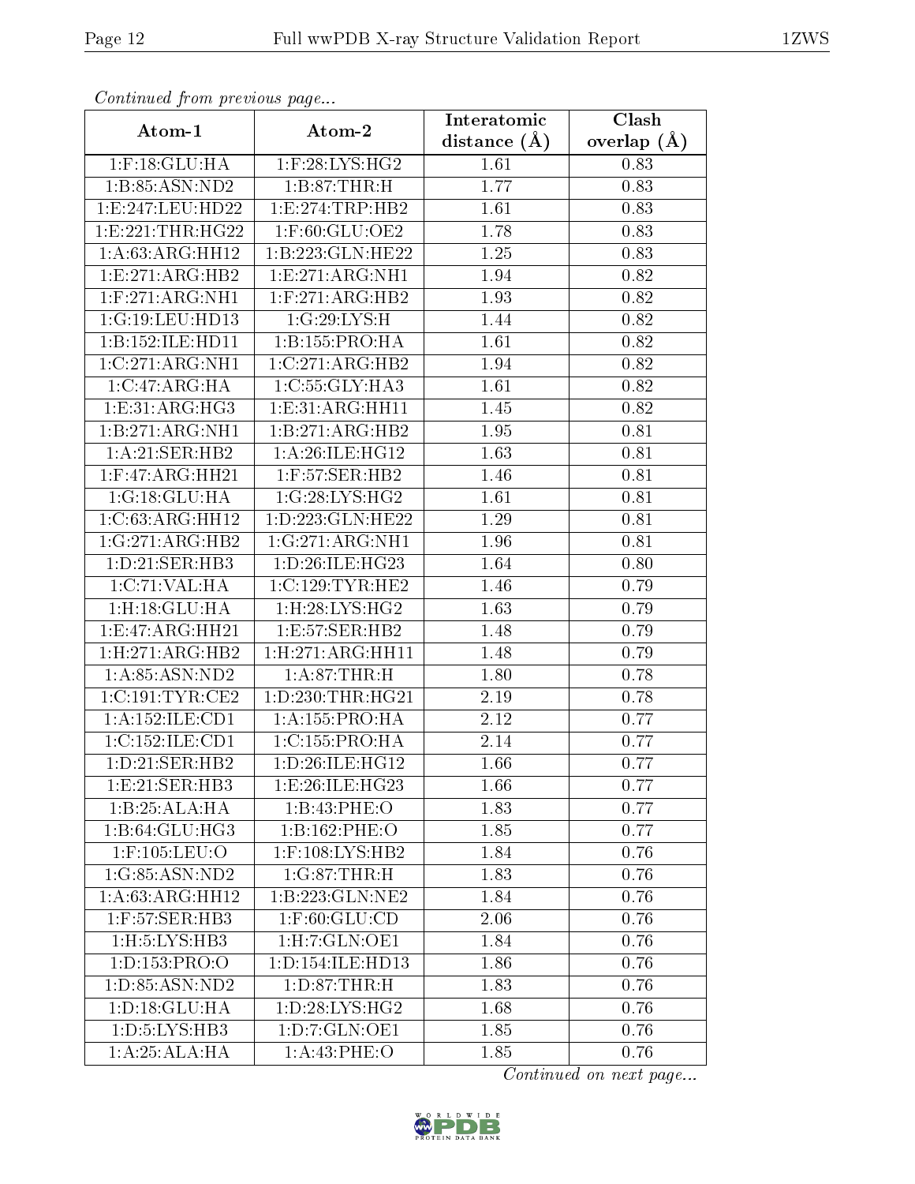*Continued from previous page...*

| Atom-1 | Atom-2 | Interatomic distance (Å) | Clash overlap (Å) |
|---|---|---|---|
| 1:F:18:GLU:HA | 1:F:28:LYS:HG2 | 1.61 | 0.83 |
| 1:B:85:ASN:ND2 | 1:B:87:THR:H | 1.77 | 0.83 |
| 1:E:247:LEU:HD22 | 1:E:274:TRP:HB2 | 1.61 | 0.83 |
| 1:E:221:THR:HG22 | 1:F:60:GLU:OE2 | 1.78 | 0.83 |
| 1:A:63:ARG:HH12 | 1:B:223:GLN:HE22 | 1.25 | 0.83 |
| 1:E:271:ARG:HB2 | 1:E:271:ARG:NH1 | 1.94 | 0.82 |
| 1:F:271:ARG:NH1 | 1:F:271:ARG:HB2 | 1.93 | 0.82 |
| 1:G:19:LEU:HD13 | 1:G:29:LYS:H | 1.44 | 0.82 |
| 1:B:152:ILE:HD11 | 1:B:155:PRO:HA | 1.61 | 0.82 |
| 1:C:271:ARG:NH1 | 1:C:271:ARG:HB2 | 1.94 | 0.82 |
| 1:C:47:ARG:HA | 1:C:55:GLY:HA3 | 1.61 | 0.82 |
| 1:E:31:ARG:HG3 | 1:E:31:ARG:HH11 | 1.45 | 0.82 |
| 1:B:271:ARG:NH1 | 1:B:271:ARG:HB2 | 1.95 | 0.81 |
| 1:A:21:SER:HB2 | 1:A:26:ILE:HG12 | 1.63 | 0.81 |
| 1:F:47:ARG:HH21 | 1:F:57:SER:HB2 | 1.46 | 0.81 |
| 1:G:18:GLU:HA | 1:G:28:LYS:HG2 | 1.61 | 0.81 |
| 1:C:63:ARG:HH12 | 1:D:223:GLN:HE22 | 1.29 | 0.81 |
| 1:G:271:ARG:HB2 | 1:G:271:ARG:NH1 | 1.96 | 0.81 |
| 1:D:21:SER:HB3 | 1:D:26:ILE:HG23 | 1.64 | 0.80 |
| 1:C:71:VAL:HA | 1:C:129:TYR:HE2 | 1.46 | 0.79 |
| 1:H:18:GLU:HA | 1:H:28:LYS:HG2 | 1.63 | 0.79 |
| 1:E:47:ARG:HH21 | 1:E:57:SER:HB2 | 1.48 | 0.79 |
| 1:H:271:ARG:HB2 | 1:H:271:ARG:HH11 | 1.48 | 0.79 |
| 1:A:85:ASN:ND2 | 1:A:87:THR:H | 1.80 | 0.78 |
| 1:C:191:TYR:CE2 | 1:D:230:THR:HG21 | 2.19 | 0.78 |
| 1:A:152:ILE:CD1 | 1:A:155:PRO:HA | 2.12 | 0.77 |
| 1:C:152:ILE:CD1 | 1:C:155:PRO:HA | 2.14 | 0.77 |
| 1:D:21:SER:HB2 | 1:D:26:ILE:HG12 | 1.66 | 0.77 |
| 1:E:21:SER:HB3 | 1:E:26:ILE:HG23 | 1.66 | 0.77 |
| 1:B:25:ALA:HA | 1:B:43:PHE:O | 1.83 | 0.77 |
| 1:B:64:GLU:HG3 | 1:B:162:PHE:O | 1.85 | 0.77 |
| 1:F:105:LEU:O | 1:F:108:LYS:HB2 | 1.84 | 0.76 |
| 1:G:85:ASN:ND2 | 1:G:87:THR:H | 1.83 | 0.76 |
| 1:A:63:ARG:HH12 | 1:B:223:GLN:NE2 | 1.84 | 0.76 |
| 1:F:57:SER:HB3 | 1:F:60:GLU:CD | 2.06 | 0.76 |
| 1:H:5:LYS:HB3 | 1:H:7:GLN:OE1 | 1.84 | 0.76 |
| 1:D:153:PRO:O | 1:D:154:ILE:HD13 | 1.86 | 0.76 |
| 1:D:85:ASN:ND2 | 1:D:87:THR:H | 1.83 | 0.76 |
| 1:D:18:GLU:HA | 1:D:28:LYS:HG2 | 1.68 | 0.76 |
| 1:D:5:LYS:HB3 | 1:D:7:GLN:OE1 | 1.85 | 0.76 |
| 1:A:25:ALA:HA | 1:A:43:PHE:O | 1.85 | 0.76 |

*Continued on next page...*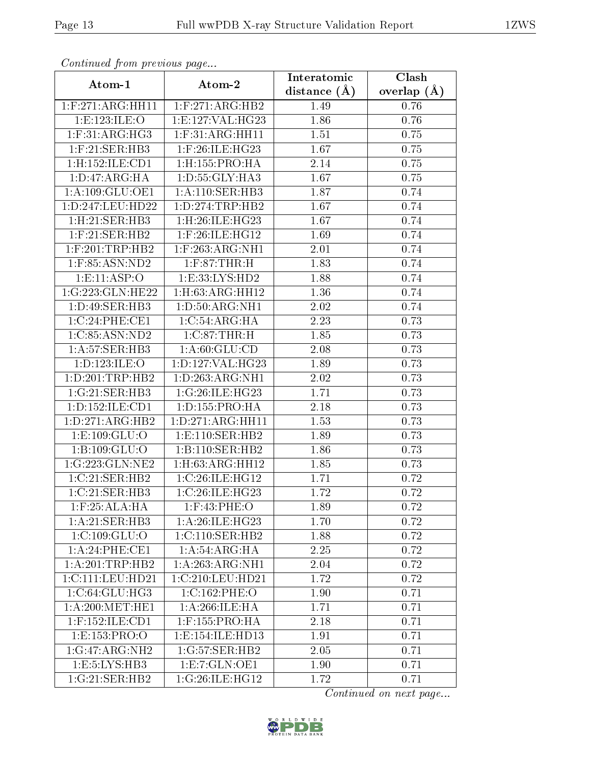*Continued from previous page...*

| Atom-1 | Atom-2 | Interatomic distance (Å) | Clash overlap (Å) |
|---|---|---|---|
| 1:F:271:ARG:HH11 | 1:F:271:ARG:HB2 | 1.49 | 0.76 |
| 1:E:123:ILE:O | 1:E:127:VAL:HG23 | 1.86 | 0.76 |
| 1:F:31:ARG:HG3 | 1:F:31:ARG:HH11 | 1.51 | 0.75 |
| 1:F:21:SER:HB3 | 1:F:26:ILE:HG23 | 1.67 | 0.75 |
| 1:H:152:ILE:CD1 | 1:H:155:PRO:HA | 2.14 | 0.75 |
| 1:D:47:ARG:HA | 1:D:55:GLY:HA3 | 1.67 | 0.75 |
| 1:A:109:GLU:OE1 | 1:A:110:SER:HB3 | 1.87 | 0.74 |
| 1:D:247:LEU:HD22 | 1:D:274:TRP:HB2 | 1.67 | 0.74 |
| 1:H:21:SER:HB3 | 1:H:26:ILE:HG23 | 1.67 | 0.74 |
| 1:F:21:SER:HB2 | 1:F:26:ILE:HG12 | 1.69 | 0.74 |
| 1:F:201:TRP:HB2 | 1:F:263:ARG:NH1 | 2.01 | 0.74 |
| 1:F:85:ASN:ND2 | 1:F:87:THR:H | 1.83 | 0.74 |
| 1:E:11:ASP:O | 1:E:33:LYS:HD2 | 1.88 | 0.74 |
| 1:G:223:GLN:HE22 | 1:H:63:ARG:HH12 | 1.36 | 0.74 |
| 1:D:49:SER:HB3 | 1:D:50:ARG:NH1 | 2.02 | 0.74 |
| 1:C:24:PHE:CE1 | 1:C:54:ARG:HA | 2.23 | 0.73 |
| 1:C:85:ASN:ND2 | 1:C:87:THR:H | 1.85 | 0.73 |
| 1:A:57:SER:HB3 | 1:A:60:GLU:CD | 2.08 | 0.73 |
| 1:D:123:ILE:O | 1:D:127:VAL:HG23 | 1.89 | 0.73 |
| 1:D:201:TRP:HB2 | 1:D:263:ARG:NH1 | 2.02 | 0.73 |
| 1:G:21:SER:HB3 | 1:G:26:ILE:HG23 | 1.71 | 0.73 |
| 1:D:152:ILE:CD1 | 1:D:155:PRO:HA | 2.18 | 0.73 |
| 1:D:271:ARG:HB2 | 1:D:271:ARG:HH11 | 1.53 | 0.73 |
| 1:E:109:GLU:O | 1:E:110:SER:HB2 | 1.89 | 0.73 |
| 1:B:109:GLU:O | 1:B:110:SER:HB2 | 1.86 | 0.73 |
| 1:G:223:GLN:NE2 | 1:H:63:ARG:HH12 | 1.85 | 0.73 |
| 1:C:21:SER:HB2 | 1:C:26:ILE:HG12 | 1.71 | 0.72 |
| 1:C:21:SER:HB3 | 1:C:26:ILE:HG23 | 1.72 | 0.72 |
| 1:F:25:ALA:HA | 1:F:43:PHE:O | 1.89 | 0.72 |
| 1:A:21:SER:HB3 | 1:A:26:ILE:HG23 | 1.70 | 0.72 |
| 1:C:109:GLU:O | 1:C:110:SER:HB2 | 1.88 | 0.72 |
| 1:A:24:PHE:CE1 | 1:A:54:ARG:HA | 2.25 | 0.72 |
| 1:A:201:TRP:HB2 | 1:A:263:ARG:NH1 | 2.04 | 0.72 |
| 1:C:111:LEU:HD21 | 1:C:210:LEU:HD21 | 1.72 | 0.72 |
| 1:C:64:GLU:HG3 | 1:C:162:PHE:O | 1.90 | 0.71 |
| 1:A:200:MET:HE1 | 1:A:266:ILE:HA | 1.71 | 0.71 |
| 1:F:152:ILE:CD1 | 1:F:155:PRO:HA | 2.18 | 0.71 |
| 1:E:153:PRO:O | 1:E:154:ILE:HD13 | 1.91 | 0.71 |
| 1:G:47:ARG:NH2 | 1:G:57:SER:HB2 | 2.05 | 0.71 |
| 1:E:5:LYS:HB3 | 1:E:7:GLN:OE1 | 1.90 | 0.71 |
| 1:G:21:SER:HB2 | 1:G:26:ILE:HG12 | 1.72 | 0.71 |

*Continued on next page...*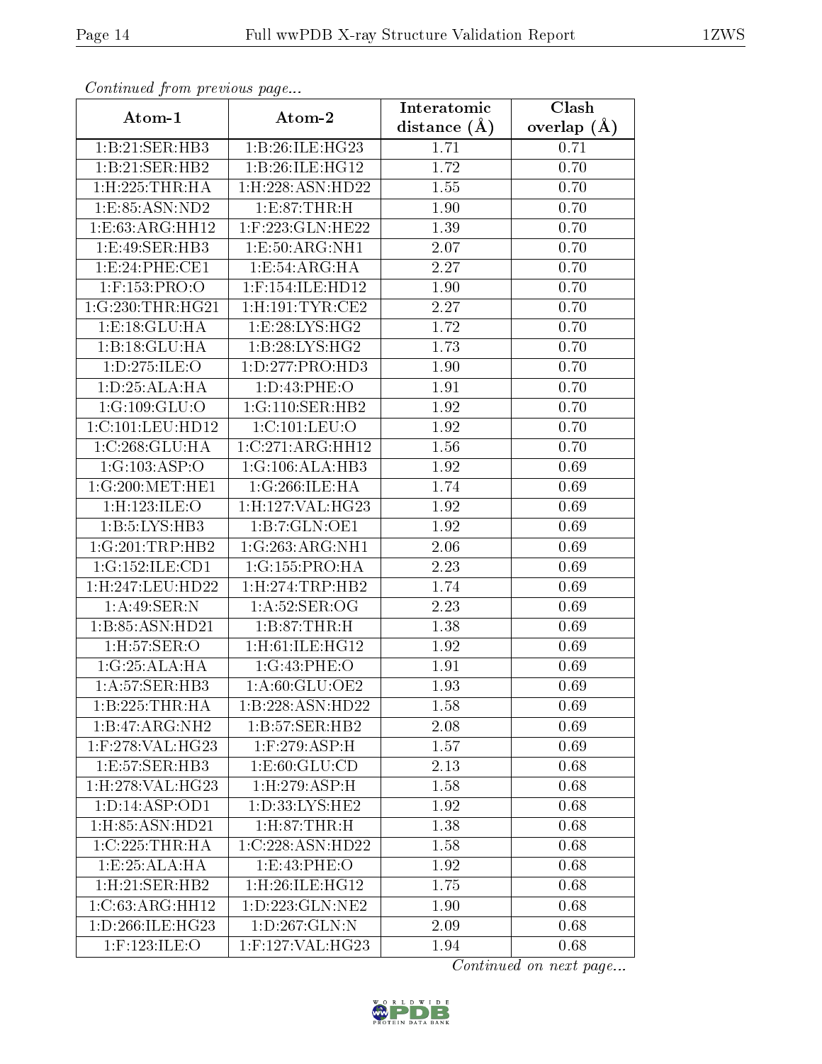*Continued from previous page...*

| Atom-1 | Atom-2 | Interatomic distance (Å) | Clash overlap (Å) |
|---|---|---|---|
| 1:B:21:SER:HB3 | 1:B:26:ILE:HG23 | 1.71 | 0.71 |
| 1:B:21:SER:HB2 | 1:B:26:ILE:HG12 | 1.72 | 0.70 |
| 1:H:225:THR:HA | 1:H:228:ASN:HD22 | 1.55 | 0.70 |
| 1:E:85:ASN:ND2 | 1:E:87:THR:H | 1.90 | 0.70 |
| 1:E:63:ARG:HH12 | 1:F:223:GLN:HE22 | 1.39 | 0.70 |
| 1:E:49:SER:HB3 | 1:E:50:ARG:NH1 | 2.07 | 0.70 |
| 1:E:24:PHE:CE1 | 1:E:54:ARG:HA | 2.27 | 0.70 |
| 1:F:153:PRO:O | 1:F:154:ILE:HD12 | 1.90 | 0.70 |
| 1:G:230:THR:HG21 | 1:H:191:TYR:CE2 | 2.27 | 0.70 |
| 1:E:18:GLU:HA | 1:E:28:LYS:HG2 | 1.72 | 0.70 |
| 1:B:18:GLU:HA | 1:B:28:LYS:HG2 | 1.73 | 0.70 |
| 1:D:275:ILE:O | 1:D:277:PRO:HD3 | 1.90 | 0.70 |
| 1:D:25:ALA:HA | 1:D:43:PHE:O | 1.91 | 0.70 |
| 1:G:109:GLU:O | 1:G:110:SER:HB2 | 1.92 | 0.70 |
| 1:C:101:LEU:HD12 | 1:C:101:LEU:O | 1.92 | 0.70 |
| 1:C:268:GLU:HA | 1:C:271:ARG:HH12 | 1.56 | 0.70 |
| 1:G:103:ASP:O | 1:G:106:ALA:HB3 | 1.92 | 0.69 |
| 1:G:200:MET:HE1 | 1:G:266:ILE:HA | 1.74 | 0.69 |
| 1:H:123:ILE:O | 1:H:127:VAL:HG23 | 1.92 | 0.69 |
| 1:B:5:LYS:HB3 | 1:B:7:GLN:OE1 | 1.92 | 0.69 |
| 1:G:201:TRP:HB2 | 1:G:263:ARG:NH1 | 2.06 | 0.69 |
| 1:G:152:ILE:CD1 | 1:G:155:PRO:HA | 2.23 | 0.69 |
| 1:H:247:LEU:HD22 | 1:H:274:TRP:HB2 | 1.74 | 0.69 |
| 1:A:49:SER:N | 1:A:52:SER:OG | 2.23 | 0.69 |
| 1:B:85:ASN:HD21 | 1:B:87:THR:H | 1.38 | 0.69 |
| 1:H:57:SER:O | 1:H:61:ILE:HG12 | 1.92 | 0.69 |
| 1:G:25:ALA:HA | 1:G:43:PHE:O | 1.91 | 0.69 |
| 1:A:57:SER:HB3 | 1:A:60:GLU:OE2 | 1.93 | 0.69 |
| 1:B:225:THR:HA | 1:B:228:ASN:HD22 | 1.58 | 0.69 |
| 1:B:47:ARG:NH2 | 1:B:57:SER:HB2 | 2.08 | 0.69 |
| 1:F:278:VAL:HG23 | 1:F:279:ASP:H | 1.57 | 0.69 |
| 1:E:57:SER:HB3 | 1:E:60:GLU:CD | 2.13 | 0.68 |
| 1:H:278:VAL:HG23 | 1:H:279:ASP:H | 1.58 | 0.68 |
| 1:D:14:ASP:OD1 | 1:D:33:LYS:HE2 | 1.92 | 0.68 |
| 1:H:85:ASN:HD21 | 1:H:87:THR:H | 1.38 | 0.68 |
| 1:C:225:THR:HA | 1:C:228:ASN:HD22 | 1.58 | 0.68 |
| 1:E:25:ALA:HA | 1:E:43:PHE:O | 1.92 | 0.68 |
| 1:H:21:SER:HB2 | 1:H:26:ILE:HG12 | 1.75 | 0.68 |
| 1:C:63:ARG:HH12 | 1:D:223:GLN:NE2 | 1.90 | 0.68 |
| 1:D:266:ILE:HG23 | 1:D:267:GLN:N | 2.09 | 0.68 |
| 1:F:123:ILE:O | 1:F:127:VAL:HG23 | 1.94 | 0.68 |

*Continued on next page...*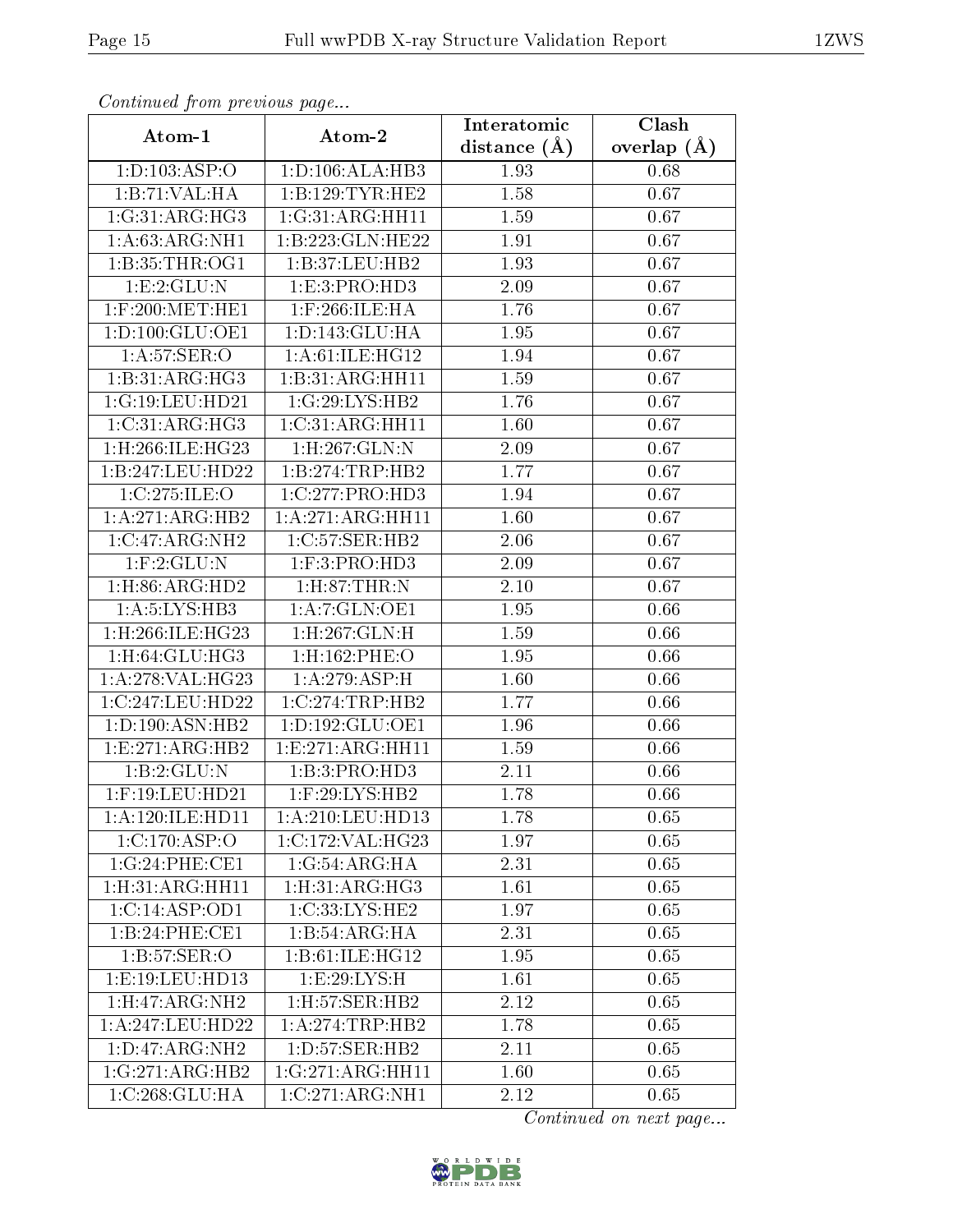*Continued from previous page...*

| Atom-1 | Atom-2 | Interatomic distance (Å) | Clash overlap (Å) |
|---|---|---|---|
| 1:D:103:ASP:O | 1:D:106:ALA:HB3 | 1.93 | 0.68 |
| 1:B:71:VAL:HA | 1:B:129:TYR:HE2 | 1.58 | 0.67 |
| 1:G:31:ARG:HG3 | 1:G:31:ARG:HH11 | 1.59 | 0.67 |
| 1:A:63:ARG:NH1 | 1:B:223:GLN:HE22 | 1.91 | 0.67 |
| 1:B:35:THR:OG1 | 1:B:37:LEU:HB2 | 1.93 | 0.67 |
| 1:E:2:GLU:N | 1:E:3:PRO:HD3 | 2.09 | 0.67 |
| 1:F:200:MET:HE1 | 1:F:266:ILE:HA | 1.76 | 0.67 |
| 1:D:100:GLU:OE1 | 1:D:143:GLU:HA | 1.95 | 0.67 |
| 1:A:57:SER:O | 1:A:61:ILE:HG12 | 1.94 | 0.67 |
| 1:B:31:ARG:HG3 | 1:B:31:ARG:HH11 | 1.59 | 0.67 |
| 1:G:19:LEU:HD21 | 1:G:29:LYS:HB2 | 1.76 | 0.67 |
| 1:C:31:ARG:HG3 | 1:C:31:ARG:HH11 | 1.60 | 0.67 |
| 1:H:266:ILE:HG23 | 1:H:267:GLN:N | 2.09 | 0.67 |
| 1:B:247:LEU:HD22 | 1:B:274:TRP:HB2 | 1.77 | 0.67 |
| 1:C:275:ILE:O | 1:C:277:PRO:HD3 | 1.94 | 0.67 |
| 1:A:271:ARG:HB2 | 1:A:271:ARG:HH11 | 1.60 | 0.67 |
| 1:C:47:ARG:NH2 | 1:C:57:SER:HB2 | 2.06 | 0.67 |
| 1:F:2:GLU:N | 1:F:3:PRO:HD3 | 2.09 | 0.67 |
| 1:H:86:ARG:HD2 | 1:H:87:THR:N | 2.10 | 0.67 |
| 1:A:5:LYS:HB3 | 1:A:7:GLN:OE1 | 1.95 | 0.66 |
| 1:H:266:ILE:HG23 | 1:H:267:GLN:H | 1.59 | 0.66 |
| 1:H:64:GLU:HG3 | 1:H:162:PHE:O | 1.95 | 0.66 |
| 1:A:278:VAL:HG23 | 1:A:279:ASP:H | 1.60 | 0.66 |
| 1:C:247:LEU:HD22 | 1:C:274:TRP:HB2 | 1.77 | 0.66 |
| 1:D:190:ASN:HB2 | 1:D:192:GLU:OE1 | 1.96 | 0.66 |
| 1:E:271:ARG:HB2 | 1:E:271:ARG:HH11 | 1.59 | 0.66 |
| 1:B:2:GLU:N | 1:B:3:PRO:HD3 | 2.11 | 0.66 |
| 1:F:19:LEU:HD21 | 1:F:29:LYS:HB2 | 1.78 | 0.66 |
| 1:A:120:ILE:HD11 | 1:A:210:LEU:HD13 | 1.78 | 0.65 |
| 1:C:170:ASP:O | 1:C:172:VAL:HG23 | 1.97 | 0.65 |
| 1:G:24:PHE:CE1 | 1:G:54:ARG:HA | 2.31 | 0.65 |
| 1:H:31:ARG:HH11 | 1:H:31:ARG:HG3 | 1.61 | 0.65 |
| 1:C:14:ASP:OD1 | 1:C:33:LYS:HE2 | 1.97 | 0.65 |
| 1:B:24:PHE:CE1 | 1:B:54:ARG:HA | 2.31 | 0.65 |
| 1:B:57:SER:O | 1:B:61:ILE:HG12 | 1.95 | 0.65 |
| 1:E:19:LEU:HD13 | 1:E:29:LYS:H | 1.61 | 0.65 |
| 1:H:47:ARG:NH2 | 1:H:57:SER:HB2 | 2.12 | 0.65 |
| 1:A:247:LEU:HD22 | 1:A:274:TRP:HB2 | 1.78 | 0.65 |
| 1:D:47:ARG:NH2 | 1:D:57:SER:HB2 | 2.11 | 0.65 |
| 1:G:271:ARG:HB2 | 1:G:271:ARG:HH11 | 1.60 | 0.65 |
| 1:C:268:GLU:HA | 1:C:271:ARG:NH1 | 2.12 | 0.65 |

*Continued on next page...*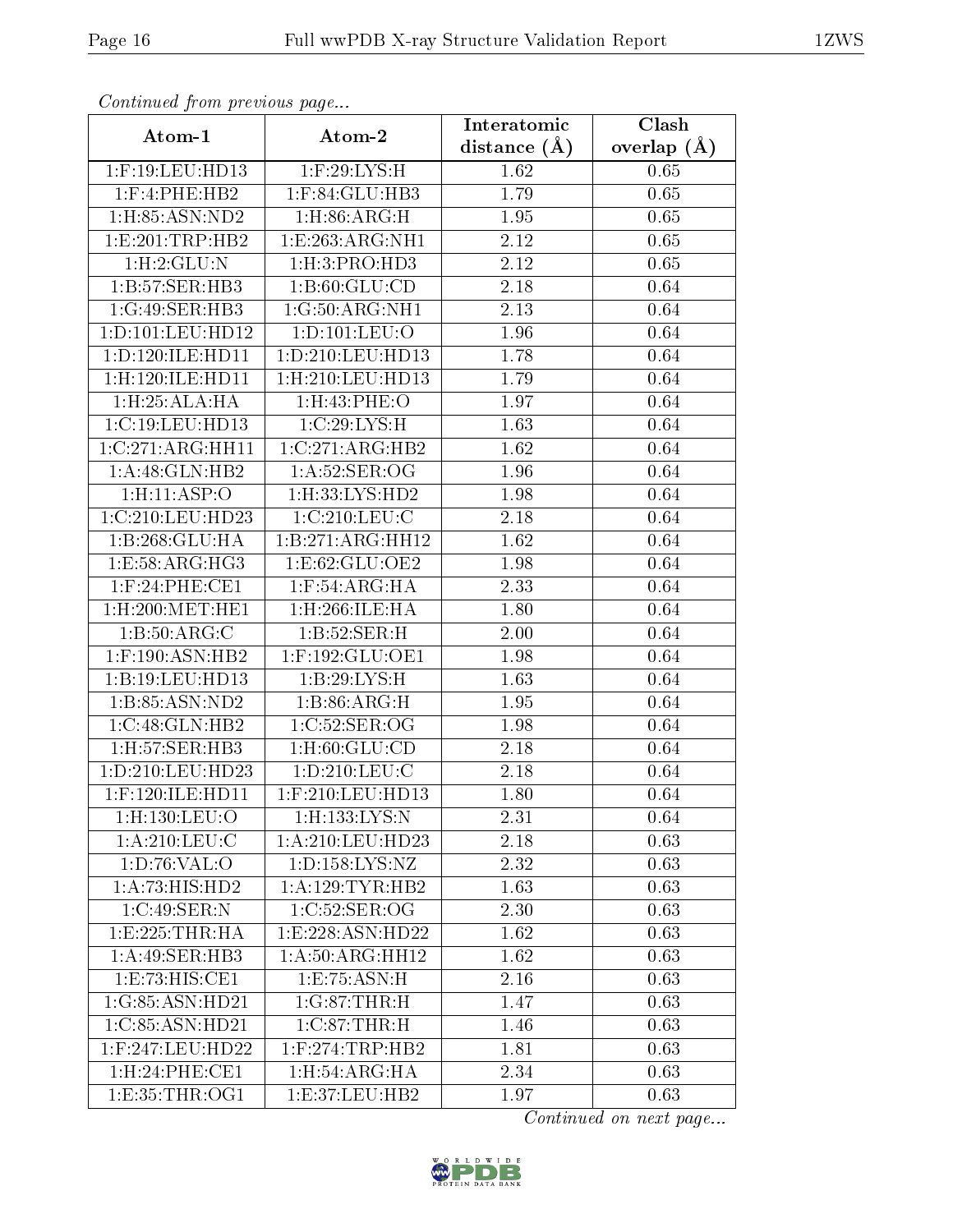*Continued from previous page...*

| Atom-1 | Atom-2 | Interatomic distance (Å) | Clash overlap (Å) |
|---|---|---|---|
| 1:F:19:LEU:HD13 | 1:F:29:LYS:H | 1.62 | 0.65 |
| 1:F:4:PHE:HB2 | 1:F:84:GLU:HB3 | 1.79 | 0.65 |
| 1:H:85:ASN:ND2 | 1:H:86:ARG:H | 1.95 | 0.65 |
| 1:E:201:TRP:HB2 | 1:E:263:ARG:NH1 | 2.12 | 0.65 |
| 1:H:2:GLU:N | 1:H:3:PRO:HD3 | 2.12 | 0.65 |
| 1:B:57:SER:HB3 | 1:B:60:GLU:CD | 2.18 | 0.64 |
| 1:G:49:SER:HB3 | 1:G:50:ARG:NH1 | 2.13 | 0.64 |
| 1:D:101:LEU:HD12 | 1:D:101:LEU:O | 1.96 | 0.64 |
| 1:D:120:ILE:HD11 | 1:D:210:LEU:HD13 | 1.78 | 0.64 |
| 1:H:120:ILE:HD11 | 1:H:210:LEU:HD13 | 1.79 | 0.64 |
| 1:H:25:ALA:HA | 1:H:43:PHE:O | 1.97 | 0.64 |
| 1:C:19:LEU:HD13 | 1:C:29:LYS:H | 1.63 | 0.64 |
| 1:C:271:ARG:HH11 | 1:C:271:ARG:HB2 | 1.62 | 0.64 |
| 1:A:48:GLN:HB2 | 1:A:52:SER:OG | 1.96 | 0.64 |
| 1:H:11:ASP:O | 1:H:33:LYS:HD2 | 1.98 | 0.64 |
| 1:C:210:LEU:HD23 | 1:C:210:LEU:C | 2.18 | 0.64 |
| 1:B:268:GLU:HA | 1:B:271:ARG:HH12 | 1.62 | 0.64 |
| 1:E:58:ARG:HG3 | 1:E:62:GLU:OE2 | 1.98 | 0.64 |
| 1:F:24:PHE:CE1 | 1:F:54:ARG:HA | 2.33 | 0.64 |
| 1:H:200:MET:HE1 | 1:H:266:ILE:HA | 1.80 | 0.64 |
| 1:B:50:ARG:C | 1:B:52:SER:H | 2.00 | 0.64 |
| 1:F:190:ASN:HB2 | 1:F:192:GLU:OE1 | 1.98 | 0.64 |
| 1:B:19:LEU:HD13 | 1:B:29:LYS:H | 1.63 | 0.64 |
| 1:B:85:ASN:ND2 | 1:B:86:ARG:H | 1.95 | 0.64 |
| 1:C:48:GLN:HB2 | 1:C:52:SER:OG | 1.98 | 0.64 |
| 1:H:57:SER:HB3 | 1:H:60:GLU:CD | 2.18 | 0.64 |
| 1:D:210:LEU:HD23 | 1:D:210:LEU:C | 2.18 | 0.64 |
| 1:F:120:ILE:HD11 | 1:F:210:LEU:HD13 | 1.80 | 0.64 |
| 1:H:130:LEU:O | 1:H:133:LYS:N | 2.31 | 0.64 |
| 1:A:210:LEU:C | 1:A:210:LEU:HD23 | 2.18 | 0.63 |
| 1:D:76:VAL:O | 1:D:158:LYS:NZ | 2.32 | 0.63 |
| 1:A:73:HIS:HD2 | 1:A:129:TYR:HB2 | 1.63 | 0.63 |
| 1:C:49:SER:N | 1:C:52:SER:OG | 2.30 | 0.63 |
| 1:E:225:THR:HA | 1:E:228:ASN:HD22 | 1.62 | 0.63 |
| 1:A:49:SER:HB3 | 1:A:50:ARG:HH12 | 1.62 | 0.63 |
| 1:E:73:HIS:CE1 | 1:E:75:ASN:H | 2.16 | 0.63 |
| 1:G:85:ASN:HD21 | 1:G:87:THR:H | 1.47 | 0.63 |
| 1:C:85:ASN:HD21 | 1:C:87:THR:H | 1.46 | 0.63 |
| 1:F:247:LEU:HD22 | 1:F:274:TRP:HB2 | 1.81 | 0.63 |
| 1:H:24:PHE:CE1 | 1:H:54:ARG:HA | 2.34 | 0.63 |
| 1:E:35:THR:OG1 | 1:E:37:LEU:HB2 | 1.97 | 0.63 |

*Continued on next page...*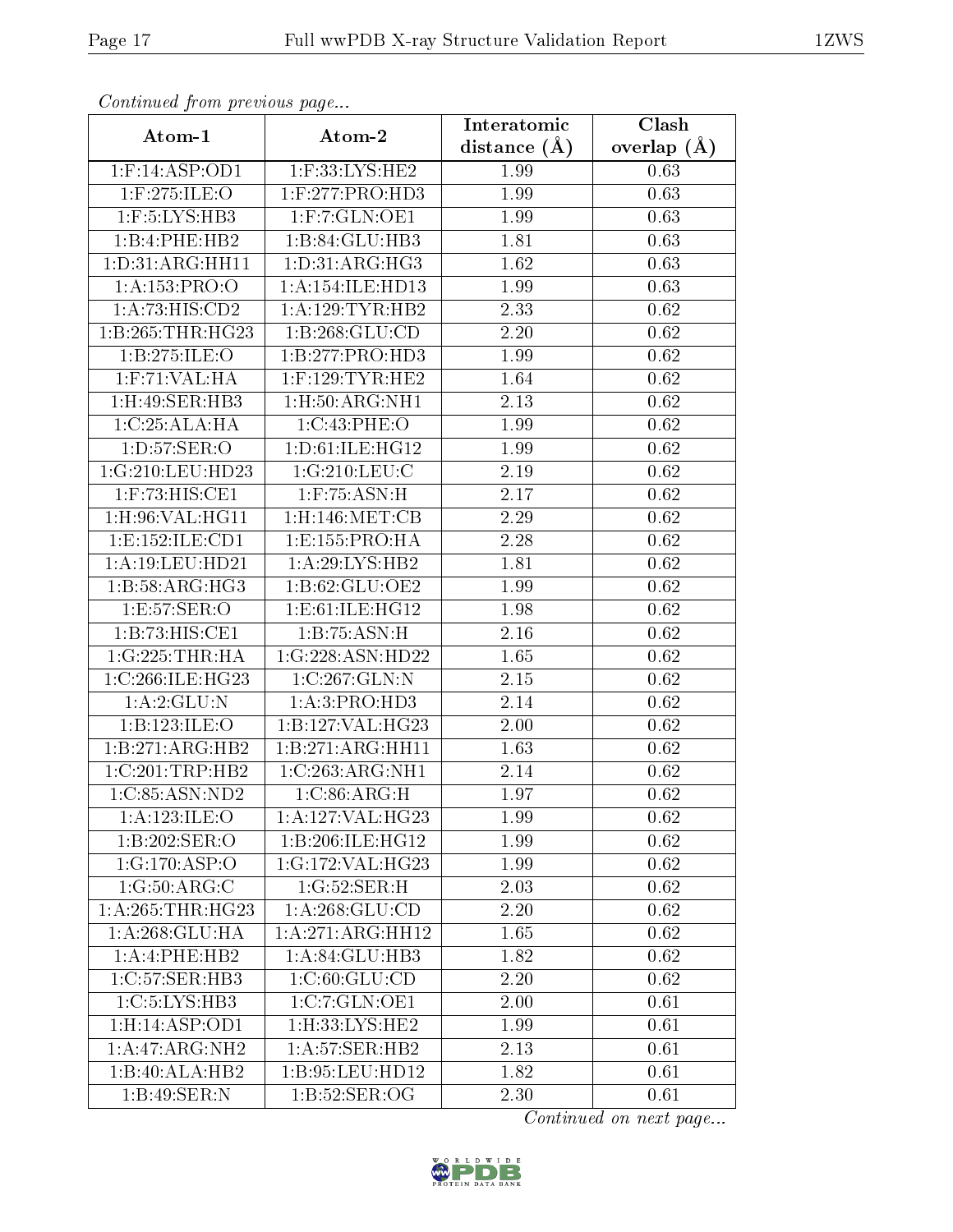*Continued from previous page...*

| Atom-1 | Atom-2 | Interatomic distance (Å) | Clash overlap (Å) |
|---|---|---|---|
| 1:F:14:ASP:OD1 | 1:F:33:LYS:HE2 | 1.99 | 0.63 |
| 1:F:275:ILE:O | 1:F:277:PRO:HD3 | 1.99 | 0.63 |
| 1:F:5:LYS:HB3 | 1:F:7:GLN:OE1 | 1.99 | 0.63 |
| 1:B:4:PHE:HB2 | 1:B:84:GLU:HB3 | 1.81 | 0.63 |
| 1:D:31:ARG:HH11 | 1:D:31:ARG:HG3 | 1.62 | 0.63 |
| 1:A:153:PRO:O | 1:A:154:ILE:HD13 | 1.99 | 0.63 |
| 1:A:73:HIS:CD2 | 1:A:129:TYR:HB2 | 2.33 | 0.62 |
| 1:B:265:THR:HG23 | 1:B:268:GLU:CD | 2.20 | 0.62 |
| 1:B:275:ILE:O | 1:B:277:PRO:HD3 | 1.99 | 0.62 |
| 1:F:71:VAL:HA | 1:F:129:TYR:HE2 | 1.64 | 0.62 |
| 1:H:49:SER:HB3 | 1:H:50:ARG:NH1 | 2.13 | 0.62 |
| 1:C:25:ALA:HA | 1:C:43:PHE:O | 1.99 | 0.62 |
| 1:D:57:SER:O | 1:D:61:ILE:HG12 | 1.99 | 0.62 |
| 1:G:210:LEU:HD23 | 1:G:210:LEU:C | 2.19 | 0.62 |
| 1:F:73:HIS:CE1 | 1:F:75:ASN:H | 2.17 | 0.62 |
| 1:H:96:VAL:HG11 | 1:H:146:MET:CB | 2.29 | 0.62 |
| 1:E:152:ILE:CD1 | 1:E:155:PRO:HA | 2.28 | 0.62 |
| 1:A:19:LEU:HD21 | 1:A:29:LYS:HB2 | 1.81 | 0.62 |
| 1:B:58:ARG:HG3 | 1:B:62:GLU:OE2 | 1.99 | 0.62 |
| 1:E:57:SER:O | 1:E:61:ILE:HG12 | 1.98 | 0.62 |
| 1:B:73:HIS:CE1 | 1:B:75:ASN:H | 2.16 | 0.62 |
| 1:G:225:THR:HA | 1:G:228:ASN:HD22 | 1.65 | 0.62 |
| 1:C:266:ILE:HG23 | 1:C:267:GLN:N | 2.15 | 0.62 |
| 1:A:2:GLU:N | 1:A:3:PRO:HD3 | 2.14 | 0.62 |
| 1:B:123:ILE:O | 1:B:127:VAL:HG23 | 2.00 | 0.62 |
| 1:B:271:ARG:HB2 | 1:B:271:ARG:HH11 | 1.63 | 0.62 |
| 1:C:201:TRP:HB2 | 1:C:263:ARG:NH1 | 2.14 | 0.62 |
| 1:C:85:ASN:ND2 | 1:C:86:ARG:H | 1.97 | 0.62 |
| 1:A:123:ILE:O | 1:A:127:VAL:HG23 | 1.99 | 0.62 |
| 1:B:202:SER:O | 1:B:206:ILE:HG12 | 1.99 | 0.62 |
| 1:G:170:ASP:O | 1:G:172:VAL:HG23 | 1.99 | 0.62 |
| 1:G:50:ARG:C | 1:G:52:SER:H | 2.03 | 0.62 |
| 1:A:265:THR:HG23 | 1:A:268:GLU:CD | 2.20 | 0.62 |
| 1:A:268:GLU:HA | 1:A:271:ARG:HH12 | 1.65 | 0.62 |
| 1:A:4:PHE:HB2 | 1:A:84:GLU:HB3 | 1.82 | 0.62 |
| 1:C:57:SER:HB3 | 1:C:60:GLU:CD | 2.20 | 0.62 |
| 1:C:5:LYS:HB3 | 1:C:7:GLN:OE1 | 2.00 | 0.61 |
| 1:H:14:ASP:OD1 | 1:H:33:LYS:HE2 | 1.99 | 0.61 |
| 1:A:47:ARG:NH2 | 1:A:57:SER:HB2 | 2.13 | 0.61 |
| 1:B:40:ALA:HB2 | 1:B:95:LEU:HD12 | 1.82 | 0.61 |
| 1:B:49:SER:N | 1:B:52:SER:OG | 2.30 | 0.61 |

*Continued on next page...*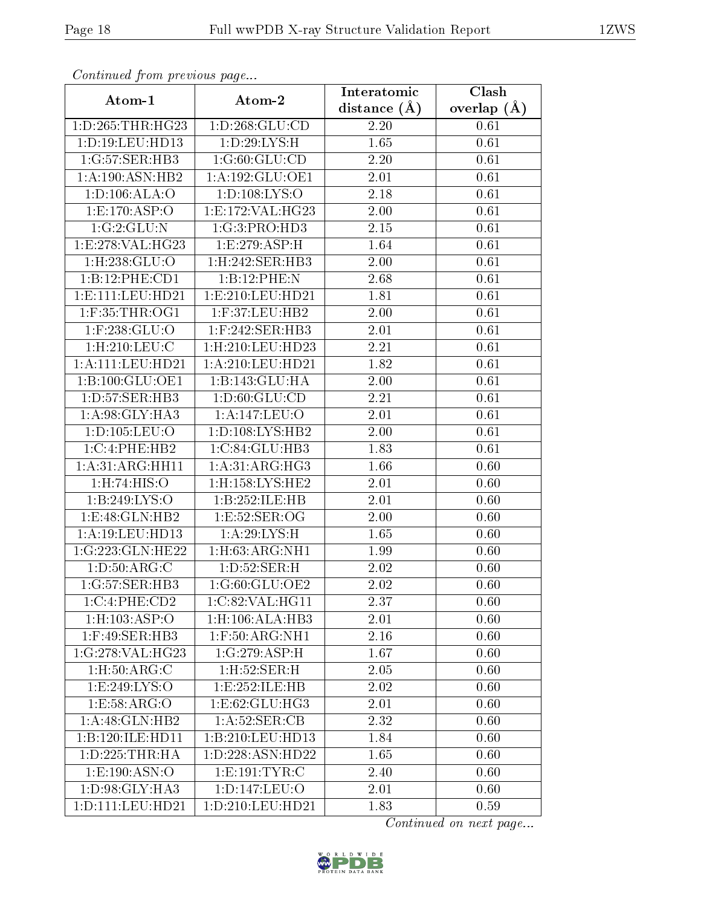*Continued from previous page...*

| Atom-1 | Atom-2 | Interatomic distance (Å) | Clash overlap (Å) |
|---|---|---|---|
| 1:D:265:THR:HG23 | 1:D:268:GLU:CD | 2.20 | 0.61 |
| 1:D:19:LEU:HD13 | 1:D:29:LYS:H | 1.65 | 0.61 |
| 1:G:57:SER:HB3 | 1:G:60:GLU:CD | 2.20 | 0.61 |
| 1:A:190:ASN:HB2 | 1:A:192:GLU:OE1 | 2.01 | 0.61 |
| 1:D:106:ALA:O | 1:D:108:LYS:O | 2.18 | 0.61 |
| 1:E:170:ASP:O | 1:E:172:VAL:HG23 | 2.00 | 0.61 |
| 1:G:2:GLU:N | 1:G:3:PRO:HD3 | 2.15 | 0.61 |
| 1:E:278:VAL:HG23 | 1:E:279:ASP:H | 1.64 | 0.61 |
| 1:H:238:GLU:O | 1:H:242:SER:HB3 | 2.00 | 0.61 |
| 1:B:12:PHE:CD1 | 1:B:12:PHE:N | 2.68 | 0.61 |
| 1:E:111:LEU:HD21 | 1:E:210:LEU:HD21 | 1.81 | 0.61 |
| 1:F:35:THR:OG1 | 1:F:37:LEU:HB2 | 2.00 | 0.61 |
| 1:F:238:GLU:O | 1:F:242:SER:HB3 | 2.01 | 0.61 |
| 1:H:210:LEU:C | 1:H:210:LEU:HD23 | 2.21 | 0.61 |
| 1:A:111:LEU:HD21 | 1:A:210:LEU:HD21 | 1.82 | 0.61 |
| 1:B:100:GLU:OE1 | 1:B:143:GLU:HA | 2.00 | 0.61 |
| 1:D:57:SER:HB3 | 1:D:60:GLU:CD | 2.21 | 0.61 |
| 1:A:98:GLY:HA3 | 1:A:147:LEU:O | 2.01 | 0.61 |
| 1:D:105:LEU:O | 1:D:108:LYS:HB2 | 2.00 | 0.61 |
| 1:C:4:PHE:HB2 | 1:C:84:GLU:HB3 | 1.83 | 0.61 |
| 1:A:31:ARG:HH11 | 1:A:31:ARG:HG3 | 1.66 | 0.60 |
| 1:H:74:HIS:O | 1:H:158:LYS:HE2 | 2.01 | 0.60 |
| 1:B:249:LYS:O | 1:B:252:ILE:HB | 2.01 | 0.60 |
| 1:E:48:GLN:HB2 | 1:E:52:SER:OG | 2.00 | 0.60 |
| 1:A:19:LEU:HD13 | 1:A:29:LYS:H | 1.65 | 0.60 |
| 1:G:223:GLN:HE22 | 1:H:63:ARG:NH1 | 1.99 | 0.60 |
| 1:D:50:ARG:C | 1:D:52:SER:H | 2.02 | 0.60 |
| 1:G:57:SER:HB3 | 1:G:60:GLU:OE2 | 2.02 | 0.60 |
| 1:C:4:PHE:CD2 | 1:C:82:VAL:HG11 | 2.37 | 0.60 |
| 1:H:103:ASP:O | 1:H:106:ALA:HB3 | 2.01 | 0.60 |
| 1:F:49:SER:HB3 | 1:F:50:ARG:NH1 | 2.16 | 0.60 |
| 1:G:278:VAL:HG23 | 1:G:279:ASP:H | 1.67 | 0.60 |
| 1:H:50:ARG:C | 1:H:52:SER:H | 2.05 | 0.60 |
| 1:E:249:LYS:O | 1:E:252:ILE:HB | 2.02 | 0.60 |
| 1:E:58:ARG:O | 1:E:62:GLU:HG3 | 2.01 | 0.60 |
| 1:A:48:GLN:HB2 | 1:A:52:SER:CB | 2.32 | 0.60 |
| 1:B:120:ILE:HD11 | 1:B:210:LEU:HD13 | 1.84 | 0.60 |
| 1:D:225:THR:HA | 1:D:228:ASN:HD22 | 1.65 | 0.60 |
| 1:E:190:ASN:O | 1:E:191:TYR:C | 2.40 | 0.60 |
| 1:D:98:GLY:HA3 | 1:D:147:LEU:O | 2.01 | 0.60 |
| 1:D:111:LEU:HD21 | 1:D:210:LEU:HD21 | 1.83 | 0.59 |

*Continued on next page...*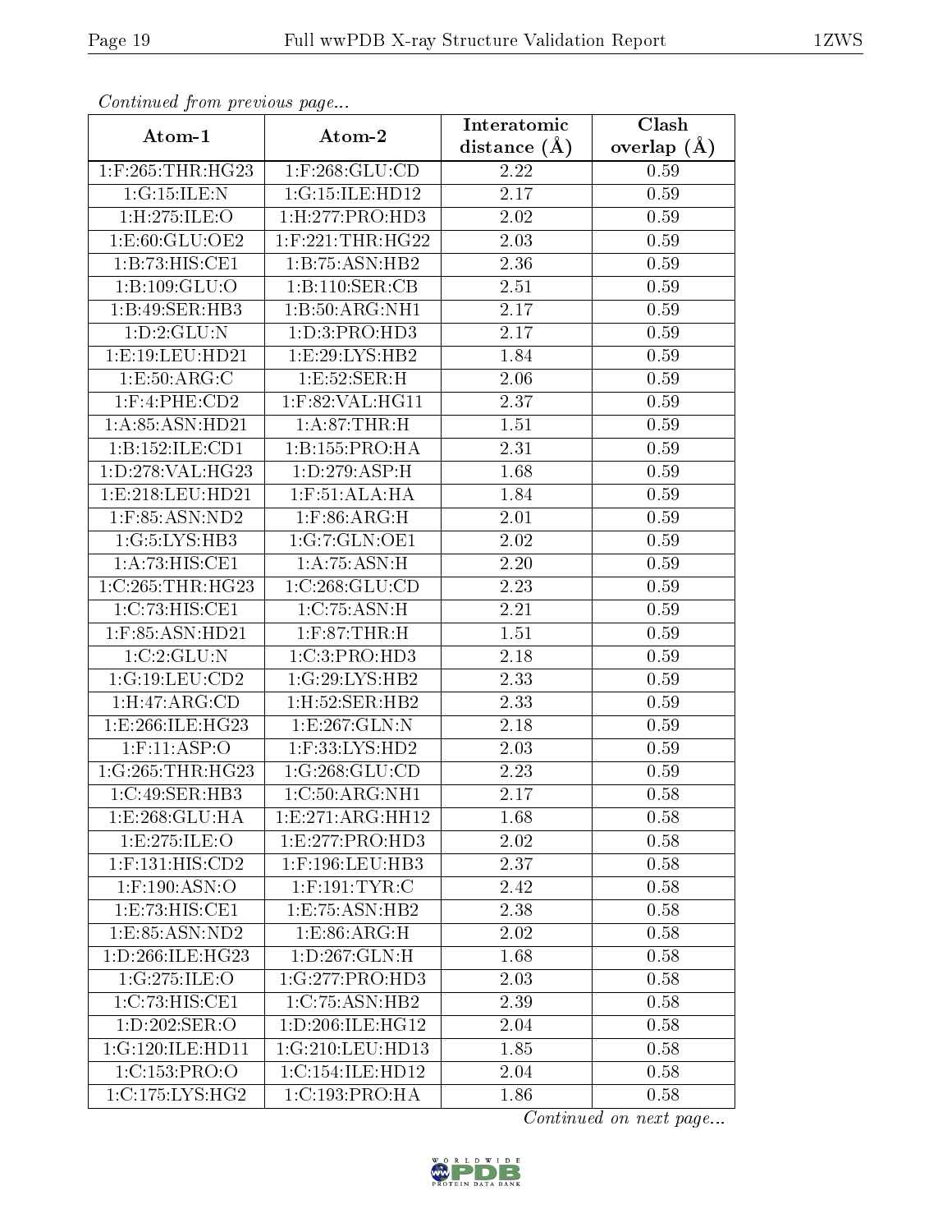*Continued from previous page...*

| Atom-1 | Atom-2 | Interatomic distance (Å) | Clash overlap (Å) |
|---|---|---|---|
| 1:F:265:THR:HG23 | 1:F:268:GLU:CD | 2.22 | 0.59 |
| 1:G:15:ILE:N | 1:G:15:ILE:HD12 | 2.17 | 0.59 |
| 1:H:275:ILE:O | 1:H:277:PRO:HD3 | 2.02 | 0.59 |
| 1:E:60:GLU:OE2 | 1:F:221:THR:HG22 | 2.03 | 0.59 |
| 1:B:73:HIS:CE1 | 1:B:75:ASN:HB2 | 2.36 | 0.59 |
| 1:B:109:GLU:O | 1:B:110:SER:CB | 2.51 | 0.59 |
| 1:B:49:SER:HB3 | 1:B:50:ARG:NH1 | 2.17 | 0.59 |
| 1:D:2:GLU:N | 1:D:3:PRO:HD3 | 2.17 | 0.59 |
| 1:E:19:LEU:HD21 | 1:E:29:LYS:HB2 | 1.84 | 0.59 |
| 1:E:50:ARG:C | 1:E:52:SER:H | 2.06 | 0.59 |
| 1:F:4:PHE:CD2 | 1:F:82:VAL:HG11 | 2.37 | 0.59 |
| 1:A:85:ASN:HD21 | 1:A:87:THR:H | 1.51 | 0.59 |
| 1:B:152:ILE:CD1 | 1:B:155:PRO:HA | 2.31 | 0.59 |
| 1:D:278:VAL:HG23 | 1:D:279:ASP:H | 1.68 | 0.59 |
| 1:E:218:LEU:HD21 | 1:F:51:ALA:HA | 1.84 | 0.59 |
| 1:F:85:ASN:ND2 | 1:F:86:ARG:H | 2.01 | 0.59 |
| 1:G:5:LYS:HB3 | 1:G:7:GLN:OE1 | 2.02 | 0.59 |
| 1:A:73:HIS:CE1 | 1:A:75:ASN:H | 2.20 | 0.59 |
| 1:C:265:THR:HG23 | 1:C:268:GLU:CD | 2.23 | 0.59 |
| 1:C:73:HIS:CE1 | 1:C:75:ASN:H | 2.21 | 0.59 |
| 1:F:85:ASN:HD21 | 1:F:87:THR:H | 1.51 | 0.59 |
| 1:C:2:GLU:N | 1:C:3:PRO:HD3 | 2.18 | 0.59 |
| 1:G:19:LEU:CD2 | 1:G:29:LYS:HB2 | 2.33 | 0.59 |
| 1:H:47:ARG:CD | 1:H:52:SER:HB2 | 2.33 | 0.59 |
| 1:E:266:ILE:HG23 | 1:E:267:GLN:N | 2.18 | 0.59 |
| 1:F:11:ASP:O | 1:F:33:LYS:HD2 | 2.03 | 0.59 |
| 1:G:265:THR:HG23 | 1:G:268:GLU:CD | 2.23 | 0.59 |
| 1:C:49:SER:HB3 | 1:C:50:ARG:NH1 | 2.17 | 0.58 |
| 1:E:268:GLU:HA | 1:E:271:ARG:HH12 | 1.68 | 0.58 |
| 1:E:275:ILE:O | 1:E:277:PRO:HD3 | 2.02 | 0.58 |
| 1:F:131:HIS:CD2 | 1:F:196:LEU:HB3 | 2.37 | 0.58 |
| 1:F:190:ASN:O | 1:F:191:TYR:C | 2.42 | 0.58 |
| 1:E:73:HIS:CE1 | 1:E:75:ASN:HB2 | 2.38 | 0.58 |
| 1:E:85:ASN:ND2 | 1:E:86:ARG:H | 2.02 | 0.58 |
| 1:D:266:ILE:HG23 | 1:D:267:GLN:H | 1.68 | 0.58 |
| 1:G:275:ILE:O | 1:G:277:PRO:HD3 | 2.03 | 0.58 |
| 1:C:73:HIS:CE1 | 1:C:75:ASN:HB2 | 2.39 | 0.58 |
| 1:D:202:SER:O | 1:D:206:ILE:HG12 | 2.04 | 0.58 |
| 1:G:120:ILE:HD11 | 1:G:210:LEU:HD13 | 1.85 | 0.58 |
| 1:C:153:PRO:O | 1:C:154:ILE:HD12 | 2.04 | 0.58 |
| 1:C:175:LYS:HG2 | 1:C:193:PRO:HA | 1.86 | 0.58 |

*Continued on next page...*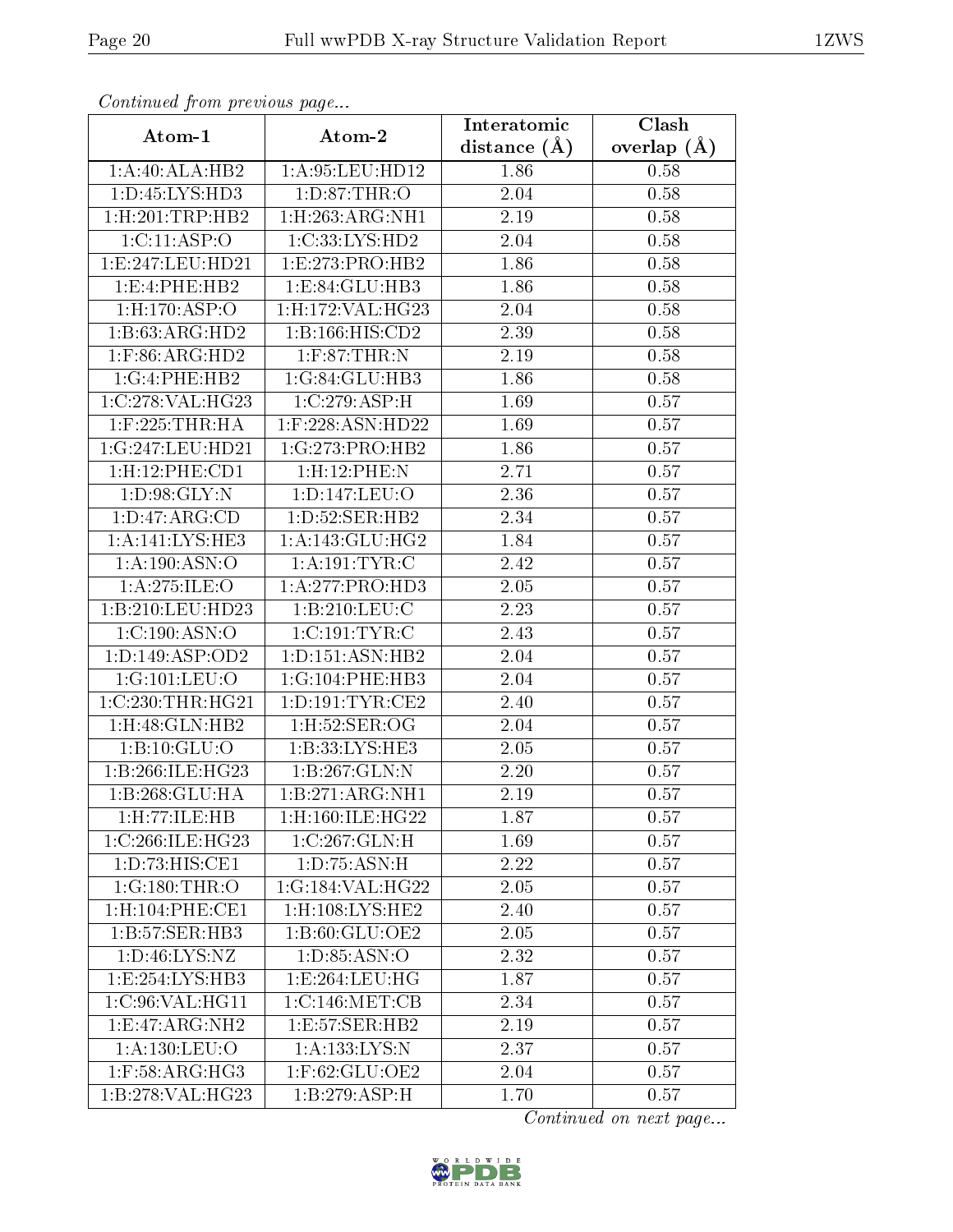*Continued from previous page...*

| Atom-1 | Atom-2 | Interatomic distance (Å) | Clash overlap (Å) |
|---|---|---|---|
| 1:A:40:ALA:HB2 | 1:A:95:LEU:HD12 | 1.86 | 0.58 |
| 1:D:45:LYS:HD3 | 1:D:87:THR:O | 2.04 | 0.58 |
| 1:H:201:TRP:HB2 | 1:H:263:ARG:NH1 | 2.19 | 0.58 |
| 1:C:11:ASP:O | 1:C:33:LYS:HD2 | 2.04 | 0.58 |
| 1:E:247:LEU:HD21 | 1:E:273:PRO:HB2 | 1.86 | 0.58 |
| 1:E:4:PHE:HB2 | 1:E:84:GLU:HB3 | 1.86 | 0.58 |
| 1:H:170:ASP:O | 1:H:172:VAL:HG23 | 2.04 | 0.58 |
| 1:B:63:ARG:HD2 | 1:B:166:HIS:CD2 | 2.39 | 0.58 |
| 1:F:86:ARG:HD2 | 1:F:87:THR:N | 2.19 | 0.58 |
| 1:G:4:PHE:HB2 | 1:G:84:GLU:HB3 | 1.86 | 0.58 |
| 1:C:278:VAL:HG23 | 1:C:279:ASP:H | 1.69 | 0.57 |
| 1:F:225:THR:HA | 1:F:228:ASN:HD22 | 1.69 | 0.57 |
| 1:G:247:LEU:HD21 | 1:G:273:PRO:HB2 | 1.86 | 0.57 |
| 1:H:12:PHE:CD1 | 1:H:12:PHE:N | 2.71 | 0.57 |
| 1:D:98:GLY:N | 1:D:147:LEU:O | 2.36 | 0.57 |
| 1:D:47:ARG:CD | 1:D:52:SER:HB2 | 2.34 | 0.57 |
| 1:A:141:LYS:HE3 | 1:A:143:GLU:HG2 | 1.84 | 0.57 |
| 1:A:190:ASN:O | 1:A:191:TYR:C | 2.42 | 0.57 |
| 1:A:275:ILE:O | 1:A:277:PRO:HD3 | 2.05 | 0.57 |
| 1:B:210:LEU:HD23 | 1:B:210:LEU:C | 2.23 | 0.57 |
| 1:C:190:ASN:O | 1:C:191:TYR:C | 2.43 | 0.57 |
| 1:D:149:ASP:OD2 | 1:D:151:ASN:HB2 | 2.04 | 0.57 |
| 1:G:101:LEU:O | 1:G:104:PHE:HB3 | 2.04 | 0.57 |
| 1:C:230:THR:HG21 | 1:D:191:TYR:CE2 | 2.40 | 0.57 |
| 1:H:48:GLN:HB2 | 1:H:52:SER:OG | 2.04 | 0.57 |
| 1:B:10:GLU:O | 1:B:33:LYS:HE3 | 2.05 | 0.57 |
| 1:B:266:ILE:HG23 | 1:B:267:GLN:N | 2.20 | 0.57 |
| 1:B:268:GLU:HA | 1:B:271:ARG:NH1 | 2.19 | 0.57 |
| 1:H:77:ILE:HB | 1:H:160:ILE:HG22 | 1.87 | 0.57 |
| 1:C:266:ILE:HG23 | 1:C:267:GLN:H | 1.69 | 0.57 |
| 1:D:73:HIS:CE1 | 1:D:75:ASN:H | 2.22 | 0.57 |
| 1:G:180:THR:O | 1:G:184:VAL:HG22 | 2.05 | 0.57 |
| 1:H:104:PHE:CE1 | 1:H:108:LYS:HE2 | 2.40 | 0.57 |
| 1:B:57:SER:HB3 | 1:B:60:GLU:OE2 | 2.05 | 0.57 |
| 1:D:46:LYS:NZ | 1:D:85:ASN:O | 2.32 | 0.57 |
| 1:E:254:LYS:HB3 | 1:E:264:LEU:HG | 1.87 | 0.57 |
| 1:C:96:VAL:HG11 | 1:C:146:MET:CB | 2.34 | 0.57 |
| 1:E:47:ARG:NH2 | 1:E:57:SER:HB2 | 2.19 | 0.57 |
| 1:A:130:LEU:O | 1:A:133:LYS:N | 2.37 | 0.57 |
| 1:F:58:ARG:HG3 | 1:F:62:GLU:OE2 | 2.04 | 0.57 |
| 1:B:278:VAL:HG23 | 1:B:279:ASP:H | 1.70 | 0.57 |

*Continued on next page...*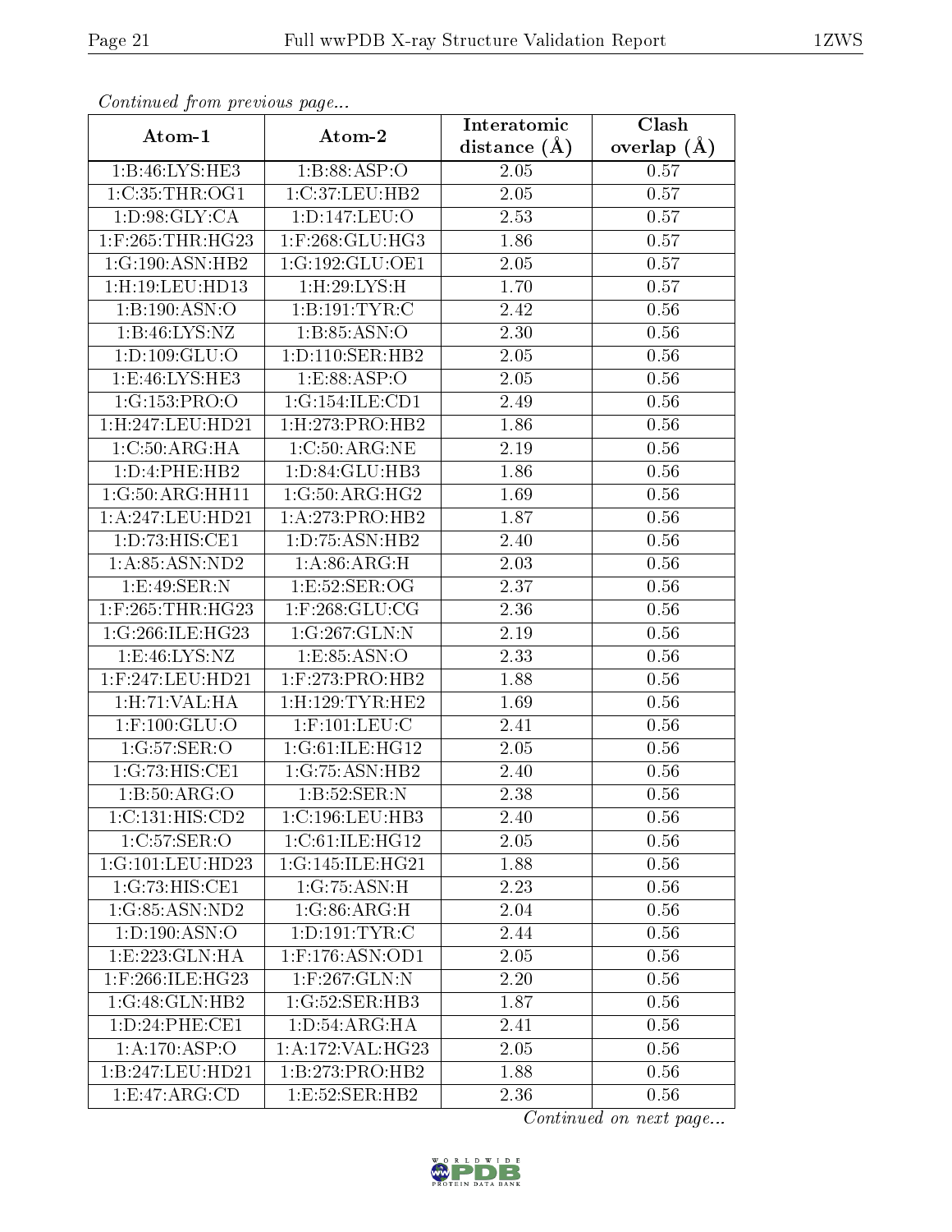*Continued from previous page...*

| Atom-1 | Atom-2 | Interatomic distance (Å) | Clash overlap (Å) |
|---|---|---|---|
| 1:B:46:LYS:HE3 | 1:B:88:ASP:O | 2.05 | 0.57 |
| 1:C:35:THR:OG1 | 1:C:37:LEU:HB2 | 2.05 | 0.57 |
| 1:D:98:GLY:CA | 1:D:147:LEU:O | 2.53 | 0.57 |
| 1:F:265:THR:HG23 | 1:F:268:GLU:HG3 | 1.86 | 0.57 |
| 1:G:190:ASN:HB2 | 1:G:192:GLU:OE1 | 2.05 | 0.57 |
| 1:H:19:LEU:HD13 | 1:H:29:LYS:H | 1.70 | 0.57 |
| 1:B:190:ASN:O | 1:B:191:TYR:C | 2.42 | 0.56 |
| 1:B:46:LYS:NZ | 1:B:85:ASN:O | 2.30 | 0.56 |
| 1:D:109:GLU:O | 1:D:110:SER:HB2 | 2.05 | 0.56 |
| 1:E:46:LYS:HE3 | 1:E:88:ASP:O | 2.05 | 0.56 |
| 1:G:153:PRO:O | 1:G:154:ILE:CD1 | 2.49 | 0.56 |
| 1:H:247:LEU:HD21 | 1:H:273:PRO:HB2 | 1.86 | 0.56 |
| 1:C:50:ARG:HA | 1:C:50:ARG:NE | 2.19 | 0.56 |
| 1:D:4:PHE:HB2 | 1:D:84:GLU:HB3 | 1.86 | 0.56 |
| 1:G:50:ARG:HH11 | 1:G:50:ARG:HG2 | 1.69 | 0.56 |
| 1:A:247:LEU:HD21 | 1:A:273:PRO:HB2 | 1.87 | 0.56 |
| 1:D:73:HIS:CE1 | 1:D:75:ASN:HB2 | 2.40 | 0.56 |
| 1:A:85:ASN:ND2 | 1:A:86:ARG:H | 2.03 | 0.56 |
| 1:E:49:SER:N | 1:E:52:SER:OG | 2.37 | 0.56 |
| 1:F:265:THR:HG23 | 1:F:268:GLU:CG | 2.36 | 0.56 |
| 1:G:266:ILE:HG23 | 1:G:267:GLN:N | 2.19 | 0.56 |
| 1:E:46:LYS:NZ | 1:E:85:ASN:O | 2.33 | 0.56 |
| 1:F:247:LEU:HD21 | 1:F:273:PRO:HB2 | 1.88 | 0.56 |
| 1:H:71:VAL:HA | 1:H:129:TYR:HE2 | 1.69 | 0.56 |
| 1:F:100:GLU:O | 1:F:101:LEU:C | 2.41 | 0.56 |
| 1:G:57:SER:O | 1:G:61:ILE:HG12 | 2.05 | 0.56 |
| 1:G:73:HIS:CE1 | 1:G:75:ASN:HB2 | 2.40 | 0.56 |
| 1:B:50:ARG:O | 1:B:52:SER:N | 2.38 | 0.56 |
| 1:C:131:HIS:CD2 | 1:C:196:LEU:HB3 | 2.40 | 0.56 |
| 1:C:57:SER:O | 1:C:61:ILE:HG12 | 2.05 | 0.56 |
| 1:G:101:LEU:HD23 | 1:G:145:ILE:HG21 | 1.88 | 0.56 |
| 1:G:73:HIS:CE1 | 1:G:75:ASN:H | 2.23 | 0.56 |
| 1:G:85:ASN:ND2 | 1:G:86:ARG:H | 2.04 | 0.56 |
| 1:D:190:ASN:O | 1:D:191:TYR:C | 2.44 | 0.56 |
| 1:E:223:GLN:HA | 1:F:176:ASN:OD1 | 2.05 | 0.56 |
| 1:F:266:ILE:HG23 | 1:F:267:GLN:N | 2.20 | 0.56 |
| 1:G:48:GLN:HB2 | 1:G:52:SER:HB3 | 1.87 | 0.56 |
| 1:D:24:PHE:CE1 | 1:D:54:ARG:HA | 2.41 | 0.56 |
| 1:A:170:ASP:O | 1:A:172:VAL:HG23 | 2.05 | 0.56 |
| 1:B:247:LEU:HD21 | 1:B:273:PRO:HB2 | 1.88 | 0.56 |
| 1:E:47:ARG:CD | 1:E:52:SER:HB2 | 2.36 | 0.56 |

*Continued on next page...*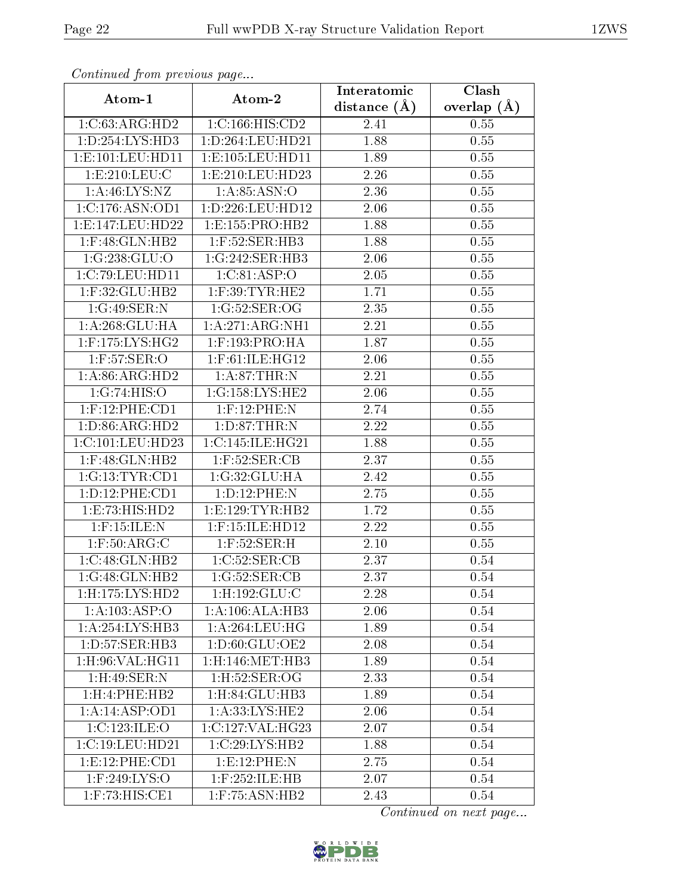*Continued from previous page...*

| Atom-1 | Atom-2 | Interatomic distance (Å) | Clash overlap (Å) |
|---|---|---|---|
| 1:C:63:ARG:HD2 | 1:C:166:HIS:CD2 | 2.41 | 0.55 |
| 1:D:254:LYS:HD3 | 1:D:264:LEU:HD21 | 1.88 | 0.55 |
| 1:E:101:LEU:HD11 | 1:E:105:LEU:HD11 | 1.89 | 0.55 |
| 1:E:210:LEU:C | 1:E:210:LEU:HD23 | 2.26 | 0.55 |
| 1:A:46:LYS:NZ | 1:A:85:ASN:O | 2.36 | 0.55 |
| 1:C:176:ASN:OD1 | 1:D:226:LEU:HD12 | 2.06 | 0.55 |
| 1:E:147:LEU:HD22 | 1:E:155:PRO:HB2 | 1.88 | 0.55 |
| 1:F:48:GLN:HB2 | 1:F:52:SER:HB3 | 1.88 | 0.55 |
| 1:G:238:GLU:O | 1:G:242:SER:HB3 | 2.06 | 0.55 |
| 1:C:79:LEU:HD11 | 1:C:81:ASP:O | 2.05 | 0.55 |
| 1:F:32:GLU:HB2 | 1:F:39:TYR:HE2 | 1.71 | 0.55 |
| 1:G:49:SER:N | 1:G:52:SER:OG | 2.35 | 0.55 |
| 1:A:268:GLU:HA | 1:A:271:ARG:NH1 | 2.21 | 0.55 |
| 1:F:175:LYS:HG2 | 1:F:193:PRO:HA | 1.87 | 0.55 |
| 1:F:57:SER:O | 1:F:61:ILE:HG12 | 2.06 | 0.55 |
| 1:A:86:ARG:HD2 | 1:A:87:THR:N | 2.21 | 0.55 |
| 1:G:74:HIS:O | 1:G:158:LYS:HE2 | 2.06 | 0.55 |
| 1:F:12:PHE:CD1 | 1:F:12:PHE:N | 2.74 | 0.55 |
| 1:D:86:ARG:HD2 | 1:D:87:THR:N | 2.22 | 0.55 |
| 1:C:101:LEU:HD23 | 1:C:145:ILE:HG21 | 1.88 | 0.55 |
| 1:F:48:GLN:HB2 | 1:F:52:SER:CB | 2.37 | 0.55 |
| 1:G:13:TYR:CD1 | 1:G:32:GLU:HA | 2.42 | 0.55 |
| 1:D:12:PHE:CD1 | 1:D:12:PHE:N | 2.75 | 0.55 |
| 1:E:73:HIS:HD2 | 1:E:129:TYR:HB2 | 1.72 | 0.55 |
| 1:F:15:ILE:N | 1:F:15:ILE:HD12 | 2.22 | 0.55 |
| 1:F:50:ARG:C | 1:F:52:SER:H | 2.10 | 0.55 |
| 1:C:48:GLN:HB2 | 1:C:52:SER:CB | 2.37 | 0.54 |
| 1:G:48:GLN:HB2 | 1:G:52:SER:CB | 2.37 | 0.54 |
| 1:H:175:LYS:HD2 | 1:H:192:GLU:C | 2.28 | 0.54 |
| 1:A:103:ASP:O | 1:A:106:ALA:HB3 | 2.06 | 0.54 |
| 1:A:254:LYS:HB3 | 1:A:264:LEU:HG | 1.89 | 0.54 |
| 1:D:57:SER:HB3 | 1:D:60:GLU:OE2 | 2.08 | 0.54 |
| 1:H:96:VAL:HG11 | 1:H:146:MET:HB3 | 1.89 | 0.54 |
| 1:H:49:SER:N | 1:H:52:SER:OG | 2.33 | 0.54 |
| 1:H:4:PHE:HB2 | 1:H:84:GLU:HB3 | 1.89 | 0.54 |
| 1:A:14:ASP:OD1 | 1:A:33:LYS:HE2 | 2.06 | 0.54 |
| 1:C:123:ILE:O | 1:C:127:VAL:HG23 | 2.07 | 0.54 |
| 1:C:19:LEU:HD21 | 1:C:29:LYS:HB2 | 1.88 | 0.54 |
| 1:E:12:PHE:CD1 | 1:E:12:PHE:N | 2.75 | 0.54 |
| 1:F:249:LYS:O | 1:F:252:ILE:HB | 2.07 | 0.54 |
| 1:F:73:HIS:CE1 | 1:F:75:ASN:HB2 | 2.43 | 0.54 |

*Continued on next page...*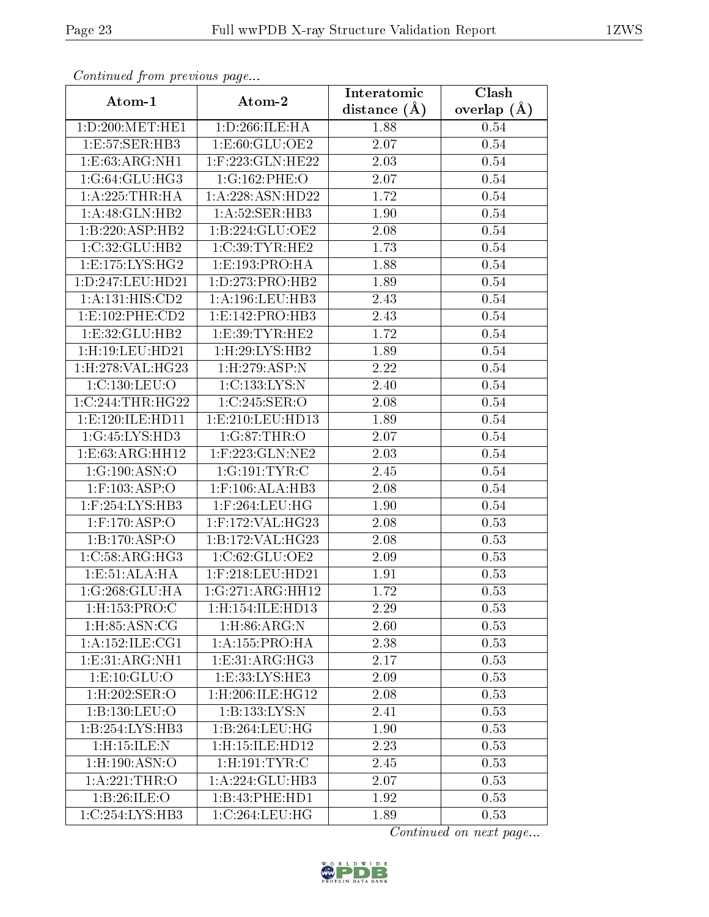*Continued from previous page...*

| Atom-1 | Atom-2 | Interatomic distance (Å) | Clash overlap (Å) |
|---|---|---|---|
| 1:D:200:MET:HE1 | 1:D:266:ILE:HA | 1.88 | 0.54 |
| 1:E:57:SER:HB3 | 1:E:60:GLU:OE2 | 2.07 | 0.54 |
| 1:E:63:ARG:NH1 | 1:F:223:GLN:HE22 | 2.03 | 0.54 |
| 1:G:64:GLU:HG3 | 1:G:162:PHE:O | 2.07 | 0.54 |
| 1:A:225:THR:HA | 1:A:228:ASN:HD22 | 1.72 | 0.54 |
| 1:A:48:GLN:HB2 | 1:A:52:SER:HB3 | 1.90 | 0.54 |
| 1:B:220:ASP:HB2 | 1:B:224:GLU:OE2 | 2.08 | 0.54 |
| 1:C:32:GLU:HB2 | 1:C:39:TYR:HE2 | 1.73 | 0.54 |
| 1:E:175:LYS:HG2 | 1:E:193:PRO:HA | 1.88 | 0.54 |
| 1:D:247:LEU:HD21 | 1:D:273:PRO:HB2 | 1.89 | 0.54 |
| 1:A:131:HIS:CD2 | 1:A:196:LEU:HB3 | 2.43 | 0.54 |
| 1:E:102:PHE:CD2 | 1:E:142:PRO:HB3 | 2.43 | 0.54 |
| 1:E:32:GLU:HB2 | 1:E:39:TYR:HE2 | 1.72 | 0.54 |
| 1:H:19:LEU:HD21 | 1:H:29:LYS:HB2 | 1.89 | 0.54 |
| 1:H:278:VAL:HG23 | 1:H:279:ASP:N | 2.22 | 0.54 |
| 1:C:130:LEU:O | 1:C:133:LYS:N | 2.40 | 0.54 |
| 1:C:244:THR:HG22 | 1:C:245:SER:O | 2.08 | 0.54 |
| 1:E:120:ILE:HD11 | 1:E:210:LEU:HD13 | 1.89 | 0.54 |
| 1:G:45:LYS:HD3 | 1:G:87:THR:O | 2.07 | 0.54 |
| 1:E:63:ARG:HH12 | 1:F:223:GLN:NE2 | 2.03 | 0.54 |
| 1:G:190:ASN:O | 1:G:191:TYR:C | 2.45 | 0.54 |
| 1:F:103:ASP:O | 1:F:106:ALA:HB3 | 2.08 | 0.54 |
| 1:F:254:LYS:HB3 | 1:F:264:LEU:HG | 1.90 | 0.54 |
| 1:F:170:ASP:O | 1:F:172:VAL:HG23 | 2.08 | 0.53 |
| 1:B:170:ASP:O | 1:B:172:VAL:HG23 | 2.08 | 0.53 |
| 1:C:58:ARG:HG3 | 1:C:62:GLU:OE2 | 2.09 | 0.53 |
| 1:E:51:ALA:HA | 1:F:218:LEU:HD21 | 1.91 | 0.53 |
| 1:G:268:GLU:HA | 1:G:271:ARG:HH12 | 1.72 | 0.53 |
| 1:H:153:PRO:C | 1:H:154:ILE:HD13 | 2.29 | 0.53 |
| 1:H:85:ASN:CG | 1:H:86:ARG:N | 2.60 | 0.53 |
| 1:A:152:ILE:CG1 | 1:A:155:PRO:HA | 2.38 | 0.53 |
| 1:E:31:ARG:NH1 | 1:E:31:ARG:HG3 | 2.17 | 0.53 |
| 1:E:10:GLU:O | 1:E:33:LYS:HE3 | 2.09 | 0.53 |
| 1:H:202:SER:O | 1:H:206:ILE:HG12 | 2.08 | 0.53 |
| 1:B:130:LEU:O | 1:B:133:LYS:N | 2.41 | 0.53 |
| 1:B:254:LYS:HB3 | 1:B:264:LEU:HG | 1.90 | 0.53 |
| 1:H:15:ILE:N | 1:H:15:ILE:HD12 | 2.23 | 0.53 |
| 1:H:190:ASN:O | 1:H:191:TYR:C | 2.45 | 0.53 |
| 1:A:221:THR:O | 1:A:224:GLU:HB3 | 2.07 | 0.53 |
| 1:B:26:ILE:O | 1:B:43:PHE:HD1 | 1.92 | 0.53 |
| 1:C:254:LYS:HB3 | 1:C:264:LEU:HG | 1.89 | 0.53 |

*Continued on next page...*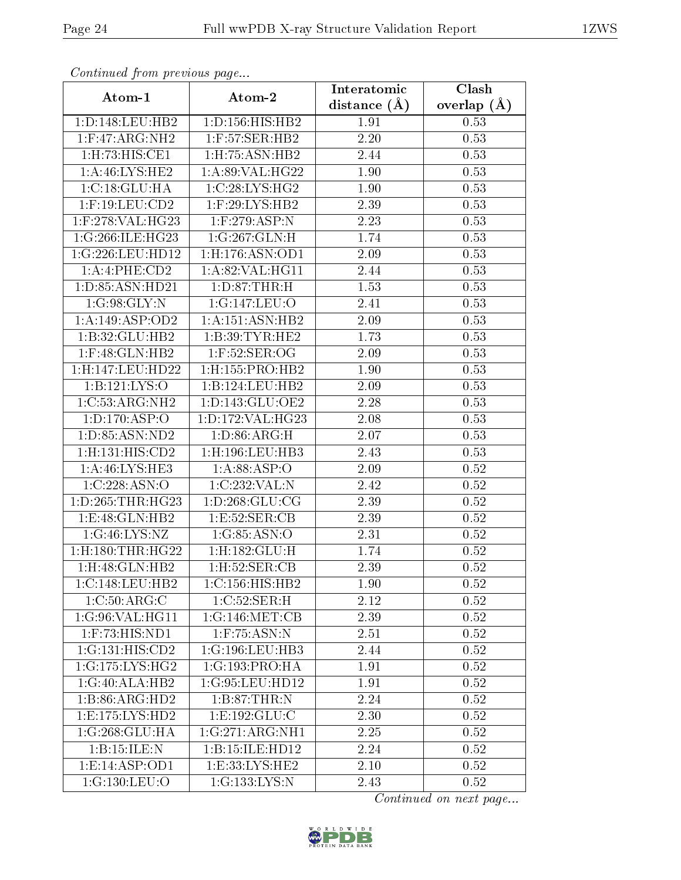*Continued from previous page...*

| Atom-1 | Atom-2 | Interatomic distance (Å) | Clash overlap (Å) |
|---|---|---|---|
| 1:D:148:LEU:HB2 | 1:D:156:HIS:HB2 | 1.91 | 0.53 |
| 1:F:47:ARG:NH2 | 1:F:57:SER:HB2 | 2.20 | 0.53 |
| 1:H:73:HIS:CE1 | 1:H:75:ASN:HB2 | 2.44 | 0.53 |
| 1:A:46:LYS:HE2 | 1:A:89:VAL:HG22 | 1.90 | 0.53 |
| 1:C:18:GLU:HA | 1:C:28:LYS:HG2 | 1.90 | 0.53 |
| 1:F:19:LEU:CD2 | 1:F:29:LYS:HB2 | 2.39 | 0.53 |
| 1:F:278:VAL:HG23 | 1:F:279:ASP:N | 2.23 | 0.53 |
| 1:G:266:ILE:HG23 | 1:G:267:GLN:H | 1.74 | 0.53 |
| 1:G:226:LEU:HD12 | 1:H:176:ASN:OD1 | 2.09 | 0.53 |
| 1:A:4:PHE:CD2 | 1:A:82:VAL:HG11 | 2.44 | 0.53 |
| 1:D:85:ASN:HD21 | 1:D:87:THR:H | 1.53 | 0.53 |
| 1:G:98:GLY:N | 1:G:147:LEU:O | 2.41 | 0.53 |
| 1:A:149:ASP:OD2 | 1:A:151:ASN:HB2 | 2.09 | 0.53 |
| 1:B:32:GLU:HB2 | 1:B:39:TYR:HE2 | 1.73 | 0.53 |
| 1:F:48:GLN:HB2 | 1:F:52:SER:OG | 2.09 | 0.53 |
| 1:H:147:LEU:HD22 | 1:H:155:PRO:HB2 | 1.90 | 0.53 |
| 1:B:121:LYS:O | 1:B:124:LEU:HB2 | 2.09 | 0.53 |
| 1:C:53:ARG:NH2 | 1:D:143:GLU:OE2 | 2.28 | 0.53 |
| 1:D:170:ASP:O | 1:D:172:VAL:HG23 | 2.08 | 0.53 |
| 1:D:85:ASN:ND2 | 1:D:86:ARG:H | 2.07 | 0.53 |
| 1:H:131:HIS:CD2 | 1:H:196:LEU:HB3 | 2.43 | 0.53 |
| 1:A:46:LYS:HE3 | 1:A:88:ASP:O | 2.09 | 0.52 |
| 1:C:228:ASN:O | 1:C:232:VAL:N | 2.42 | 0.52 |
| 1:D:265:THR:HG23 | 1:D:268:GLU:CG | 2.39 | 0.52 |
| 1:E:48:GLN:HB2 | 1:E:52:SER:CB | 2.39 | 0.52 |
| 1:G:46:LYS:NZ | 1:G:85:ASN:O | 2.31 | 0.52 |
| 1:H:180:THR:HG22 | 1:H:182:GLU:H | 1.74 | 0.52 |
| 1:H:48:GLN:HB2 | 1:H:52:SER:CB | 2.39 | 0.52 |
| 1:C:148:LEU:HB2 | 1:C:156:HIS:HB2 | 1.90 | 0.52 |
| 1:C:50:ARG:C | 1:C:52:SER:H | 2.12 | 0.52 |
| 1:G:96:VAL:HG11 | 1:G:146:MET:CB | 2.39 | 0.52 |
| 1:F:73:HIS:ND1 | 1:F:75:ASN:N | 2.51 | 0.52 |
| 1:G:131:HIS:CD2 | 1:G:196:LEU:HB3 | 2.44 | 0.52 |
| 1:G:175:LYS:HG2 | 1:G:193:PRO:HA | 1.91 | 0.52 |
| 1:G:40:ALA:HB2 | 1:G:95:LEU:HD12 | 1.91 | 0.52 |
| 1:B:86:ARG:HD2 | 1:B:87:THR:N | 2.24 | 0.52 |
| 1:E:175:LYS:HD2 | 1:E:192:GLU:C | 2.30 | 0.52 |
| 1:G:268:GLU:HA | 1:G:271:ARG:NH1 | 2.25 | 0.52 |
| 1:B:15:ILE:N | 1:B:15:ILE:HD12 | 2.24 | 0.52 |
| 1:E:14:ASP:OD1 | 1:E:33:LYS:HE2 | 2.10 | 0.52 |
| 1:G:130:LEU:O | 1:G:133:LYS:N | 2.43 | 0.52 |

*Continued on next page...*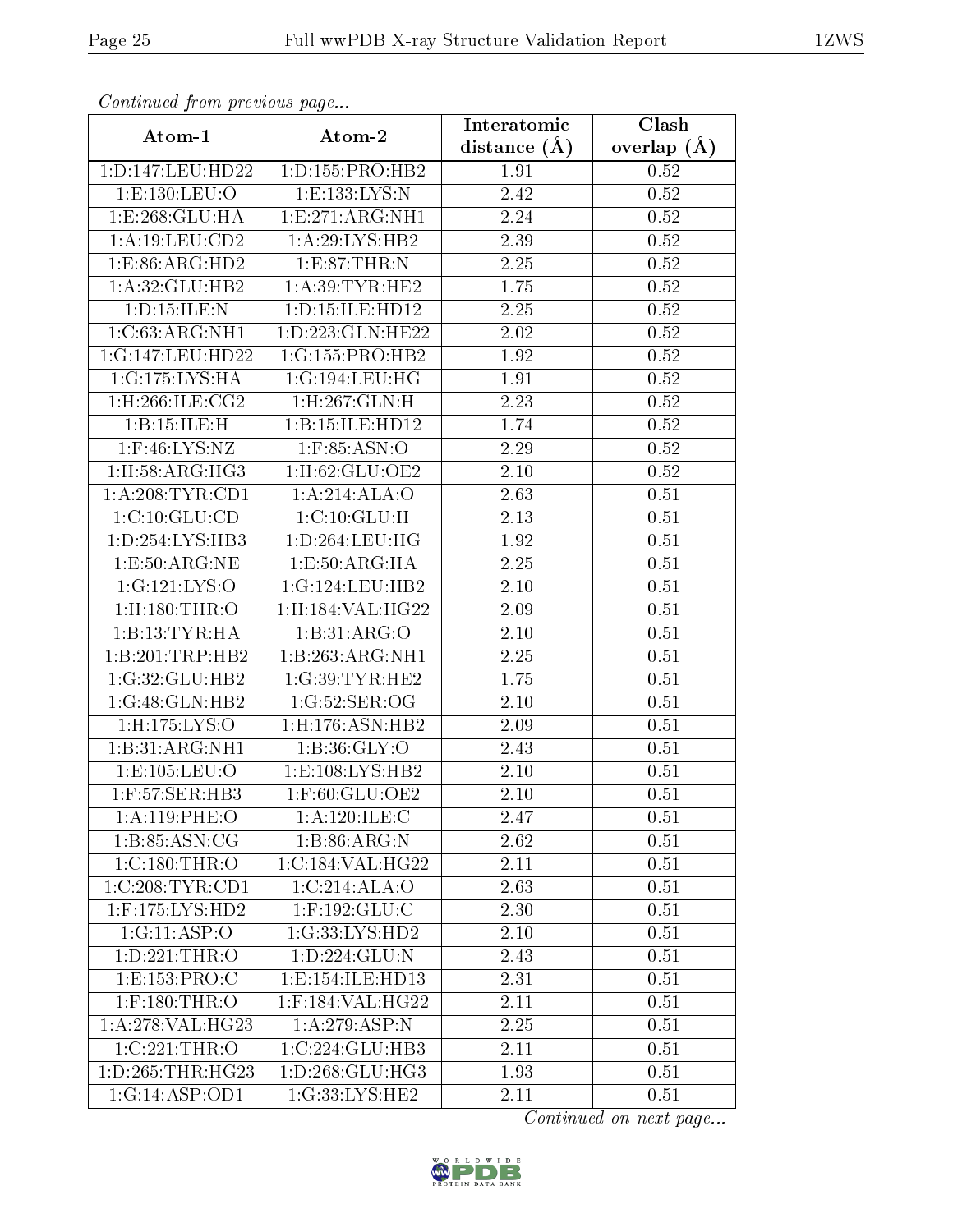*Continued from previous page...*

| Atom-1 | Atom-2 | Interatomic distance (Å) | Clash overlap (Å) |
| --- | --- | --- | --- |
| 1:D:147:LEU:HD22 | 1:D:155:PRO:HB2 | 1.91 | 0.52 |
| 1:E:130:LEU:O | 1:E:133:LYS:N | 2.42 | 0.52 |
| 1:E:268:GLU:HA | 1:E:271:ARG:NH1 | 2.24 | 0.52 |
| 1:A:19:LEU:CD2 | 1:A:29:LYS:HB2 | 2.39 | 0.52 |
| 1:E:86:ARG:HD2 | 1:E:87:THR:N | 2.25 | 0.52 |
| 1:A:32:GLU:HB2 | 1:A:39:TYR:HE2 | 1.75 | 0.52 |
| 1:D:15:ILE:N | 1:D:15:ILE:HD12 | 2.25 | 0.52 |
| 1:C:63:ARG:NH1 | 1:D:223:GLN:HE22 | 2.02 | 0.52 |
| 1:G:147:LEU:HD22 | 1:G:155:PRO:HB2 | 1.92 | 0.52 |
| 1:G:175:LYS:HA | 1:G:194:LEU:HG | 1.91 | 0.52 |
| 1:H:266:ILE:CG2 | 1:H:267:GLN:H | 2.23 | 0.52 |
| 1:B:15:ILE:H | 1:B:15:ILE:HD12 | 1.74 | 0.52 |
| 1:F:46:LYS:NZ | 1:F:85:ASN:O | 2.29 | 0.52 |
| 1:H:58:ARG:HG3 | 1:H:62:GLU:OE2 | 2.10 | 0.52 |
| 1:A:208:TYR:CD1 | 1:A:214:ALA:O | 2.63 | 0.51 |
| 1:C:10:GLU:CD | 1:C:10:GLU:H | 2.13 | 0.51 |
| 1:D:254:LYS:HB3 | 1:D:264:LEU:HG | 1.92 | 0.51 |
| 1:E:50:ARG:NE | 1:E:50:ARG:HA | 2.25 | 0.51 |
| 1:G:121:LYS:O | 1:G:124:LEU:HB2 | 2.10 | 0.51 |
| 1:H:180:THR:O | 1:H:184:VAL:HG22 | 2.09 | 0.51 |
| 1:B:13:TYR:HA | 1:B:31:ARG:O | 2.10 | 0.51 |
| 1:B:201:TRP:HB2 | 1:B:263:ARG:NH1 | 2.25 | 0.51 |
| 1:G:32:GLU:HB2 | 1:G:39:TYR:HE2 | 1.75 | 0.51 |
| 1:G:48:GLN:HB2 | 1:G:52:SER:OG | 2.10 | 0.51 |
| 1:H:175:LYS:O | 1:H:176:ASN:HB2 | 2.09 | 0.51 |
| 1:B:31:ARG:NH1 | 1:B:36:GLY:O | 2.43 | 0.51 |
| 1:E:105:LEU:O | 1:E:108:LYS:HB2 | 2.10 | 0.51 |
| 1:F:57:SER:HB3 | 1:F:60:GLU:OE2 | 2.10 | 0.51 |
| 1:A:119:PHE:O | 1:A:120:ILE:C | 2.47 | 0.51 |
| 1:B:85:ASN:CG | 1:B:86:ARG:N | 2.62 | 0.51 |
| 1:C:180:THR:O | 1:C:184:VAL:HG22 | 2.11 | 0.51 |
| 1:C:208:TYR:CD1 | 1:C:214:ALA:O | 2.63 | 0.51 |
| 1:F:175:LYS:HD2 | 1:F:192:GLU:C | 2.30 | 0.51 |
| 1:G:11:ASP:O | 1:G:33:LYS:HD2 | 2.10 | 0.51 |
| 1:D:221:THR:O | 1:D:224:GLU:N | 2.43 | 0.51 |
| 1:E:153:PRO:C | 1:E:154:ILE:HD13 | 2.31 | 0.51 |
| 1:F:180:THR:O | 1:F:184:VAL:HG22 | 2.11 | 0.51 |
| 1:A:278:VAL:HG23 | 1:A:279:ASP:N | 2.25 | 0.51 |
| 1:C:221:THR:O | 1:C:224:GLU:HB3 | 2.11 | 0.51 |
| 1:D:265:THR:HG23 | 1:D:268:GLU:HG3 | 1.93 | 0.51 |
| 1:G:14:ASP:OD1 | 1:G:33:LYS:HE2 | 2.11 | 0.51 |

*Continued on next page...*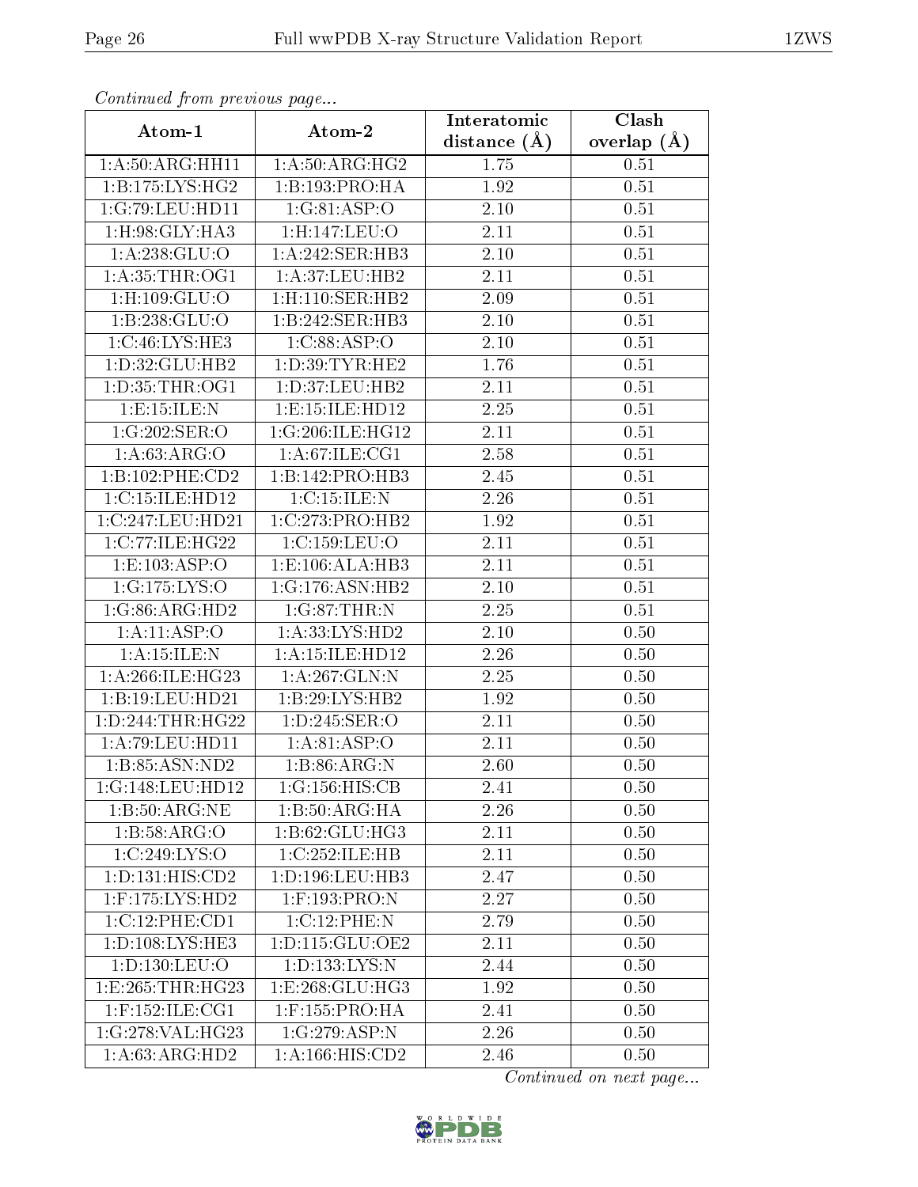*Continued from previous page...*

| Atom-1 | Atom-2 | Interatomic distance (Å) | Clash overlap (Å) |
|---|---|---|---|
| 1:A:50:ARG:HH11 | 1:A:50:ARG:HG2 | 1.75 | 0.51 |
| 1:B:175:LYS:HG2 | 1:B:193:PRO:HA | 1.92 | 0.51 |
| 1:G:79:LEU:HD11 | 1:G:81:ASP:O | 2.10 | 0.51 |
| 1:H:98:GLY:HA3 | 1:H:147:LEU:O | 2.11 | 0.51 |
| 1:A:238:GLU:O | 1:A:242:SER:HB3 | 2.10 | 0.51 |
| 1:A:35:THR:OG1 | 1:A:37:LEU:HB2 | 2.11 | 0.51 |
| 1:H:109:GLU:O | 1:H:110:SER:HB2 | 2.09 | 0.51 |
| 1:B:238:GLU:O | 1:B:242:SER:HB3 | 2.10 | 0.51 |
| 1:C:46:LYS:HE3 | 1:C:88:ASP:O | 2.10 | 0.51 |
| 1:D:32:GLU:HB2 | 1:D:39:TYR:HE2 | 1.76 | 0.51 |
| 1:D:35:THR:OG1 | 1:D:37:LEU:HB2 | 2.11 | 0.51 |
| 1:E:15:ILE:N | 1:E:15:ILE:HD12 | 2.25 | 0.51 |
| 1:G:202:SER:O | 1:G:206:ILE:HG12 | 2.11 | 0.51 |
| 1:A:63:ARG:O | 1:A:67:ILE:CG1 | 2.58 | 0.51 |
| 1:B:102:PHE:CD2 | 1:B:142:PRO:HB3 | 2.45 | 0.51 |
| 1:C:15:ILE:HD12 | 1:C:15:ILE:N | 2.26 | 0.51 |
| 1:C:247:LEU:HD21 | 1:C:273:PRO:HB2 | 1.92 | 0.51 |
| 1:C:77:ILE:HG22 | 1:C:159:LEU:O | 2.11 | 0.51 |
| 1:E:103:ASP:O | 1:E:106:ALA:HB3 | 2.11 | 0.51 |
| 1:G:175:LYS:O | 1:G:176:ASN:HB2 | 2.10 | 0.51 |
| 1:G:86:ARG:HD2 | 1:G:87:THR:N | 2.25 | 0.51 |
| 1:A:11:ASP:O | 1:A:33:LYS:HD2 | 2.10 | 0.50 |
| 1:A:15:ILE:N | 1:A:15:ILE:HD12 | 2.26 | 0.50 |
| 1:A:266:ILE:HG23 | 1:A:267:GLN:N | 2.25 | 0.50 |
| 1:B:19:LEU:HD21 | 1:B:29:LYS:HB2 | 1.92 | 0.50 |
| 1:D:244:THR:HG22 | 1:D:245:SER:O | 2.11 | 0.50 |
| 1:A:79:LEU:HD11 | 1:A:81:ASP:O | 2.11 | 0.50 |
| 1:B:85:ASN:ND2 | 1:B:86:ARG:N | 2.60 | 0.50 |
| 1:G:148:LEU:HD12 | 1:G:156:HIS:CB | 2.41 | 0.50 |
| 1:B:50:ARG:NE | 1:B:50:ARG:HA | 2.26 | 0.50 |
| 1:B:58:ARG:O | 1:B:62:GLU:HG3 | 2.11 | 0.50 |
| 1:C:249:LYS:O | 1:C:252:ILE:HB | 2.11 | 0.50 |
| 1:D:131:HIS:CD2 | 1:D:196:LEU:HB3 | 2.47 | 0.50 |
| 1:F:175:LYS:HD2 | 1:F:193:PRO:N | 2.27 | 0.50 |
| 1:C:12:PHE:CD1 | 1:C:12:PHE:N | 2.79 | 0.50 |
| 1:D:108:LYS:HE3 | 1:D:115:GLU:OE2 | 2.11 | 0.50 |
| 1:D:130:LEU:O | 1:D:133:LYS:N | 2.44 | 0.50 |
| 1:E:265:THR:HG23 | 1:E:268:GLU:HG3 | 1.92 | 0.50 |
| 1:F:152:ILE:CG1 | 1:F:155:PRO:HA | 2.41 | 0.50 |
| 1:G:278:VAL:HG23 | 1:G:279:ASP:N | 2.26 | 0.50 |
| 1:A:63:ARG:HD2 | 1:A:166:HIS:CD2 | 2.46 | 0.50 |

*Continued on next page...*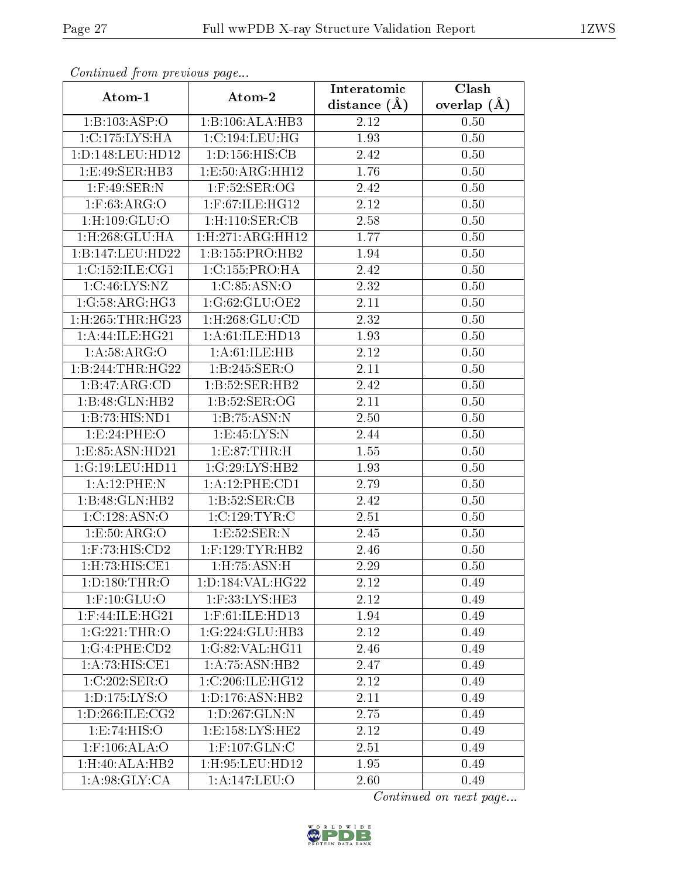*Continued from previous page...*

| Atom-1 | Atom-2 | Interatomic distance (Å) | Clash overlap (Å) |
|---|---|---|---|
| 1:B:103:ASP:O | 1:B:106:ALA:HB3 | 2.12 | 0.50 |
| 1:C:175:LYS:HA | 1:C:194:LEU:HG | 1.93 | 0.50 |
| 1:D:148:LEU:HD12 | 1:D:156:HIS:CB | 2.42 | 0.50 |
| 1:E:49:SER:HB3 | 1:E:50:ARG:HH12 | 1.76 | 0.50 |
| 1:F:49:SER:N | 1:F:52:SER:OG | 2.42 | 0.50 |
| 1:F:63:ARG:O | 1:F:67:ILE:HG12 | 2.12 | 0.50 |
| 1:H:109:GLU:O | 1:H:110:SER:CB | 2.58 | 0.50 |
| 1:H:268:GLU:HA | 1:H:271:ARG:HH12 | 1.77 | 0.50 |
| 1:B:147:LEU:HD22 | 1:B:155:PRO:HB2 | 1.94 | 0.50 |
| 1:C:152:ILE:CG1 | 1:C:155:PRO:HA | 2.42 | 0.50 |
| 1:C:46:LYS:NZ | 1:C:85:ASN:O | 2.32 | 0.50 |
| 1:G:58:ARG:HG3 | 1:G:62:GLU:OE2 | 2.11 | 0.50 |
| 1:H:265:THR:HG23 | 1:H:268:GLU:CD | 2.32 | 0.50 |
| 1:A:44:ILE:HG21 | 1:A:61:ILE:HD13 | 1.93 | 0.50 |
| 1:A:58:ARG:O | 1:A:61:ILE:HB | 2.12 | 0.50 |
| 1:B:244:THR:HG22 | 1:B:245:SER:O | 2.11 | 0.50 |
| 1:B:47:ARG:CD | 1:B:52:SER:HB2 | 2.42 | 0.50 |
| 1:B:48:GLN:HB2 | 1:B:52:SER:OG | 2.11 | 0.50 |
| 1:B:73:HIS:ND1 | 1:B:75:ASN:N | 2.50 | 0.50 |
| 1:E:24:PHE:O | 1:E:45:LYS:N | 2.44 | 0.50 |
| 1:E:85:ASN:HD21 | 1:E:87:THR:H | 1.55 | 0.50 |
| 1:G:19:LEU:HD11 | 1:G:29:LYS:HB2 | 1.93 | 0.50 |
| 1:A:12:PHE:N | 1:A:12:PHE:CD1 | 2.79 | 0.50 |
| 1:B:48:GLN:HB2 | 1:B:52:SER:CB | 2.42 | 0.50 |
| 1:C:128:ASN:O | 1:C:129:TYR:C | 2.51 | 0.50 |
| 1:E:50:ARG:O | 1:E:52:SER:N | 2.45 | 0.50 |
| 1:F:73:HIS:CD2 | 1:F:129:TYR:HB2 | 2.46 | 0.50 |
| 1:H:73:HIS:CE1 | 1:H:75:ASN:H | 2.29 | 0.50 |
| 1:D:180:THR:O | 1:D:184:VAL:HG22 | 2.12 | 0.49 |
| 1:F:10:GLU:O | 1:F:33:LYS:HE3 | 2.12 | 0.49 |
| 1:F:44:ILE:HG21 | 1:F:61:ILE:HD13 | 1.94 | 0.49 |
| 1:G:221:THR:O | 1:G:224:GLU:HB3 | 2.12 | 0.49 |
| 1:G:4:PHE:CD2 | 1:G:82:VAL:HG11 | 2.46 | 0.49 |
| 1:A:73:HIS:CE1 | 1:A:75:ASN:HB2 | 2.47 | 0.49 |
| 1:C:202:SER:O | 1:C:206:ILE:HG12 | 2.12 | 0.49 |
| 1:D:175:LYS:O | 1:D:176:ASN:HB2 | 2.11 | 0.49 |
| 1:D:266:ILE:CG2 | 1:D:267:GLN:N | 2.75 | 0.49 |
| 1:E:74:HIS:O | 1:E:158:LYS:HE2 | 2.12 | 0.49 |
| 1:F:106:ALA:O | 1:F:107:GLN:C | 2.51 | 0.49 |
| 1:H:40:ALA:HB2 | 1:H:95:LEU:HD12 | 1.95 | 0.49 |
| 1:A:98:GLY:CA | 1:A:147:LEU:O | 2.60 | 0.49 |

*Continued on next page...*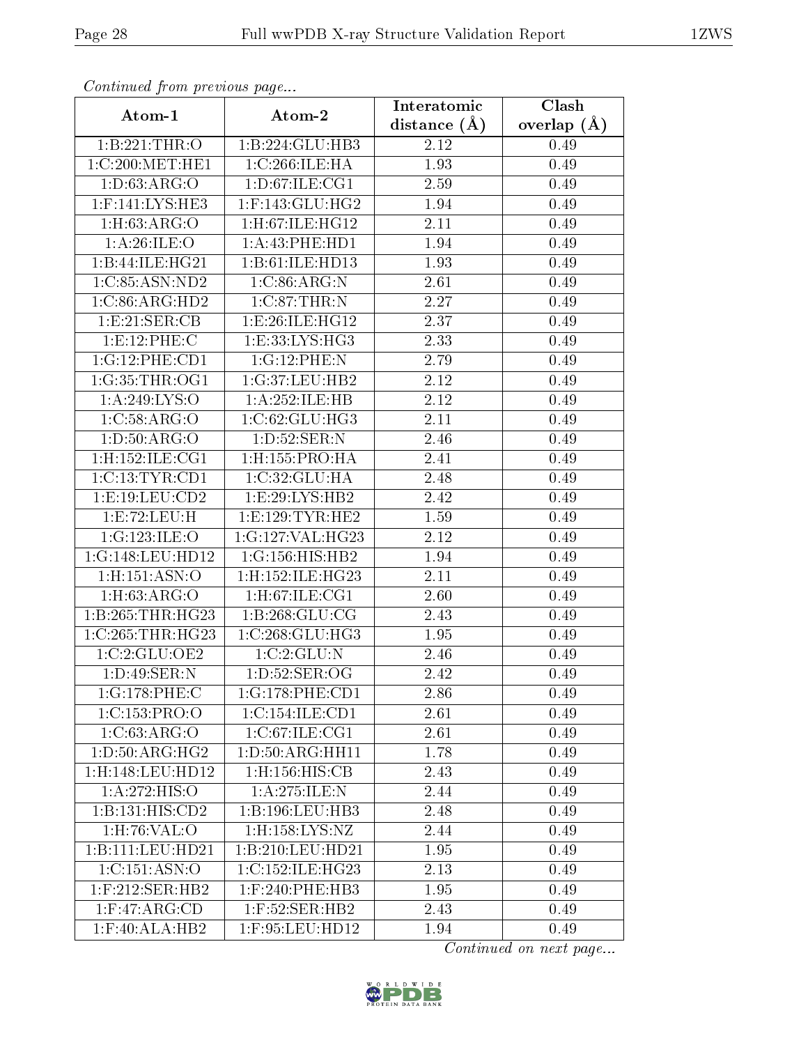*Continued from previous page...*

| Atom-1 | Atom-2 | Interatomic distance (Å) | Clash overlap (Å) |
|---|---|---|---|
| 1:B:221:THR:O | 1:B:224:GLU:HB3 | 2.12 | 0.49 |
| 1:C:200:MET:HE1 | 1:C:266:ILE:HA | 1.93 | 0.49 |
| 1:D:63:ARG:O | 1:D:67:ILE:CG1 | 2.59 | 0.49 |
| 1:F:141:LYS:HE3 | 1:F:143:GLU:HG2 | 1.94 | 0.49 |
| 1:H:63:ARG:O | 1:H:67:ILE:HG12 | 2.11 | 0.49 |
| 1:A:26:ILE:O | 1:A:43:PHE:HD1 | 1.94 | 0.49 |
| 1:B:44:ILE:HG21 | 1:B:61:ILE:HD13 | 1.93 | 0.49 |
| 1:C:85:ASN:ND2 | 1:C:86:ARG:N | 2.61 | 0.49 |
| 1:C:86:ARG:HD2 | 1:C:87:THR:N | 2.27 | 0.49 |
| 1:E:21:SER:CB | 1:E:26:ILE:HG12 | 2.37 | 0.49 |
| 1:E:12:PHE:C | 1:E:33:LYS:HG3 | 2.33 | 0.49 |
| 1:G:12:PHE:CD1 | 1:G:12:PHE:N | 2.79 | 0.49 |
| 1:G:35:THR:OG1 | 1:G:37:LEU:HB2 | 2.12 | 0.49 |
| 1:A:249:LYS:O | 1:A:252:ILE:HB | 2.12 | 0.49 |
| 1:C:58:ARG:O | 1:C:62:GLU:HG3 | 2.11 | 0.49 |
| 1:D:50:ARG:O | 1:D:52:SER:N | 2.46 | 0.49 |
| 1:H:152:ILE:CG1 | 1:H:155:PRO:HA | 2.41 | 0.49 |
| 1:C:13:TYR:CD1 | 1:C:32:GLU:HA | 2.48 | 0.49 |
| 1:E:19:LEU:CD2 | 1:E:29:LYS:HB2 | 2.42 | 0.49 |
| 1:E:72:LEU:H | 1:E:129:TYR:HE2 | 1.59 | 0.49 |
| 1:G:123:ILE:O | 1:G:127:VAL:HG23 | 2.12 | 0.49 |
| 1:G:148:LEU:HD12 | 1:G:156:HIS:HB2 | 1.94 | 0.49 |
| 1:H:151:ASN:O | 1:H:152:ILE:HG23 | 2.11 | 0.49 |
| 1:H:63:ARG:O | 1:H:67:ILE:CG1 | 2.60 | 0.49 |
| 1:B:265:THR:HG23 | 1:B:268:GLU:CG | 2.43 | 0.49 |
| 1:C:265:THR:HG23 | 1:C:268:GLU:HG3 | 1.95 | 0.49 |
| 1:C:2:GLU:OE2 | 1:C:2:GLU:N | 2.46 | 0.49 |
| 1:D:49:SER:N | 1:D:52:SER:OG | 2.42 | 0.49 |
| 1:G:178:PHE:C | 1:G:178:PHE:CD1 | 2.86 | 0.49 |
| 1:C:153:PRO:O | 1:C:154:ILE:CD1 | 2.61 | 0.49 |
| 1:C:63:ARG:O | 1:C:67:ILE:CG1 | 2.61 | 0.49 |
| 1:D:50:ARG:HG2 | 1:D:50:ARG:HH11 | 1.78 | 0.49 |
| 1:H:148:LEU:HD12 | 1:H:156:HIS:CB | 2.43 | 0.49 |
| 1:A:272:HIS:O | 1:A:275:ILE:N | 2.44 | 0.49 |
| 1:B:131:HIS:CD2 | 1:B:196:LEU:HB3 | 2.48 | 0.49 |
| 1:H:76:VAL:O | 1:H:158:LYS:NZ | 2.44 | 0.49 |
| 1:B:111:LEU:HD21 | 1:B:210:LEU:HD21 | 1.95 | 0.49 |
| 1:C:151:ASN:O | 1:C:152:ILE:HG23 | 2.13 | 0.49 |
| 1:F:212:SER:HB2 | 1:F:240:PHE:HB3 | 1.95 | 0.49 |
| 1:F:47:ARG:CD | 1:F:52:SER:HB2 | 2.43 | 0.49 |
| 1:F:40:ALA:HB2 | 1:F:95:LEU:HD12 | 1.94 | 0.49 |

*Continued on next page...*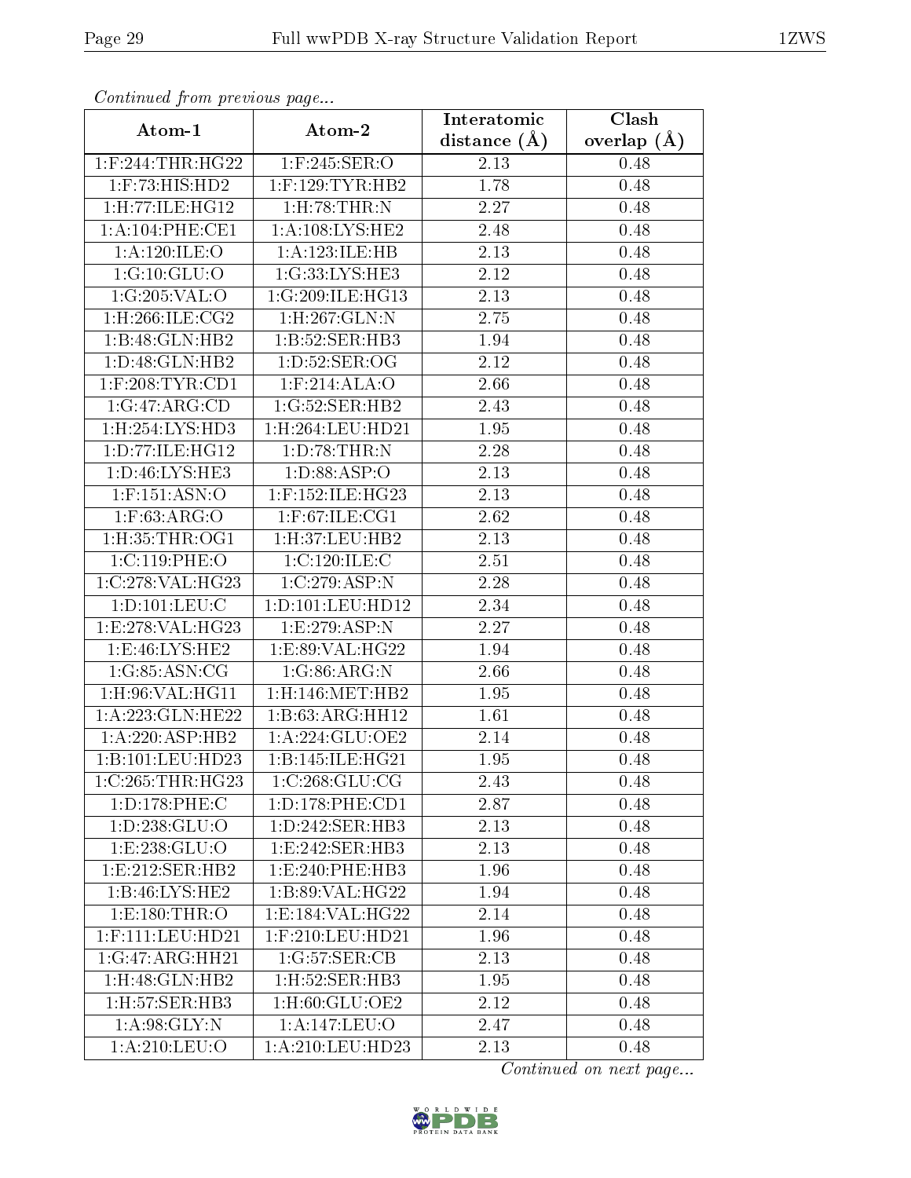*Continued from previous page...*

| Atom-1 | Atom-2 | Interatomic distance (Å) | Clash overlap (Å) |
| --- | --- | --- | --- |
| 1:F:244:THR:HG22 | 1:F:245:SER:O | 2.13 | 0.48 |
| 1:F:73:HIS:HD2 | 1:F:129:TYR:HB2 | 1.78 | 0.48 |
| 1:H:77:ILE:HG12 | 1:H:78:THR:N | 2.27 | 0.48 |
| 1:A:104:PHE:CE1 | 1:A:108:LYS:HE2 | 2.48 | 0.48 |
| 1:A:120:ILE:O | 1:A:123:ILE:HB | 2.13 | 0.48 |
| 1:G:10:GLU:O | 1:G:33:LYS:HE3 | 2.12 | 0.48 |
| 1:G:205:VAL:O | 1:G:209:ILE:HG13 | 2.13 | 0.48 |
| 1:H:266:ILE:CG2 | 1:H:267:GLN:N | 2.75 | 0.48 |
| 1:B:48:GLN:HB2 | 1:B:52:SER:HB3 | 1.94 | 0.48 |
| 1:D:48:GLN:HB2 | 1:D:52:SER:OG | 2.12 | 0.48 |
| 1:F:208:TYR:CD1 | 1:F:214:ALA:O | 2.66 | 0.48 |
| 1:G:47:ARG:CD | 1:G:52:SER:HB2 | 2.43 | 0.48 |
| 1:H:254:LYS:HD3 | 1:H:264:LEU:HD21 | 1.95 | 0.48 |
| 1:D:77:ILE:HG12 | 1:D:78:THR:N | 2.28 | 0.48 |
| 1:D:46:LYS:HE3 | 1:D:88:ASP:O | 2.13 | 0.48 |
| 1:F:151:ASN:O | 1:F:152:ILE:HG23 | 2.13 | 0.48 |
| 1:F:63:ARG:O | 1:F:67:ILE:CG1 | 2.62 | 0.48 |
| 1:H:35:THR:OG1 | 1:H:37:LEU:HB2 | 2.13 | 0.48 |
| 1:C:119:PHE:O | 1:C:120:ILE:C | 2.51 | 0.48 |
| 1:C:278:VAL:HG23 | 1:C:279:ASP:N | 2.28 | 0.48 |
| 1:D:101:LEU:C | 1:D:101:LEU:HD12 | 2.34 | 0.48 |
| 1:E:278:VAL:HG23 | 1:E:279:ASP:N | 2.27 | 0.48 |
| 1:E:46:LYS:HE2 | 1:E:89:VAL:HG22 | 1.94 | 0.48 |
| 1:G:85:ASN:CG | 1:G:86:ARG:N | 2.66 | 0.48 |
| 1:H:96:VAL:HG11 | 1:H:146:MET:HB2 | 1.95 | 0.48 |
| 1:A:223:GLN:HE22 | 1:B:63:ARG:HH12 | 1.61 | 0.48 |
| 1:A:220:ASP:HB2 | 1:A:224:GLU:OE2 | 2.14 | 0.48 |
| 1:B:101:LEU:HD23 | 1:B:145:ILE:HG21 | 1.95 | 0.48 |
| 1:C:265:THR:HG23 | 1:C:268:GLU:CG | 2.43 | 0.48 |
| 1:D:178:PHE:C | 1:D:178:PHE:CD1 | 2.87 | 0.48 |
| 1:D:238:GLU:O | 1:D:242:SER:HB3 | 2.13 | 0.48 |
| 1:E:238:GLU:O | 1:E:242:SER:HB3 | 2.13 | 0.48 |
| 1:E:212:SER:HB2 | 1:E:240:PHE:HB3 | 1.96 | 0.48 |
| 1:B:46:LYS:HE2 | 1:B:89:VAL:HG22 | 1.94 | 0.48 |
| 1:E:180:THR:O | 1:E:184:VAL:HG22 | 2.14 | 0.48 |
| 1:F:111:LEU:HD21 | 1:F:210:LEU:HD21 | 1.96 | 0.48 |
| 1:G:47:ARG:HH21 | 1:G:57:SER:CB | 2.13 | 0.48 |
| 1:H:48:GLN:HB2 | 1:H:52:SER:HB3 | 1.95 | 0.48 |
| 1:H:57:SER:HB3 | 1:H:60:GLU:OE2 | 2.12 | 0.48 |
| 1:A:98:GLY:N | 1:A:147:LEU:O | 2.47 | 0.48 |
| 1:A:210:LEU:O | 1:A:210:LEU:HD23 | 2.13 | 0.48 |

*Continued on next page...*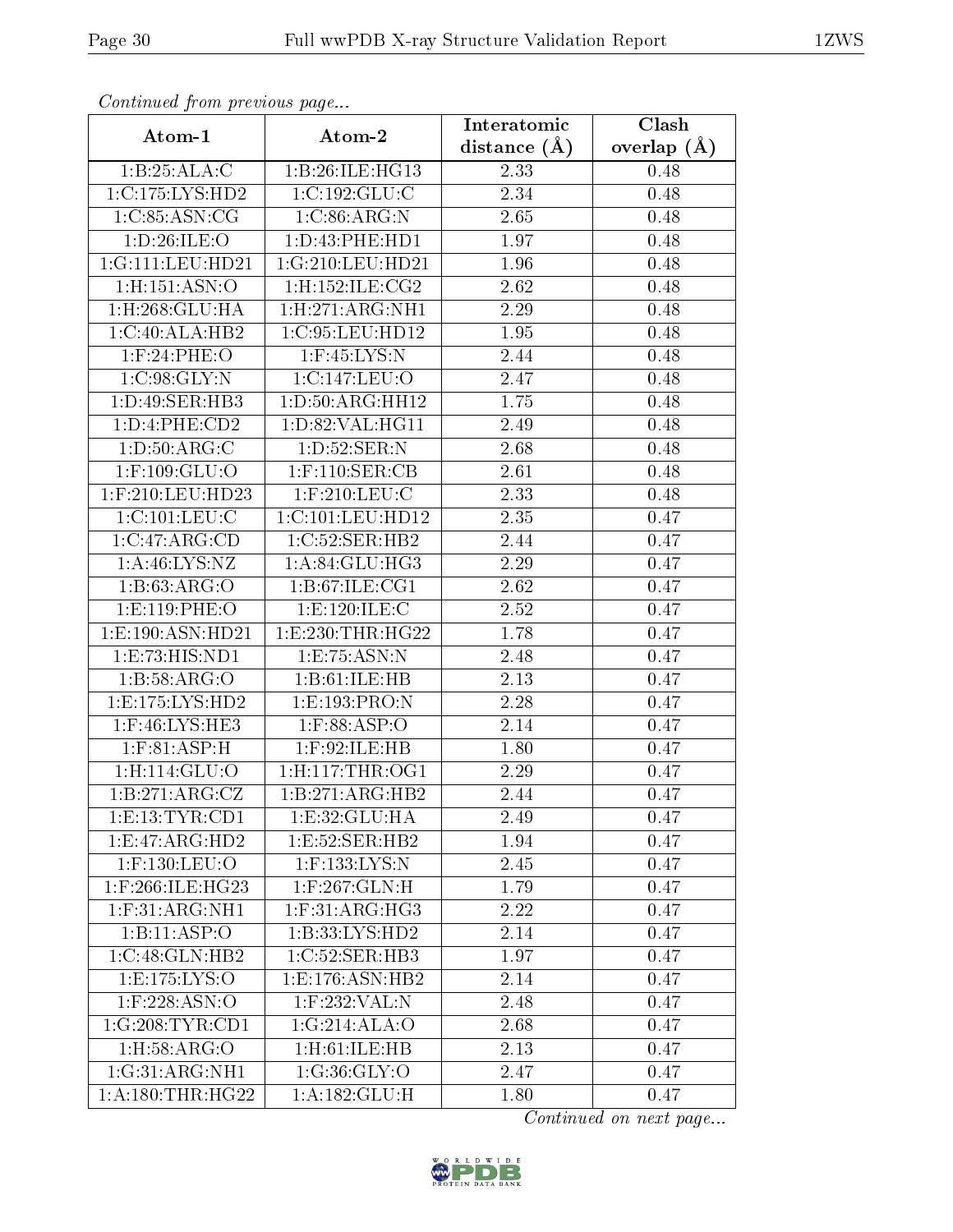*Continued from previous page...*

| Atom-1 | Atom-2 | Interatomic distance (Å) | Clash overlap (Å) |
|---|---|---|---|
| 1:B:25:ALA:C | 1:B:26:ILE:HG13 | 2.33 | 0.48 |
| 1:C:175:LYS:HD2 | 1:C:192:GLU:C | 2.34 | 0.48 |
| 1:C:85:ASN:CG | 1:C:86:ARG:N | 2.65 | 0.48 |
| 1:D:26:ILE:O | 1:D:43:PHE:HD1 | 1.97 | 0.48 |
| 1:G:111:LEU:HD21 | 1:G:210:LEU:HD21 | 1.96 | 0.48 |
| 1:H:151:ASN:O | 1:H:152:ILE:CG2 | 2.62 | 0.48 |
| 1:H:268:GLU:HA | 1:H:271:ARG:NH1 | 2.29 | 0.48 |
| 1:C:40:ALA:HB2 | 1:C:95:LEU:HD12 | 1.95 | 0.48 |
| 1:F:24:PHE:O | 1:F:45:LYS:N | 2.44 | 0.48 |
| 1:C:98:GLY:N | 1:C:147:LEU:O | 2.47 | 0.48 |
| 1:D:49:SER:HB3 | 1:D:50:ARG:HH12 | 1.75 | 0.48 |
| 1:D:4:PHE:CD2 | 1:D:82:VAL:HG11 | 2.49 | 0.48 |
| 1:D:50:ARG:C | 1:D:52:SER:N | 2.68 | 0.48 |
| 1:F:109:GLU:O | 1:F:110:SER:CB | 2.61 | 0.48 |
| 1:F:210:LEU:HD23 | 1:F:210:LEU:C | 2.33 | 0.48 |
| 1:C:101:LEU:C | 1:C:101:LEU:HD12 | 2.35 | 0.47 |
| 1:C:47:ARG:CD | 1:C:52:SER:HB2 | 2.44 | 0.47 |
| 1:A:46:LYS:NZ | 1:A:84:GLU:HG3 | 2.29 | 0.47 |
| 1:B:63:ARG:O | 1:B:67:ILE:CG1 | 2.62 | 0.47 |
| 1:E:119:PHE:O | 1:E:120:ILE:C | 2.52 | 0.47 |
| 1:E:190:ASN:HD21 | 1:E:230:THR:HG22 | 1.78 | 0.47 |
| 1:E:73:HIS:ND1 | 1:E:75:ASN:N | 2.48 | 0.47 |
| 1:B:58:ARG:O | 1:B:61:ILE:HB | 2.13 | 0.47 |
| 1:E:175:LYS:HD2 | 1:E:193:PRO:N | 2.28 | 0.47 |
| 1:F:46:LYS:HE3 | 1:F:88:ASP:O | 2.14 | 0.47 |
| 1:F:81:ASP:H | 1:F:92:ILE:HB | 1.80 | 0.47 |
| 1:H:114:GLU:O | 1:H:117:THR:OG1 | 2.29 | 0.47 |
| 1:B:271:ARG:CZ | 1:B:271:ARG:HB2 | 2.44 | 0.47 |
| 1:E:13:TYR:CD1 | 1:E:32:GLU:HA | 2.49 | 0.47 |
| 1:E:47:ARG:HD2 | 1:E:52:SER:HB2 | 1.94 | 0.47 |
| 1:F:130:LEU:O | 1:F:133:LYS:N | 2.45 | 0.47 |
| 1:F:266:ILE:HG23 | 1:F:267:GLN:H | 1.79 | 0.47 |
| 1:F:31:ARG:NH1 | 1:F:31:ARG:HG3 | 2.22 | 0.47 |
| 1:B:11:ASP:O | 1:B:33:LYS:HD2 | 2.14 | 0.47 |
| 1:C:48:GLN:HB2 | 1:C:52:SER:HB3 | 1.97 | 0.47 |
| 1:E:175:LYS:O | 1:E:176:ASN:HB2 | 2.14 | 0.47 |
| 1:F:228:ASN:O | 1:F:232:VAL:N | 2.48 | 0.47 |
| 1:G:208:TYR:CD1 | 1:G:214:ALA:O | 2.68 | 0.47 |
| 1:H:58:ARG:O | 1:H:61:ILE:HB | 2.13 | 0.47 |
| 1:G:31:ARG:NH1 | 1:G:36:GLY:O | 2.47 | 0.47 |
| 1:A:180:THR:HG22 | 1:A:182:GLU:H | 1.80 | 0.47 |

*Continued on next page...*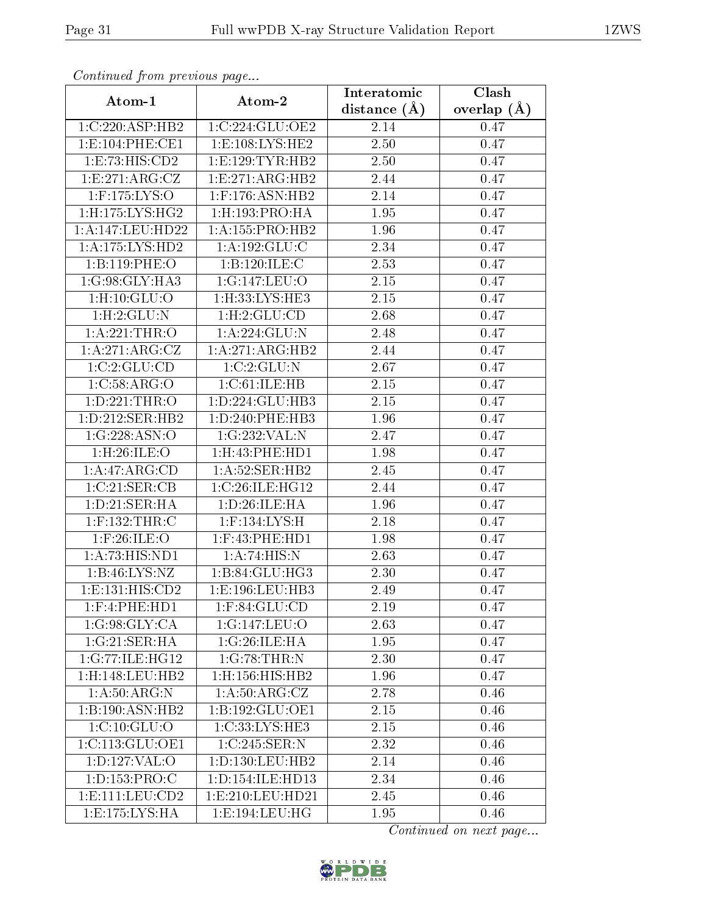*Continued from previous page...*

| Atom-1 | Atom-2 | Interatomic distance (Å) | Clash overlap (Å) |
|---|---|---|---|
| 1:C:220:ASP:HB2 | 1:C:224:GLU:OE2 | 2.14 | 0.47 |
| 1:E:104:PHE:CE1 | 1:E:108:LYS:HE2 | 2.50 | 0.47 |
| 1:E:73:HIS:CD2 | 1:E:129:TYR:HB2 | 2.50 | 0.47 |
| 1:E:271:ARG:CZ | 1:E:271:ARG:HB2 | 2.44 | 0.47 |
| 1:F:175:LYS:O | 1:F:176:ASN:HB2 | 2.14 | 0.47 |
| 1:H:175:LYS:HG2 | 1:H:193:PRO:HA | 1.95 | 0.47 |
| 1:A:147:LEU:HD22 | 1:A:155:PRO:HB2 | 1.96 | 0.47 |
| 1:A:175:LYS:HD2 | 1:A:192:GLU:C | 2.34 | 0.47 |
| 1:B:119:PHE:O | 1:B:120:ILE:C | 2.53 | 0.47 |
| 1:G:98:GLY:HA3 | 1:G:147:LEU:O | 2.15 | 0.47 |
| 1:H:10:GLU:O | 1:H:33:LYS:HE3 | 2.15 | 0.47 |
| 1:H:2:GLU:N | 1:H:2:GLU:CD | 2.68 | 0.47 |
| 1:A:221:THR:O | 1:A:224:GLU:N | 2.48 | 0.47 |
| 1:A:271:ARG:CZ | 1:A:271:ARG:HB2 | 2.44 | 0.47 |
| 1:C:2:GLU:CD | 1:C:2:GLU:N | 2.67 | 0.47 |
| 1:C:58:ARG:O | 1:C:61:ILE:HB | 2.15 | 0.47 |
| 1:D:221:THR:O | 1:D:224:GLU:HB3 | 2.15 | 0.47 |
| 1:D:212:SER:HB2 | 1:D:240:PHE:HB3 | 1.96 | 0.47 |
| 1:G:228:ASN:O | 1:G:232:VAL:N | 2.47 | 0.47 |
| 1:H:26:ILE:O | 1:H:43:PHE:HD1 | 1.98 | 0.47 |
| 1:A:47:ARG:CD | 1:A:52:SER:HB2 | 2.45 | 0.47 |
| 1:C:21:SER:CB | 1:C:26:ILE:HG12 | 2.44 | 0.47 |
| 1:D:21:SER:HA | 1:D:26:ILE:HA | 1.96 | 0.47 |
| 1:F:132:THR:C | 1:F:134:LYS:H | 2.18 | 0.47 |
| 1:F:26:ILE:O | 1:F:43:PHE:HD1 | 1.98 | 0.47 |
| 1:A:73:HIS:ND1 | 1:A:74:HIS:N | 2.63 | 0.47 |
| 1:B:46:LYS:NZ | 1:B:84:GLU:HG3 | 2.30 | 0.47 |
| 1:E:131:HIS:CD2 | 1:E:196:LEU:HB3 | 2.49 | 0.47 |
| 1:F:4:PHE:HD1 | 1:F:84:GLU:CD | 2.19 | 0.47 |
| 1:G:98:GLY:CA | 1:G:147:LEU:O | 2.63 | 0.47 |
| 1:G:21:SER:HA | 1:G:26:ILE:HA | 1.95 | 0.47 |
| 1:G:77:ILE:HG12 | 1:G:78:THR:N | 2.30 | 0.47 |
| 1:H:148:LEU:HB2 | 1:H:156:HIS:HB2 | 1.96 | 0.47 |
| 1:A:50:ARG:N | 1:A:50:ARG:CZ | 2.78 | 0.46 |
| 1:B:190:ASN:HB2 | 1:B:192:GLU:OE1 | 2.15 | 0.46 |
| 1:C:10:GLU:O | 1:C:33:LYS:HE3 | 2.15 | 0.46 |
| 1:C:113:GLU:OE1 | 1:C:245:SER:N | 2.32 | 0.46 |
| 1:D:127:VAL:O | 1:D:130:LEU:HB2 | 2.14 | 0.46 |
| 1:D:153:PRO:C | 1:D:154:ILE:HD13 | 2.34 | 0.46 |
| 1:E:111:LEU:CD2 | 1:E:210:LEU:HD21 | 2.45 | 0.46 |
| 1:E:175:LYS:HA | 1:E:194:LEU:HG | 1.95 | 0.46 |

*Continued on next page...*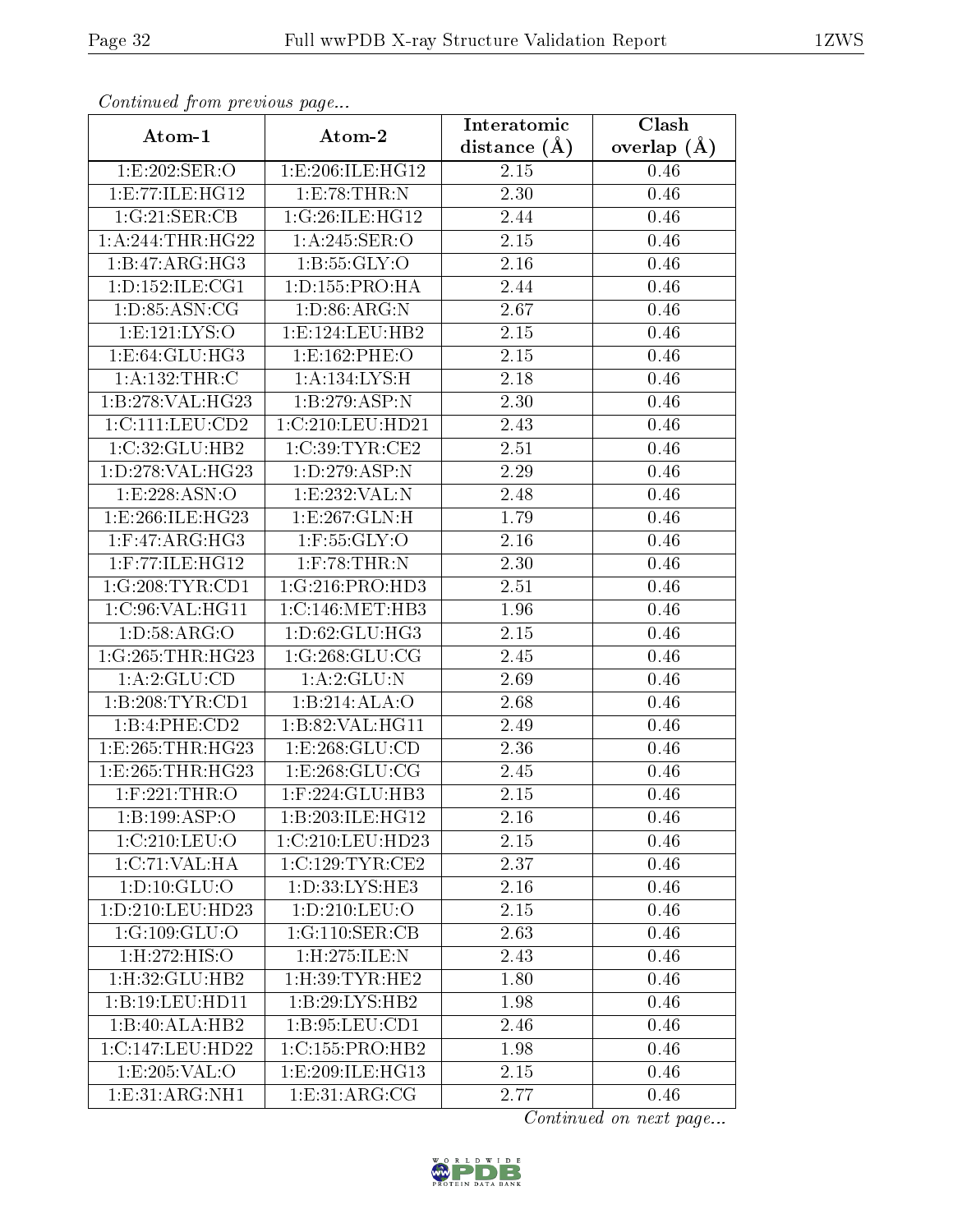*Continued from previous page...*

| Atom-1 | Atom-2 | Interatomic distance (Å) | Clash overlap (Å) |
|---|---|---|---|
| 1:E:202:SER:O | 1:E:206:ILE:HG12 | 2.15 | 0.46 |
| 1:E:77:ILE:HG12 | 1:E:78:THR:N | 2.30 | 0.46 |
| 1:G:21:SER:CB | 1:G:26:ILE:HG12 | 2.44 | 0.46 |
| 1:A:244:THR:HG22 | 1:A:245:SER:O | 2.15 | 0.46 |
| 1:B:47:ARG:HG3 | 1:B:55:GLY:O | 2.16 | 0.46 |
| 1:D:152:ILE:CG1 | 1:D:155:PRO:HA | 2.44 | 0.46 |
| 1:D:85:ASN:CG | 1:D:86:ARG:N | 2.67 | 0.46 |
| 1:E:121:LYS:O | 1:E:124:LEU:HB2 | 2.15 | 0.46 |
| 1:E:64:GLU:HG3 | 1:E:162:PHE:O | 2.15 | 0.46 |
| 1:A:132:THR:C | 1:A:134:LYS:H | 2.18 | 0.46 |
| 1:B:278:VAL:HG23 | 1:B:279:ASP:N | 2.30 | 0.46 |
| 1:C:111:LEU:CD2 | 1:C:210:LEU:HD21 | 2.43 | 0.46 |
| 1:C:32:GLU:HB2 | 1:C:39:TYR:CE2 | 2.51 | 0.46 |
| 1:D:278:VAL:HG23 | 1:D:279:ASP:N | 2.29 | 0.46 |
| 1:E:228:ASN:O | 1:E:232:VAL:N | 2.48 | 0.46 |
| 1:E:266:ILE:HG23 | 1:E:267:GLN:H | 1.79 | 0.46 |
| 1:F:47:ARG:HG3 | 1:F:55:GLY:O | 2.16 | 0.46 |
| 1:F:77:ILE:HG12 | 1:F:78:THR:N | 2.30 | 0.46 |
| 1:G:208:TYR:CD1 | 1:G:216:PRO:HD3 | 2.51 | 0.46 |
| 1:C:96:VAL:HG11 | 1:C:146:MET:HB3 | 1.96 | 0.46 |
| 1:D:58:ARG:O | 1:D:62:GLU:HG3 | 2.15 | 0.46 |
| 1:G:265:THR:HG23 | 1:G:268:GLU:CG | 2.45 | 0.46 |
| 1:A:2:GLU:CD | 1:A:2:GLU:N | 2.69 | 0.46 |
| 1:B:208:TYR:CD1 | 1:B:214:ALA:O | 2.68 | 0.46 |
| 1:B:4:PHE:CD2 | 1:B:82:VAL:HG11 | 2.49 | 0.46 |
| 1:E:265:THR:HG23 | 1:E:268:GLU:CD | 2.36 | 0.46 |
| 1:E:265:THR:HG23 | 1:E:268:GLU:CG | 2.45 | 0.46 |
| 1:F:221:THR:O | 1:F:224:GLU:HB3 | 2.15 | 0.46 |
| 1:B:199:ASP:O | 1:B:203:ILE:HG12 | 2.16 | 0.46 |
| 1:C:210:LEU:O | 1:C:210:LEU:HD23 | 2.15 | 0.46 |
| 1:C:71:VAL:HA | 1:C:129:TYR:CE2 | 2.37 | 0.46 |
| 1:D:10:GLU:O | 1:D:33:LYS:HE3 | 2.16 | 0.46 |
| 1:D:210:LEU:HD23 | 1:D:210:LEU:O | 2.15 | 0.46 |
| 1:G:109:GLU:O | 1:G:110:SER:CB | 2.63 | 0.46 |
| 1:H:272:HIS:O | 1:H:275:ILE:N | 2.43 | 0.46 |
| 1:H:32:GLU:HB2 | 1:H:39:TYR:HE2 | 1.80 | 0.46 |
| 1:B:19:LEU:HD11 | 1:B:29:LYS:HB2 | 1.98 | 0.46 |
| 1:B:40:ALA:HB2 | 1:B:95:LEU:CD1 | 2.46 | 0.46 |
| 1:C:147:LEU:HD22 | 1:C:155:PRO:HB2 | 1.98 | 0.46 |
| 1:E:205:VAL:O | 1:E:209:ILE:HG13 | 2.15 | 0.46 |
| 1:E:31:ARG:NH1 | 1:E:31:ARG:CG | 2.77 | 0.46 |

*Continued on next page...*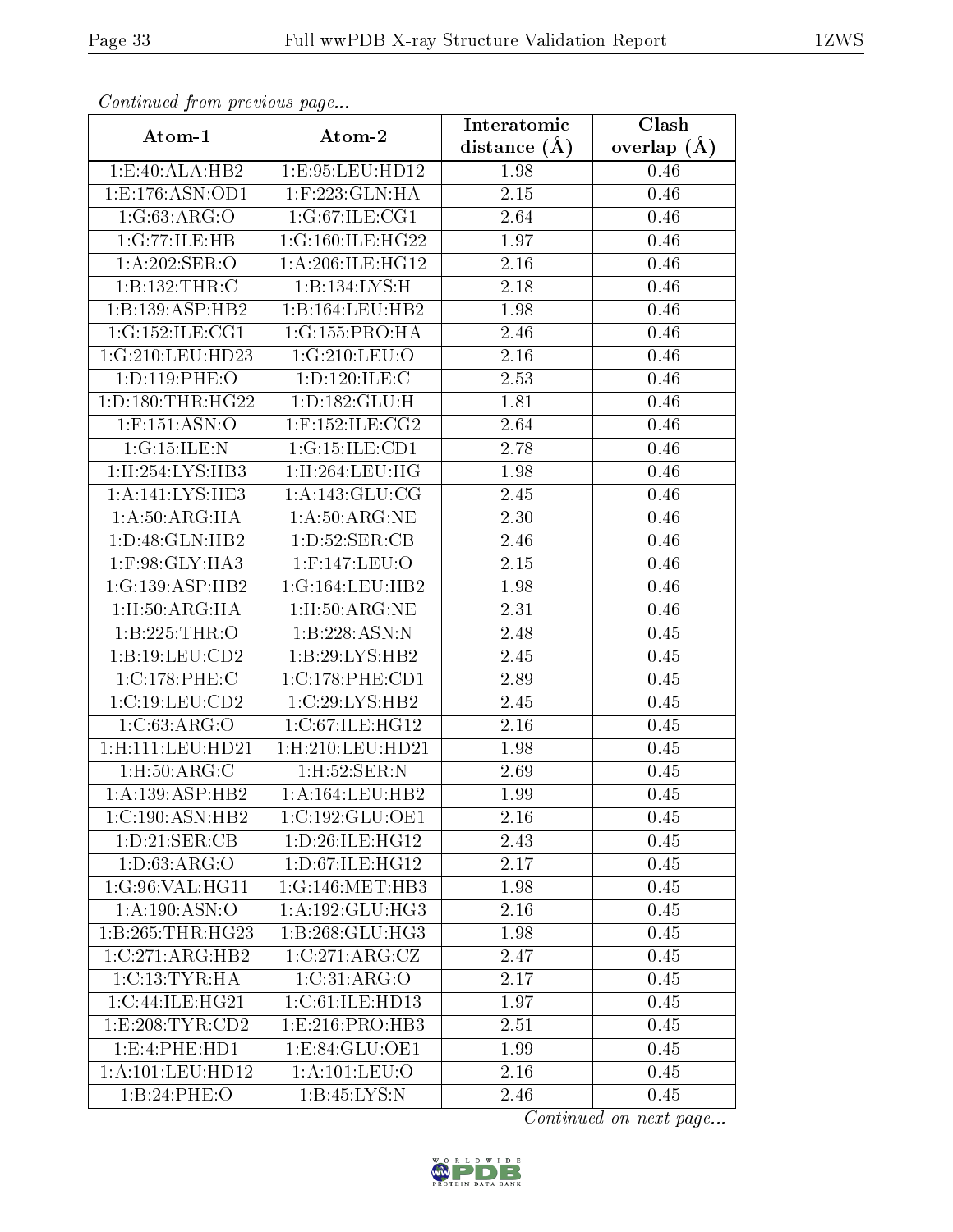*Continued from previous page...*

| Atom-1 | Atom-2 | Interatomic distance (Å) | Clash overlap (Å) |
|---|---|---|---|
| 1:E:40:ALA:HB2 | 1:E:95:LEU:HD12 | 1.98 | 0.46 |
| 1:E:176:ASN:OD1 | 1:F:223:GLN:HA | 2.15 | 0.46 |
| 1:G:63:ARG:O | 1:G:67:ILE:CG1 | 2.64 | 0.46 |
| 1:G:77:ILE:HB | 1:G:160:ILE:HG22 | 1.97 | 0.46 |
| 1:A:202:SER:O | 1:A:206:ILE:HG12 | 2.16 | 0.46 |
| 1:B:132:THR:C | 1:B:134:LYS:H | 2.18 | 0.46 |
| 1:B:139:ASP:HB2 | 1:B:164:LEU:HB2 | 1.98 | 0.46 |
| 1:G:152:ILE:CG1 | 1:G:155:PRO:HA | 2.46 | 0.46 |
| 1:G:210:LEU:HD23 | 1:G:210:LEU:O | 2.16 | 0.46 |
| 1:D:119:PHE:O | 1:D:120:ILE:C | 2.53 | 0.46 |
| 1:D:180:THR:HG22 | 1:D:182:GLU:H | 1.81 | 0.46 |
| 1:F:151:ASN:O | 1:F:152:ILE:CG2 | 2.64 | 0.46 |
| 1:G:15:ILE:N | 1:G:15:ILE:CD1 | 2.78 | 0.46 |
| 1:H:254:LYS:HB3 | 1:H:264:LEU:HG | 1.98 | 0.46 |
| 1:A:141:LYS:HE3 | 1:A:143:GLU:CG | 2.45 | 0.46 |
| 1:A:50:ARG:HA | 1:A:50:ARG:NE | 2.30 | 0.46 |
| 1:D:48:GLN:HB2 | 1:D:52:SER:CB | 2.46 | 0.46 |
| 1:F:98:GLY:HA3 | 1:F:147:LEU:O | 2.15 | 0.46 |
| 1:G:139:ASP:HB2 | 1:G:164:LEU:HB2 | 1.98 | 0.46 |
| 1:H:50:ARG:HA | 1:H:50:ARG:NE | 2.31 | 0.46 |
| 1:B:225:THR:O | 1:B:228:ASN:N | 2.48 | 0.45 |
| 1:B:19:LEU:CD2 | 1:B:29:LYS:HB2 | 2.45 | 0.45 |
| 1:C:178:PHE:C | 1:C:178:PHE:CD1 | 2.89 | 0.45 |
| 1:C:19:LEU:CD2 | 1:C:29:LYS:HB2 | 2.45 | 0.45 |
| 1:C:63:ARG:O | 1:C:67:ILE:HG12 | 2.16 | 0.45 |
| 1:H:111:LEU:HD21 | 1:H:210:LEU:HD21 | 1.98 | 0.45 |
| 1:H:50:ARG:C | 1:H:52:SER:N | 2.69 | 0.45 |
| 1:A:139:ASP:HB2 | 1:A:164:LEU:HB2 | 1.99 | 0.45 |
| 1:C:190:ASN:HB2 | 1:C:192:GLU:OE1 | 2.16 | 0.45 |
| 1:D:21:SER:CB | 1:D:26:ILE:HG12 | 2.43 | 0.45 |
| 1:D:63:ARG:O | 1:D:67:ILE:HG12 | 2.17 | 0.45 |
| 1:G:96:VAL:HG11 | 1:G:146:MET:HB3 | 1.98 | 0.45 |
| 1:A:190:ASN:O | 1:A:192:GLU:HG3 | 2.16 | 0.45 |
| 1:B:265:THR:HG23 | 1:B:268:GLU:HG3 | 1.98 | 0.45 |
| 1:C:271:ARG:HB2 | 1:C:271:ARG:CZ | 2.47 | 0.45 |
| 1:C:13:TYR:HA | 1:C:31:ARG:O | 2.17 | 0.45 |
| 1:C:44:ILE:HG21 | 1:C:61:ILE:HD13 | 1.97 | 0.45 |
| 1:E:208:TYR:CD2 | 1:E:216:PRO:HB3 | 2.51 | 0.45 |
| 1:E:4:PHE:HD1 | 1:E:84:GLU:OE1 | 1.99 | 0.45 |
| 1:A:101:LEU:HD12 | 1:A:101:LEU:O | 2.16 | 0.45 |
| 1:B:24:PHE:O | 1:B:45:LYS:N | 2.46 | 0.45 |

*Continued on next page...*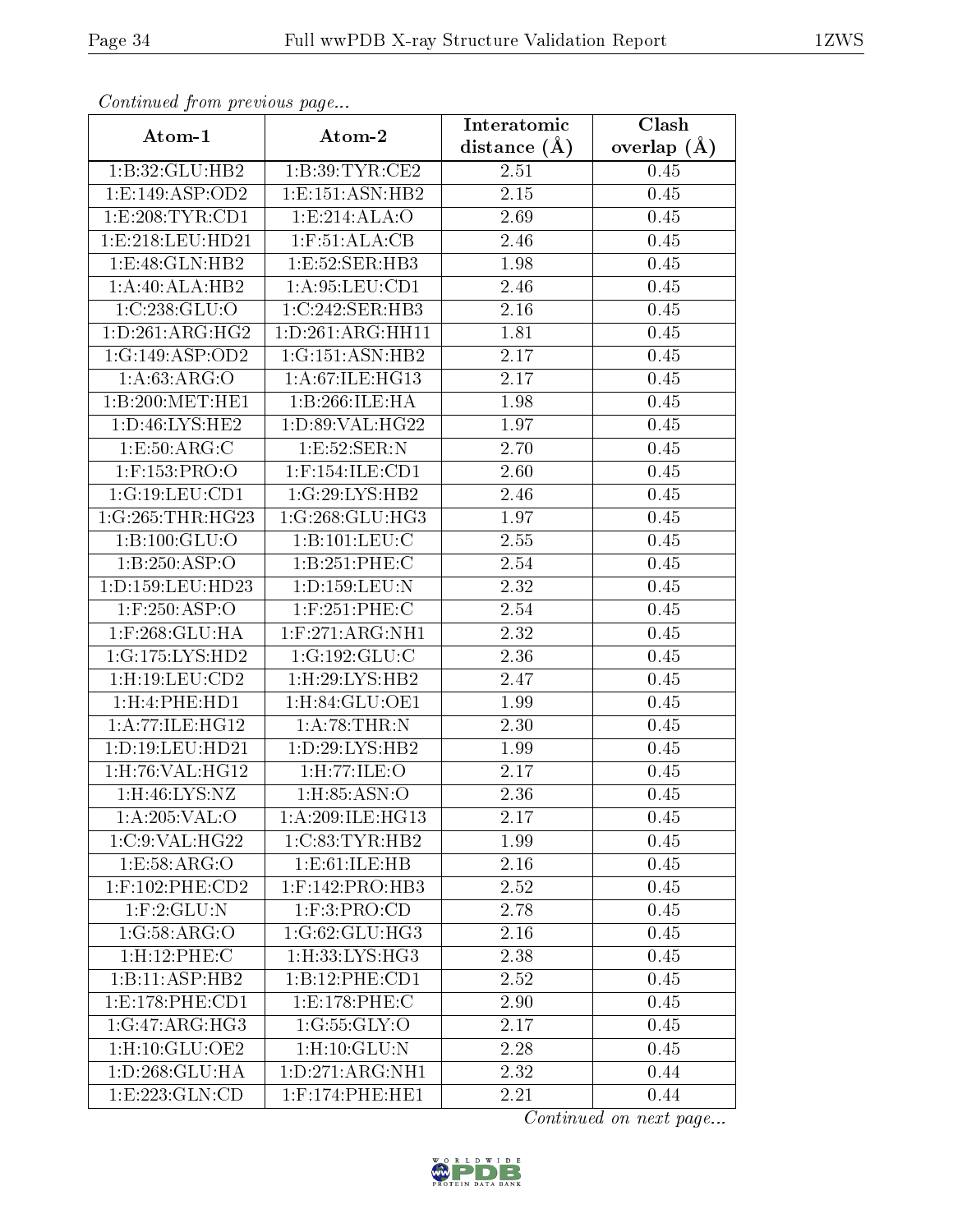*Continued from previous page...*

| Atom-1 | Atom-2 | Interatomic distance (Å) | Clash overlap (Å) |
| --- | --- | --- | --- |
| 1:B:32:GLU:HB2 | 1:B:39:TYR:CE2 | 2.51 | 0.45 |
| 1:E:149:ASP:OD2 | 1:E:151:ASN:HB2 | 2.15 | 0.45 |
| 1:E:208:TYR:CD1 | 1:E:214:ALA:O | 2.69 | 0.45 |
| 1:E:218:LEU:HD21 | 1:F:51:ALA:CB | 2.46 | 0.45 |
| 1:E:48:GLN:HB2 | 1:E:52:SER:HB3 | 1.98 | 0.45 |
| 1:A:40:ALA:HB2 | 1:A:95:LEU:CD1 | 2.46 | 0.45 |
| 1:C:238:GLU:O | 1:C:242:SER:HB3 | 2.16 | 0.45 |
| 1:D:261:ARG:HG2 | 1:D:261:ARG:HH11 | 1.81 | 0.45 |
| 1:G:149:ASP:OD2 | 1:G:151:ASN:HB2 | 2.17 | 0.45 |
| 1:A:63:ARG:O | 1:A:67:ILE:HG13 | 2.17 | 0.45 |
| 1:B:200:MET:HE1 | 1:B:266:ILE:HA | 1.98 | 0.45 |
| 1:D:46:LYS:HE2 | 1:D:89:VAL:HG22 | 1.97 | 0.45 |
| 1:E:50:ARG:C | 1:E:52:SER:N | 2.70 | 0.45 |
| 1:F:153:PRO:O | 1:F:154:ILE:CD1 | 2.60 | 0.45 |
| 1:G:19:LEU:CD1 | 1:G:29:LYS:HB2 | 2.46 | 0.45 |
| 1:G:265:THR:HG23 | 1:G:268:GLU:HG3 | 1.97 | 0.45 |
| 1:B:100:GLU:O | 1:B:101:LEU:C | 2.55 | 0.45 |
| 1:B:250:ASP:O | 1:B:251:PHE:C | 2.54 | 0.45 |
| 1:D:159:LEU:HD23 | 1:D:159:LEU:N | 2.32 | 0.45 |
| 1:F:250:ASP:O | 1:F:251:PHE:C | 2.54 | 0.45 |
| 1:F:268:GLU:HA | 1:F:271:ARG:NH1 | 2.32 | 0.45 |
| 1:G:175:LYS:HD2 | 1:G:192:GLU:C | 2.36 | 0.45 |
| 1:H:19:LEU:CD2 | 1:H:29:LYS:HB2 | 2.47 | 0.45 |
| 1:H:4:PHE:HD1 | 1:H:84:GLU:OE1 | 1.99 | 0.45 |
| 1:A:77:ILE:HG12 | 1:A:78:THR:N | 2.30 | 0.45 |
| 1:D:19:LEU:HD21 | 1:D:29:LYS:HB2 | 1.99 | 0.45 |
| 1:H:76:VAL:HG12 | 1:H:77:ILE:O | 2.17 | 0.45 |
| 1:H:46:LYS:NZ | 1:H:85:ASN:O | 2.36 | 0.45 |
| 1:A:205:VAL:O | 1:A:209:ILE:HG13 | 2.17 | 0.45 |
| 1:C:9:VAL:HG22 | 1:C:83:TYR:HB2 | 1.99 | 0.45 |
| 1:E:58:ARG:O | 1:E:61:ILE:HB | 2.16 | 0.45 |
| 1:F:102:PHE:CD2 | 1:F:142:PRO:HB3 | 2.52 | 0.45 |
| 1:F:2:GLU:N | 1:F:3:PRO:CD | 2.78 | 0.45 |
| 1:G:58:ARG:O | 1:G:62:GLU:HG3 | 2.16 | 0.45 |
| 1:H:12:PHE:C | 1:H:33:LYS:HG3 | 2.38 | 0.45 |
| 1:B:11:ASP:HB2 | 1:B:12:PHE:CD1 | 2.52 | 0.45 |
| 1:E:178:PHE:CD1 | 1:E:178:PHE:C | 2.90 | 0.45 |
| 1:G:47:ARG:HG3 | 1:G:55:GLY:O | 2.17 | 0.45 |
| 1:H:10:GLU:OE2 | 1:H:10:GLU:N | 2.28 | 0.45 |
| 1:D:268:GLU:HA | 1:D:271:ARG:NH1 | 2.32 | 0.44 |
| 1:E:223:GLN:CD | 1:F:174:PHE:HE1 | 2.21 | 0.44 |

*Continued on next page...*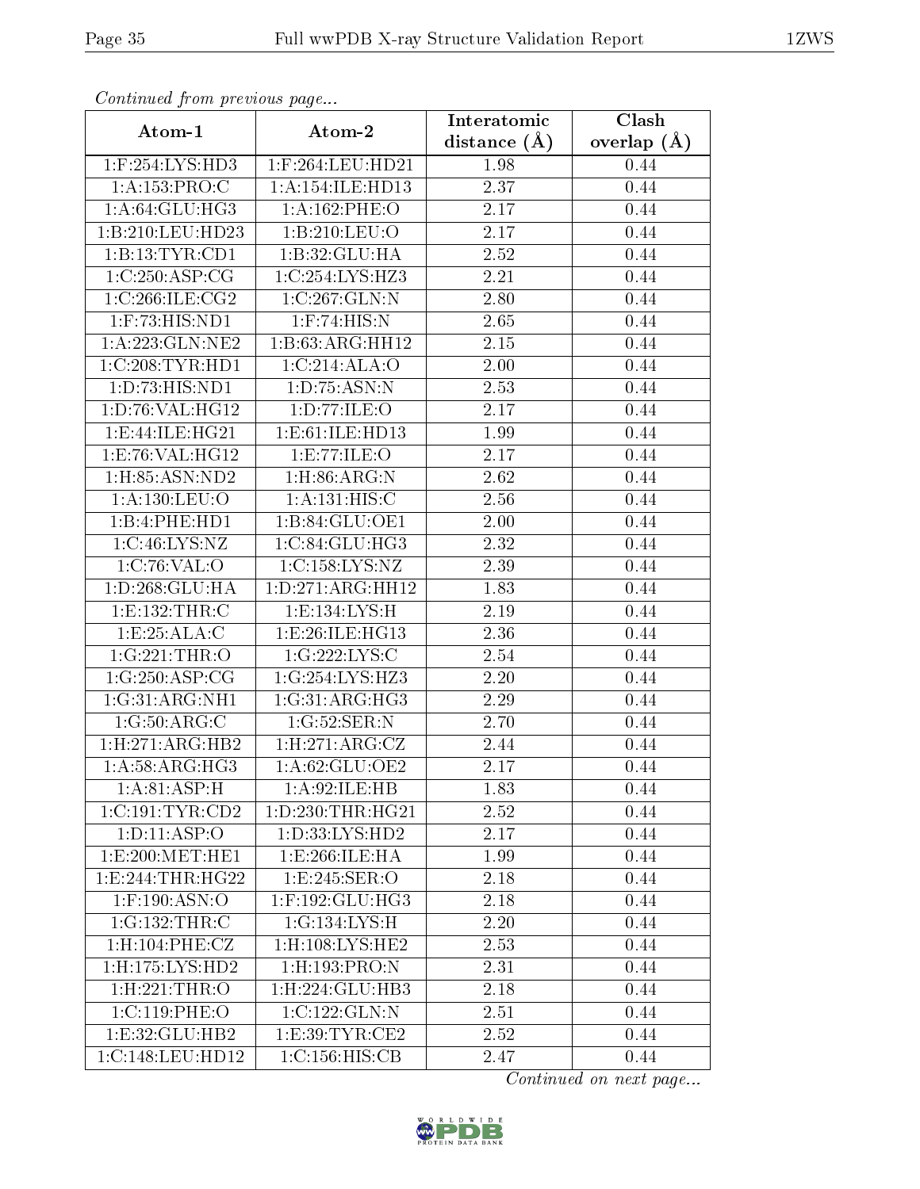*Continued from previous page...*

| Atom-1 | Atom-2 | Interatomic distance (Å) | Clash overlap (Å) |
|---|---|---|---|
| 1:F:254:LYS:HD3 | 1:F:264:LEU:HD21 | 1.98 | 0.44 |
| 1:A:153:PRO:C | 1:A:154:ILE:HD13 | 2.37 | 0.44 |
| 1:A:64:GLU:HG3 | 1:A:162:PHE:O | 2.17 | 0.44 |
| 1:B:210:LEU:HD23 | 1:B:210:LEU:O | 2.17 | 0.44 |
| 1:B:13:TYR:CD1 | 1:B:32:GLU:HA | 2.52 | 0.44 |
| 1:C:250:ASP:CG | 1:C:254:LYS:HZ3 | 2.21 | 0.44 |
| 1:C:266:ILE:CG2 | 1:C:267:GLN:N | 2.80 | 0.44 |
| 1:F:73:HIS:ND1 | 1:F:74:HIS:N | 2.65 | 0.44 |
| 1:A:223:GLN:NE2 | 1:B:63:ARG:HH12 | 2.15 | 0.44 |
| 1:C:208:TYR:HD1 | 1:C:214:ALA:O | 2.00 | 0.44 |
| 1:D:73:HIS:ND1 | 1:D:75:ASN:N | 2.53 | 0.44 |
| 1:D:76:VAL:HG12 | 1:D:77:ILE:O | 2.17 | 0.44 |
| 1:E:44:ILE:HG21 | 1:E:61:ILE:HD13 | 1.99 | 0.44 |
| 1:E:76:VAL:HG12 | 1:E:77:ILE:O | 2.17 | 0.44 |
| 1:H:85:ASN:ND2 | 1:H:86:ARG:N | 2.62 | 0.44 |
| 1:A:130:LEU:O | 1:A:131:HIS:C | 2.56 | 0.44 |
| 1:B:4:PHE:HD1 | 1:B:84:GLU:OE1 | 2.00 | 0.44 |
| 1:C:46:LYS:NZ | 1:C:84:GLU:HG3 | 2.32 | 0.44 |
| 1:C:76:VAL:O | 1:C:158:LYS:NZ | 2.39 | 0.44 |
| 1:D:268:GLU:HA | 1:D:271:ARG:HH12 | 1.83 | 0.44 |
| 1:E:132:THR:C | 1:E:134:LYS:H | 2.19 | 0.44 |
| 1:E:25:ALA:C | 1:E:26:ILE:HG13 | 2.36 | 0.44 |
| 1:G:221:THR:O | 1:G:222:LYS:C | 2.54 | 0.44 |
| 1:G:250:ASP:CG | 1:G:254:LYS:HZ3 | 2.20 | 0.44 |
| 1:G:31:ARG:NH1 | 1:G:31:ARG:HG3 | 2.29 | 0.44 |
| 1:G:50:ARG:C | 1:G:52:SER:N | 2.70 | 0.44 |
| 1:H:271:ARG:HB2 | 1:H:271:ARG:CZ | 2.44 | 0.44 |
| 1:A:58:ARG:HG3 | 1:A:62:GLU:OE2 | 2.17 | 0.44 |
| 1:A:81:ASP:H | 1:A:92:ILE:HB | 1.83 | 0.44 |
| 1:C:191:TYR:CD2 | 1:D:230:THR:HG21 | 2.52 | 0.44 |
| 1:D:11:ASP:O | 1:D:33:LYS:HD2 | 2.17 | 0.44 |
| 1:E:200:MET:HE1 | 1:E:266:ILE:HA | 1.99 | 0.44 |
| 1:E:244:THR:HG22 | 1:E:245:SER:O | 2.18 | 0.44 |
| 1:F:190:ASN:O | 1:F:192:GLU:HG3 | 2.18 | 0.44 |
| 1:G:132:THR:C | 1:G:134:LYS:H | 2.20 | 0.44 |
| 1:H:104:PHE:CZ | 1:H:108:LYS:HE2 | 2.53 | 0.44 |
| 1:H:175:LYS:HD2 | 1:H:193:PRO:N | 2.31 | 0.44 |
| 1:H:221:THR:O | 1:H:224:GLU:HB3 | 2.18 | 0.44 |
| 1:C:119:PHE:O | 1:C:122:GLN:N | 2.51 | 0.44 |
| 1:E:32:GLU:HB2 | 1:E:39:TYR:CE2 | 2.52 | 0.44 |
| 1:C:148:LEU:HD12 | 1:C:156:HIS:CB | 2.47 | 0.44 |

*Continued on next page...*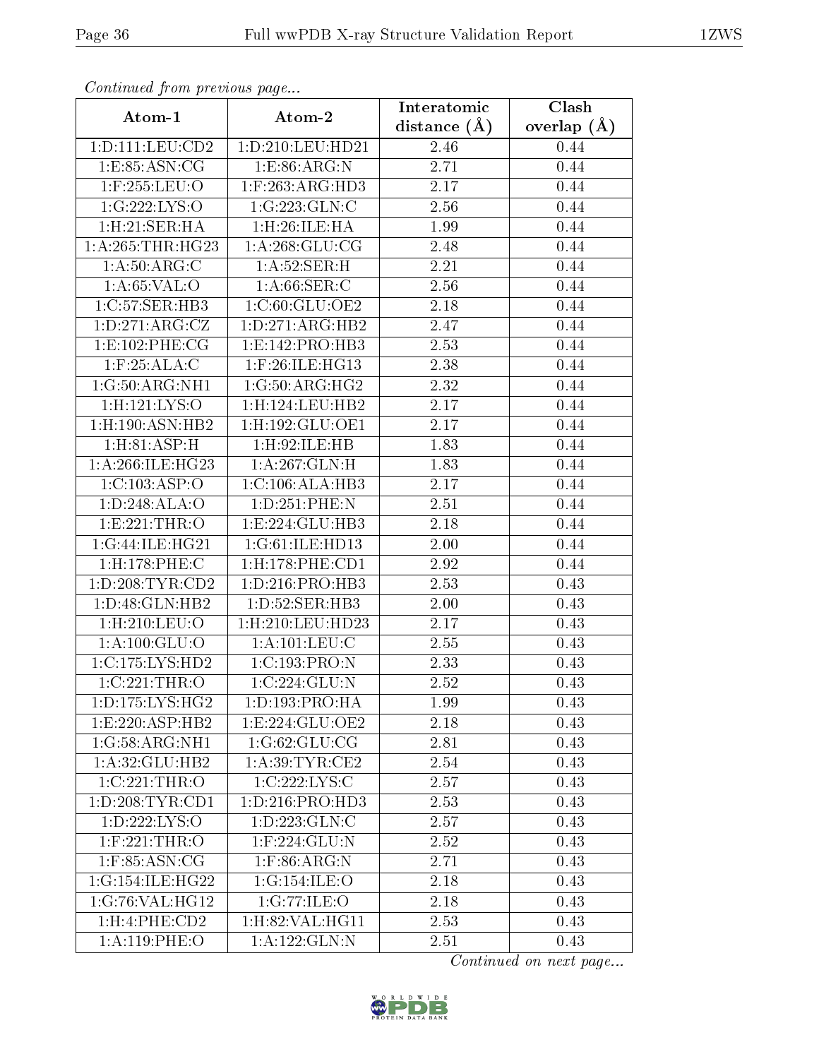*Continued from previous page...*

| Atom-1 | Atom-2 | Interatomic distance (Å) | Clash overlap (Å) |
|---|---|---|---|
| 1:D:111:LEU:CD2 | 1:D:210:LEU:HD21 | 2.46 | 0.44 |
| 1:E:85:ASN:CG | 1:E:86:ARG:N | 2.71 | 0.44 |
| 1:F:255:LEU:O | 1:F:263:ARG:HD3 | 2.17 | 0.44 |
| 1:G:222:LYS:O | 1:G:223:GLN:C | 2.56 | 0.44 |
| 1:H:21:SER:HA | 1:H:26:ILE:HA | 1.99 | 0.44 |
| 1:A:265:THR:HG23 | 1:A:268:GLU:CG | 2.48 | 0.44 |
| 1:A:50:ARG:C | 1:A:52:SER:H | 2.21 | 0.44 |
| 1:A:65:VAL:O | 1:A:66:SER:C | 2.56 | 0.44 |
| 1:C:57:SER:HB3 | 1:C:60:GLU:OE2 | 2.18 | 0.44 |
| 1:D:271:ARG:CZ | 1:D:271:ARG:HB2 | 2.47 | 0.44 |
| 1:E:102:PHE:CG | 1:E:142:PRO:HB3 | 2.53 | 0.44 |
| 1:F:25:ALA:C | 1:F:26:ILE:HG13 | 2.38 | 0.44 |
| 1:G:50:ARG:NH1 | 1:G:50:ARG:HG2 | 2.32 | 0.44 |
| 1:H:121:LYS:O | 1:H:124:LEU:HB2 | 2.17 | 0.44 |
| 1:H:190:ASN:HB2 | 1:H:192:GLU:OE1 | 2.17 | 0.44 |
| 1:H:81:ASP:H | 1:H:92:ILE:HB | 1.83 | 0.44 |
| 1:A:266:ILE:HG23 | 1:A:267:GLN:H | 1.83 | 0.44 |
| 1:C:103:ASP:O | 1:C:106:ALA:HB3 | 2.17 | 0.44 |
| 1:D:248:ALA:O | 1:D:251:PHE:N | 2.51 | 0.44 |
| 1:E:221:THR:O | 1:E:224:GLU:HB3 | 2.18 | 0.44 |
| 1:G:44:ILE:HG21 | 1:G:61:ILE:HD13 | 2.00 | 0.44 |
| 1:H:178:PHE:C | 1:H:178:PHE:CD1 | 2.92 | 0.44 |
| 1:D:208:TYR:CD2 | 1:D:216:PRO:HB3 | 2.53 | 0.43 |
| 1:D:48:GLN:HB2 | 1:D:52:SER:HB3 | 2.00 | 0.43 |
| 1:H:210:LEU:O | 1:H:210:LEU:HD23 | 2.17 | 0.43 |
| 1:A:100:GLU:O | 1:A:101:LEU:C | 2.55 | 0.43 |
| 1:C:175:LYS:HD2 | 1:C:193:PRO:N | 2.33 | 0.43 |
| 1:C:221:THR:O | 1:C:224:GLU:N | 2.52 | 0.43 |
| 1:D:175:LYS:HG2 | 1:D:193:PRO:HA | 1.99 | 0.43 |
| 1:E:220:ASP:HB2 | 1:E:224:GLU:OE2 | 2.18 | 0.43 |
| 1:G:58:ARG:NH1 | 1:G:62:GLU:CG | 2.81 | 0.43 |
| 1:A:32:GLU:HB2 | 1:A:39:TYR:CE2 | 2.54 | 0.43 |
| 1:C:221:THR:O | 1:C:222:LYS:C | 2.57 | 0.43 |
| 1:D:208:TYR:CD1 | 1:D:216:PRO:HD3 | 2.53 | 0.43 |
| 1:D:222:LYS:O | 1:D:223:GLN:C | 2.57 | 0.43 |
| 1:F:221:THR:O | 1:F:224:GLU:N | 2.52 | 0.43 |
| 1:F:85:ASN:CG | 1:F:86:ARG:N | 2.71 | 0.43 |
| 1:G:154:ILE:HG22 | 1:G:154:ILE:O | 2.18 | 0.43 |
| 1:G:76:VAL:HG12 | 1:G:77:ILE:O | 2.18 | 0.43 |
| 1:H:4:PHE:CD2 | 1:H:82:VAL:HG11 | 2.53 | 0.43 |
| 1:A:119:PHE:O | 1:A:122:GLN:N | 2.51 | 0.43 |

*Continued on next page...*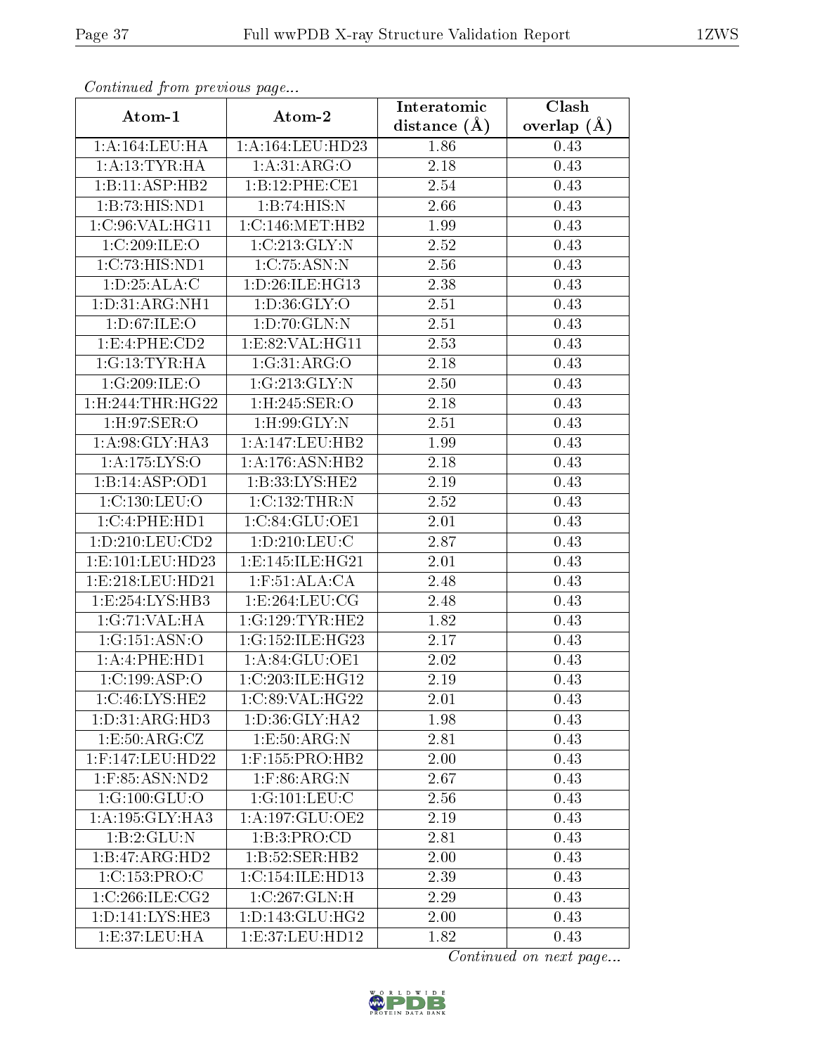*Continued from previous page...*

| Atom-1 | Atom-2 | Interatomic distance (Å) | Clash overlap (Å) |
| --- | --- | --- | --- |
| 1:A:164:LEU:HA | 1:A:164:LEU:HD23 | 1.86 | 0.43 |
| 1:A:13:TYR:HA | 1:A:31:ARG:O | 2.18 | 0.43 |
| 1:B:11:ASP:HB2 | 1:B:12:PHE:CE1 | 2.54 | 0.43 |
| 1:B:73:HIS:ND1 | 1:B:74:HIS:N | 2.66 | 0.43 |
| 1:C:96:VAL:HG11 | 1:C:146:MET:HB2 | 1.99 | 0.43 |
| 1:C:209:ILE:O | 1:C:213:GLY:N | 2.52 | 0.43 |
| 1:C:73:HIS:ND1 | 1:C:75:ASN:N | 2.56 | 0.43 |
| 1:D:25:ALA:C | 1:D:26:ILE:HG13 | 2.38 | 0.43 |
| 1:D:31:ARG:NH1 | 1:D:36:GLY:O | 2.51 | 0.43 |
| 1:D:67:ILE:O | 1:D:70:GLN:N | 2.51 | 0.43 |
| 1:E:4:PHE:CD2 | 1:E:82:VAL:HG11 | 2.53 | 0.43 |
| 1:G:13:TYR:HA | 1:G:31:ARG:O | 2.18 | 0.43 |
| 1:G:209:ILE:O | 1:G:213:GLY:N | 2.50 | 0.43 |
| 1:H:244:THR:HG22 | 1:H:245:SER:O | 2.18 | 0.43 |
| 1:H:97:SER:O | 1:H:99:GLY:N | 2.51 | 0.43 |
| 1:A:98:GLY:HA3 | 1:A:147:LEU:HB2 | 1.99 | 0.43 |
| 1:A:175:LYS:O | 1:A:176:ASN:HB2 | 2.18 | 0.43 |
| 1:B:14:ASP:OD1 | 1:B:33:LYS:HE2 | 2.19 | 0.43 |
| 1:C:130:LEU:O | 1:C:132:THR:N | 2.52 | 0.43 |
| 1:C:4:PHE:HD1 | 1:C:84:GLU:OE1 | 2.01 | 0.43 |
| 1:D:210:LEU:CD2 | 1:D:210:LEU:C | 2.87 | 0.43 |
| 1:E:101:LEU:HD23 | 1:E:145:ILE:HG21 | 2.01 | 0.43 |
| 1:E:218:LEU:HD21 | 1:F:51:ALA:CA | 2.48 | 0.43 |
| 1:E:254:LYS:HB3 | 1:E:264:LEU:CG | 2.48 | 0.43 |
| 1:G:71:VAL:HA | 1:G:129:TYR:HE2 | 1.82 | 0.43 |
| 1:G:151:ASN:O | 1:G:152:ILE:HG23 | 2.17 | 0.43 |
| 1:A:4:PHE:HD1 | 1:A:84:GLU:OE1 | 2.02 | 0.43 |
| 1:C:199:ASP:O | 1:C:203:ILE:HG12 | 2.19 | 0.43 |
| 1:C:46:LYS:HE2 | 1:C:89:VAL:HG22 | 2.01 | 0.43 |
| 1:D:31:ARG:HD3 | 1:D:36:GLY:HA2 | 1.98 | 0.43 |
| 1:E:50:ARG:CZ | 1:E:50:ARG:N | 2.81 | 0.43 |
| 1:F:147:LEU:HD22 | 1:F:155:PRO:HB2 | 2.00 | 0.43 |
| 1:F:85:ASN:ND2 | 1:F:86:ARG:N | 2.67 | 0.43 |
| 1:G:100:GLU:O | 1:G:101:LEU:C | 2.56 | 0.43 |
| 1:A:195:GLY:HA3 | 1:A:197:GLU:OE2 | 2.19 | 0.43 |
| 1:B:2:GLU:N | 1:B:3:PRO:CD | 2.81 | 0.43 |
| 1:B:47:ARG:HD2 | 1:B:52:SER:HB2 | 2.00 | 0.43 |
| 1:C:153:PRO:C | 1:C:154:ILE:HD13 | 2.39 | 0.43 |
| 1:C:266:ILE:CG2 | 1:C:267:GLN:H | 2.29 | 0.43 |
| 1:D:141:LYS:HE3 | 1:D:143:GLU:HG2 | 2.00 | 0.43 |
| 1:E:37:LEU:HA | 1:E:37:LEU:HD12 | 1.82 | 0.43 |

*Continued on next page...*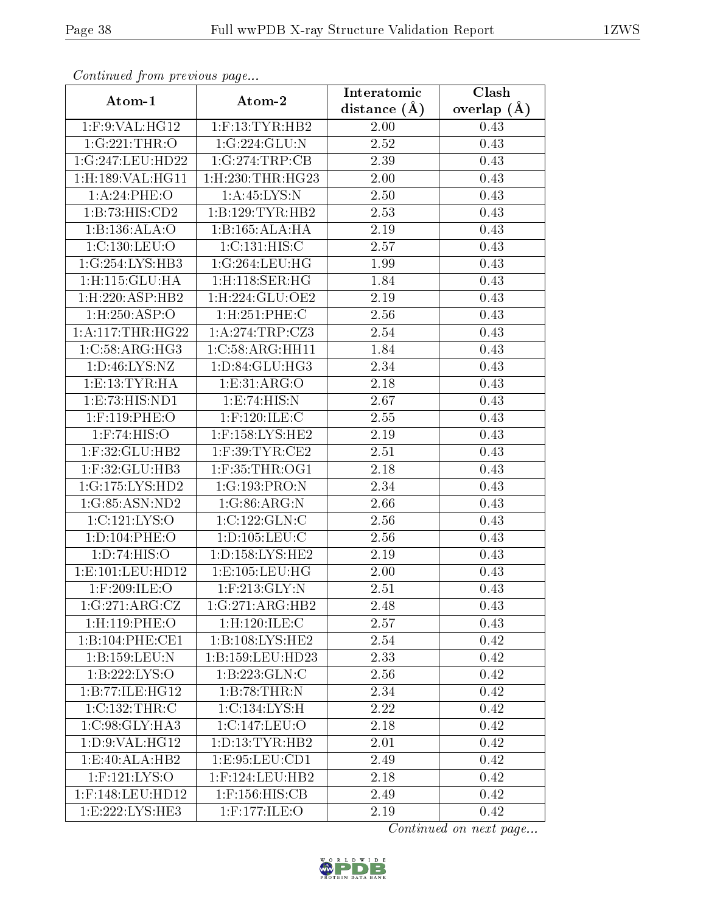*Continued from previous page...*

| Atom-1 | Atom-2 | Interatomic distance (Å) | Clash overlap (Å) |
|---|---|---|---|
| 1:F:9:VAL:HG12 | 1:F:13:TYR:HB2 | 2.00 | 0.43 |
| 1:G:221:THR:O | 1:G:224:GLU:N | 2.52 | 0.43 |
| 1:G:247:LEU:HD22 | 1:G:274:TRP:CB | 2.39 | 0.43 |
| 1:H:189:VAL:HG11 | 1:H:230:THR:HG23 | 2.00 | 0.43 |
| 1:A:24:PHE:O | 1:A:45:LYS:N | 2.50 | 0.43 |
| 1:B:73:HIS:CD2 | 1:B:129:TYR:HB2 | 2.53 | 0.43 |
| 1:B:136:ALA:O | 1:B:165:ALA:HA | 2.19 | 0.43 |
| 1:C:130:LEU:O | 1:C:131:HIS:C | 2.57 | 0.43 |
| 1:G:254:LYS:HB3 | 1:G:264:LEU:HG | 1.99 | 0.43 |
| 1:H:115:GLU:HA | 1:H:118:SER:HG | 1.84 | 0.43 |
| 1:H:220:ASP:HB2 | 1:H:224:GLU:OE2 | 2.19 | 0.43 |
| 1:H:250:ASP:O | 1:H:251:PHE:C | 2.56 | 0.43 |
| 1:A:117:THR:HG22 | 1:A:274:TRP:CZ3 | 2.54 | 0.43 |
| 1:C:58:ARG:HG3 | 1:C:58:ARG:HH11 | 1.84 | 0.43 |
| 1:D:46:LYS:NZ | 1:D:84:GLU:HG3 | 2.34 | 0.43 |
| 1:E:13:TYR:HA | 1:E:31:ARG:O | 2.18 | 0.43 |
| 1:E:73:HIS:ND1 | 1:E:74:HIS:N | 2.67 | 0.43 |
| 1:F:119:PHE:O | 1:F:120:ILE:C | 2.55 | 0.43 |
| 1:F:74:HIS:O | 1:F:158:LYS:HE2 | 2.19 | 0.43 |
| 1:F:32:GLU:HB2 | 1:F:39:TYR:CE2 | 2.51 | 0.43 |
| 1:F:32:GLU:HB3 | 1:F:35:THR:OG1 | 2.18 | 0.43 |
| 1:G:175:LYS:HD2 | 1:G:193:PRO:N | 2.34 | 0.43 |
| 1:G:85:ASN:ND2 | 1:G:86:ARG:N | 2.66 | 0.43 |
| 1:C:121:LYS:O | 1:C:122:GLN:C | 2.56 | 0.43 |
| 1:D:104:PHE:O | 1:D:105:LEU:C | 2.56 | 0.43 |
| 1:D:74:HIS:O | 1:D:158:LYS:HE2 | 2.19 | 0.43 |
| 1:E:101:LEU:HD12 | 1:E:105:LEU:HG | 2.00 | 0.43 |
| 1:F:209:ILE:O | 1:F:213:GLY:N | 2.51 | 0.43 |
| 1:G:271:ARG:CZ | 1:G:271:ARG:HB2 | 2.48 | 0.43 |
| 1:H:119:PHE:O | 1:H:120:ILE:C | 2.57 | 0.43 |
| 1:B:104:PHE:CE1 | 1:B:108:LYS:HE2 | 2.54 | 0.42 |
| 1:B:159:LEU:N | 1:B:159:LEU:HD23 | 2.33 | 0.42 |
| 1:B:222:LYS:O | 1:B:223:GLN:C | 2.56 | 0.42 |
| 1:B:77:ILE:HG12 | 1:B:78:THR:N | 2.34 | 0.42 |
| 1:C:132:THR:C | 1:C:134:LYS:H | 2.22 | 0.42 |
| 1:C:98:GLY:HA3 | 1:C:147:LEU:O | 2.18 | 0.42 |
| 1:D:9:VAL:HG12 | 1:D:13:TYR:HB2 | 2.01 | 0.42 |
| 1:E:40:ALA:HB2 | 1:E:95:LEU:CD1 | 2.49 | 0.42 |
| 1:F:121:LYS:O | 1:F:124:LEU:HB2 | 2.18 | 0.42 |
| 1:F:148:LEU:HD12 | 1:F:156:HIS:CB | 2.49 | 0.42 |
| 1:E:222:LYS:HE3 | 1:F:177:ILE:O | 2.19 | 0.42 |

*Continued on next page...*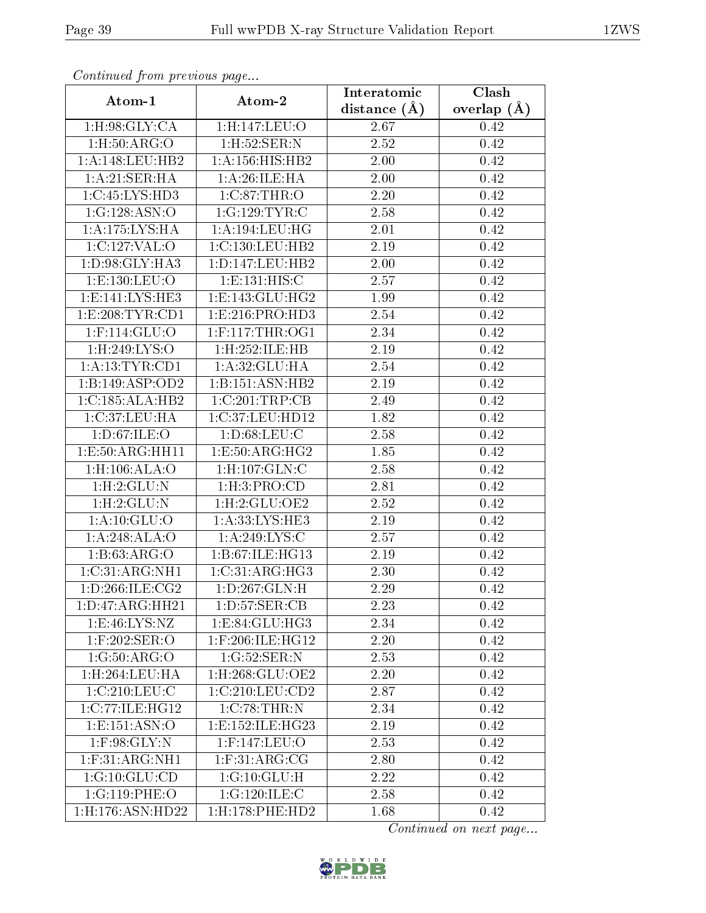*Continued from previous page...*

| Atom-1 | Atom-2 | Interatomic distance (Å) | Clash overlap (Å) |
|---|---|---|---|
| 1:H:98:GLY:CA | 1:H:147:LEU:O | 2.67 | 0.42 |
| 1:H:50:ARG:O | 1:H:52:SER:N | 2.52 | 0.42 |
| 1:A:148:LEU:HB2 | 1:A:156:HIS:HB2 | 2.00 | 0.42 |
| 1:A:21:SER:HA | 1:A:26:ILE:HA | 2.00 | 0.42 |
| 1:C:45:LYS:HD3 | 1:C:87:THR:O | 2.20 | 0.42 |
| 1:G:128:ASN:O | 1:G:129:TYR:C | 2.58 | 0.42 |
| 1:A:175:LYS:HA | 1:A:194:LEU:HG | 2.01 | 0.42 |
| 1:C:127:VAL:O | 1:C:130:LEU:HB2 | 2.19 | 0.42 |
| 1:D:98:GLY:HA3 | 1:D:147:LEU:HB2 | 2.00 | 0.42 |
| 1:E:130:LEU:O | 1:E:131:HIS:C | 2.57 | 0.42 |
| 1:E:141:LYS:HE3 | 1:E:143:GLU:HG2 | 1.99 | 0.42 |
| 1:E:208:TYR:CD1 | 1:E:216:PRO:HD3 | 2.54 | 0.42 |
| 1:F:114:GLU:O | 1:F:117:THR:OG1 | 2.34 | 0.42 |
| 1:H:249:LYS:O | 1:H:252:ILE:HB | 2.19 | 0.42 |
| 1:A:13:TYR:CD1 | 1:A:32:GLU:HA | 2.54 | 0.42 |
| 1:B:149:ASP:OD2 | 1:B:151:ASN:HB2 | 2.19 | 0.42 |
| 1:C:185:ALA:HB2 | 1:C:201:TRP:CB | 2.49 | 0.42 |
| 1:C:37:LEU:HA | 1:C:37:LEU:HD12 | 1.82 | 0.42 |
| 1:D:67:ILE:O | 1:D:68:LEU:C | 2.58 | 0.42 |
| 1:E:50:ARG:HH11 | 1:E:50:ARG:HG2 | 1.85 | 0.42 |
| 1:H:106:ALA:O | 1:H:107:GLN:C | 2.58 | 0.42 |
| 1:H:2:GLU:N | 1:H:3:PRO:CD | 2.81 | 0.42 |
| 1:H:2:GLU:N | 1:H:2:GLU:OE2 | 2.52 | 0.42 |
| 1:A:10:GLU:O | 1:A:33:LYS:HE3 | 2.19 | 0.42 |
| 1:A:248:ALA:O | 1:A:249:LYS:C | 2.57 | 0.42 |
| 1:B:63:ARG:O | 1:B:67:ILE:HG13 | 2.19 | 0.42 |
| 1:C:31:ARG:NH1 | 1:C:31:ARG:HG3 | 2.30 | 0.42 |
| 1:D:266:ILE:CG2 | 1:D:267:GLN:H | 2.29 | 0.42 |
| 1:D:47:ARG:HH21 | 1:D:57:SER:CB | 2.23 | 0.42 |
| 1:E:46:LYS:NZ | 1:E:84:GLU:HG3 | 2.34 | 0.42 |
| 1:F:202:SER:O | 1:F:206:ILE:HG12 | 2.20 | 0.42 |
| 1:G:50:ARG:O | 1:G:52:SER:N | 2.53 | 0.42 |
| 1:H:264:LEU:HA | 1:H:268:GLU:OE2 | 2.20 | 0.42 |
| 1:C:210:LEU:C | 1:C:210:LEU:CD2 | 2.87 | 0.42 |
| 1:C:77:ILE:HG12 | 1:C:78:THR:N | 2.34 | 0.42 |
| 1:E:151:ASN:O | 1:E:152:ILE:HG23 | 2.19 | 0.42 |
| 1:F:98:GLY:N | 1:F:147:LEU:O | 2.53 | 0.42 |
| 1:F:31:ARG:NH1 | 1:F:31:ARG:CG | 2.80 | 0.42 |
| 1:G:10:GLU:CD | 1:G:10:GLU:H | 2.22 | 0.42 |
| 1:G:119:PHE:O | 1:G:120:ILE:C | 2.58 | 0.42 |
| 1:H:176:ASN:HD22 | 1:H:178:PHE:HD2 | 1.68 | 0.42 |

*Continued on next page...*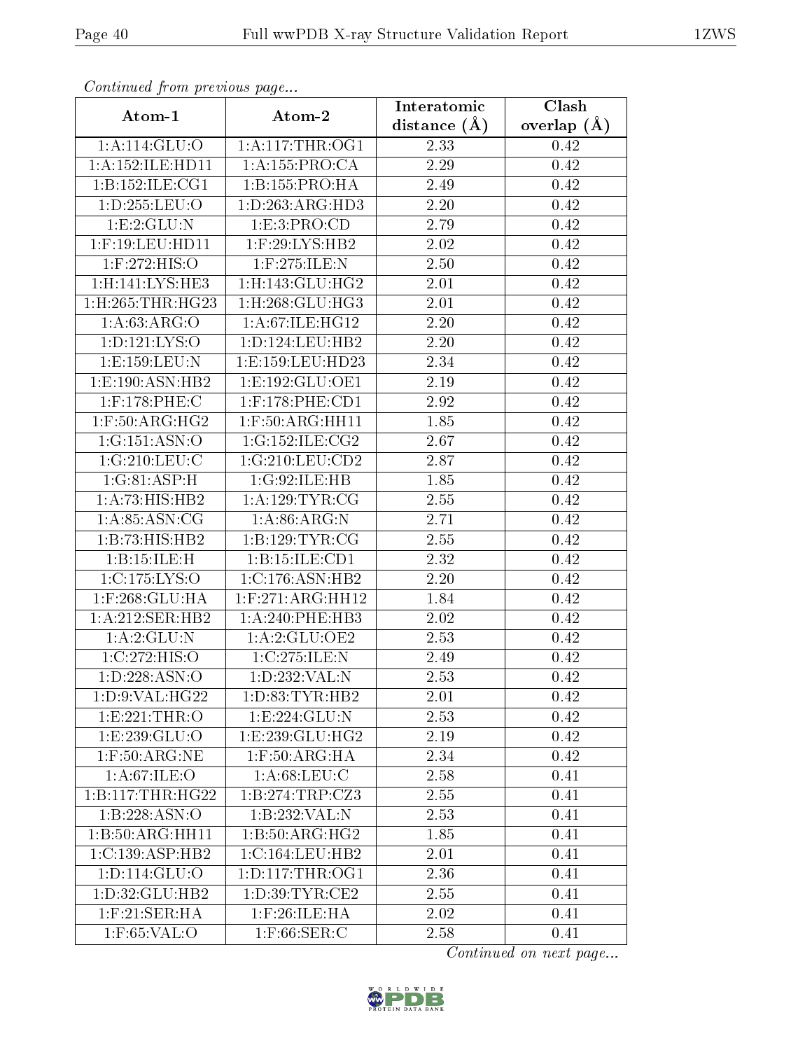*Continued from previous page...*

| Atom-1 | Atom-2 | Interatomic distance (Å) | Clash overlap (Å) |
|---|---|---|---|
| 1:A:114:GLU:O | 1:A:117:THR:OG1 | 2.33 | 0.42 |
| 1:A:152:ILE:HD11 | 1:A:155:PRO:CA | 2.29 | 0.42 |
| 1:B:152:ILE:CG1 | 1:B:155:PRO:HA | 2.49 | 0.42 |
| 1:D:255:LEU:O | 1:D:263:ARG:HD3 | 2.20 | 0.42 |
| 1:E:2:GLU:N | 1:E:3:PRO:CD | 2.79 | 0.42 |
| 1:F:19:LEU:HD11 | 1:F:29:LYS:HB2 | 2.02 | 0.42 |
| 1:F:272:HIS:O | 1:F:275:ILE:N | 2.50 | 0.42 |
| 1:H:141:LYS:HE3 | 1:H:143:GLU:HG2 | 2.01 | 0.42 |
| 1:H:265:THR:HG23 | 1:H:268:GLU:HG3 | 2.01 | 0.42 |
| 1:A:63:ARG:O | 1:A:67:ILE:HG12 | 2.20 | 0.42 |
| 1:D:121:LYS:O | 1:D:124:LEU:HB2 | 2.20 | 0.42 |
| 1:E:159:LEU:N | 1:E:159:LEU:HD23 | 2.34 | 0.42 |
| 1:E:190:ASN:HB2 | 1:E:192:GLU:OE1 | 2.19 | 0.42 |
| 1:F:178:PHE:C | 1:F:178:PHE:CD1 | 2.92 | 0.42 |
| 1:F:50:ARG:HG2 | 1:F:50:ARG:HH11 | 1.85 | 0.42 |
| 1:G:151:ASN:O | 1:G:152:ILE:CG2 | 2.67 | 0.42 |
| 1:G:210:LEU:C | 1:G:210:LEU:CD2 | 2.87 | 0.42 |
| 1:G:81:ASP:H | 1:G:92:ILE:HB | 1.85 | 0.42 |
| 1:A:73:HIS:HB2 | 1:A:129:TYR:CG | 2.55 | 0.42 |
| 1:A:85:ASN:CG | 1:A:86:ARG:N | 2.71 | 0.42 |
| 1:B:73:HIS:HB2 | 1:B:129:TYR:CG | 2.55 | 0.42 |
| 1:B:15:ILE:H | 1:B:15:ILE:CD1 | 2.32 | 0.42 |
| 1:C:175:LYS:O | 1:C:176:ASN:HB2 | 2.20 | 0.42 |
| 1:F:268:GLU:HA | 1:F:271:ARG:HH12 | 1.84 | 0.42 |
| 1:A:212:SER:HB2 | 1:A:240:PHE:HB3 | 2.02 | 0.42 |
| 1:A:2:GLU:N | 1:A:2:GLU:OE2 | 2.53 | 0.42 |
| 1:C:272:HIS:O | 1:C:275:ILE:N | 2.49 | 0.42 |
| 1:D:228:ASN:O | 1:D:232:VAL:N | 2.53 | 0.42 |
| 1:D:9:VAL:HG22 | 1:D:83:TYR:HB2 | 2.01 | 0.42 |
| 1:E:221:THR:O | 1:E:224:GLU:N | 2.53 | 0.42 |
| 1:E:239:GLU:O | 1:E:239:GLU:HG2 | 2.19 | 0.42 |
| 1:F:50:ARG:NE | 1:F:50:ARG:HA | 2.34 | 0.42 |
| 1:A:67:ILE:O | 1:A:68:LEU:C | 2.58 | 0.41 |
| 1:B:117:THR:HG22 | 1:B:274:TRP:CZ3 | 2.55 | 0.41 |
| 1:B:228:ASN:O | 1:B:232:VAL:N | 2.53 | 0.41 |
| 1:B:50:ARG:HH11 | 1:B:50:ARG:HG2 | 1.85 | 0.41 |
| 1:C:139:ASP:HB2 | 1:C:164:LEU:HB2 | 2.01 | 0.41 |
| 1:D:114:GLU:O | 1:D:117:THR:OG1 | 2.36 | 0.41 |
| 1:D:32:GLU:HB2 | 1:D:39:TYR:CE2 | 2.55 | 0.41 |
| 1:F:21:SER:HA | 1:F:26:ILE:HA | 2.02 | 0.41 |
| 1:F:65:VAL:O | 1:F:66:SER:C | 2.58 | 0.41 |

*Continued on next page...*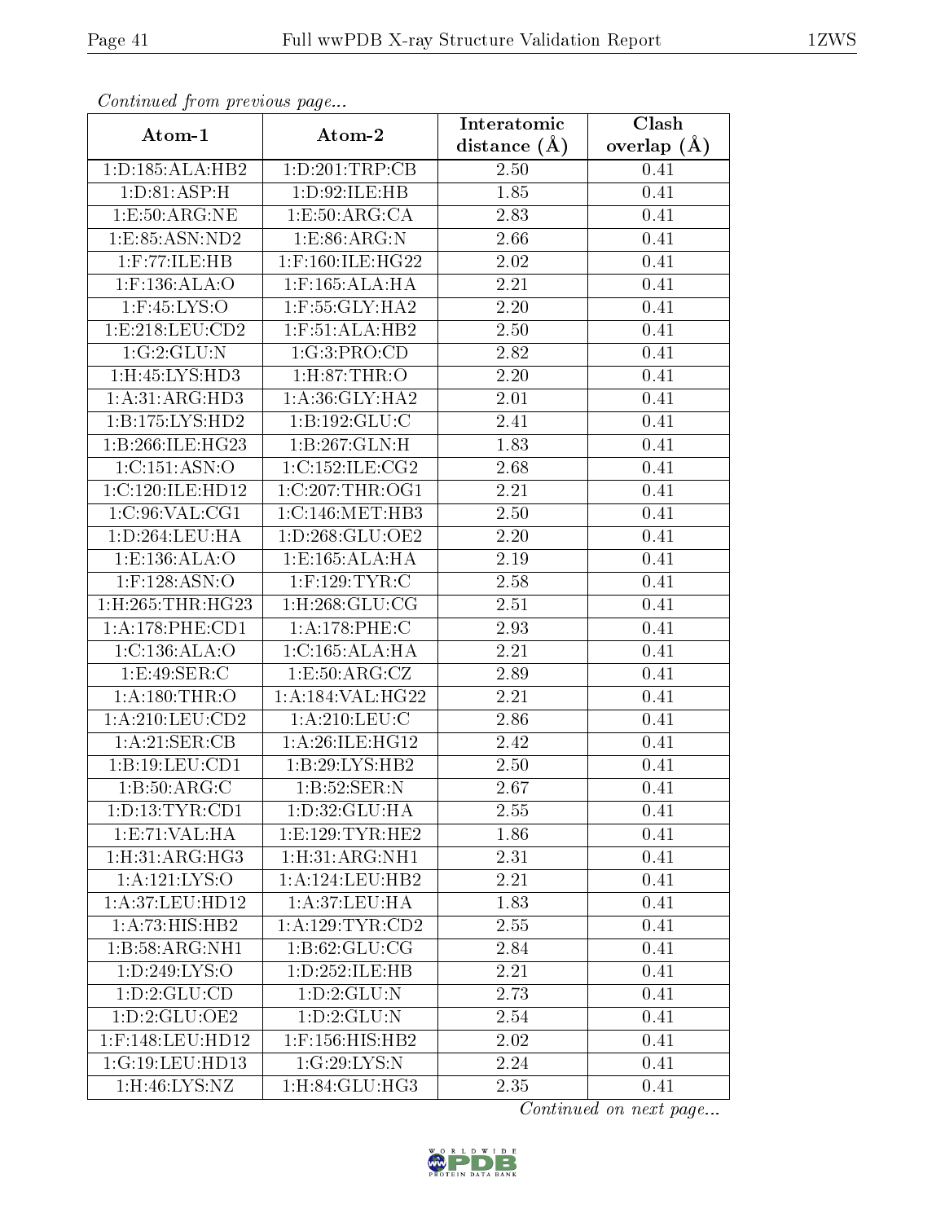*Continued from previous page...*

| Atom-1 | Atom-2 | Interatomic distance (Å) | Clash overlap (Å) |
|---|---|---|---|
| 1:D:185:ALA:HB2 | 1:D:201:TRP:CB | 2.50 | 0.41 |
| 1:D:81:ASP:H | 1:D:92:ILE:HB | 1.85 | 0.41 |
| 1:E:50:ARG:NE | 1:E:50:ARG:CA | 2.83 | 0.41 |
| 1:E:85:ASN:ND2 | 1:E:86:ARG:N | 2.66 | 0.41 |
| 1:F:77:ILE:HB | 1:F:160:ILE:HG22 | 2.02 | 0.41 |
| 1:F:136:ALA:O | 1:F:165:ALA:HA | 2.21 | 0.41 |
| 1:F:45:LYS:O | 1:F:55:GLY:HA2 | 2.20 | 0.41 |
| 1:E:218:LEU:CD2 | 1:F:51:ALA:HB2 | 2.50 | 0.41 |
| 1:G:2:GLU:N | 1:G:3:PRO:CD | 2.82 | 0.41 |
| 1:H:45:LYS:HD3 | 1:H:87:THR:O | 2.20 | 0.41 |
| 1:A:31:ARG:HD3 | 1:A:36:GLY:HA2 | 2.01 | 0.41 |
| 1:B:175:LYS:HD2 | 1:B:192:GLU:C | 2.41 | 0.41 |
| 1:B:266:ILE:HG23 | 1:B:267:GLN:H | 1.83 | 0.41 |
| 1:C:151:ASN:O | 1:C:152:ILE:CG2 | 2.68 | 0.41 |
| 1:C:120:ILE:HD12 | 1:C:207:THR:OG1 | 2.21 | 0.41 |
| 1:C:96:VAL:CG1 | 1:C:146:MET:HB3 | 2.50 | 0.41 |
| 1:D:264:LEU:HA | 1:D:268:GLU:OE2 | 2.20 | 0.41 |
| 1:E:136:ALA:O | 1:E:165:ALA:HA | 2.19 | 0.41 |
| 1:F:128:ASN:O | 1:F:129:TYR:C | 2.58 | 0.41 |
| 1:H:265:THR:HG23 | 1:H:268:GLU:CG | 2.51 | 0.41 |
| 1:A:178:PHE:CD1 | 1:A:178:PHE:C | 2.93 | 0.41 |
| 1:C:136:ALA:O | 1:C:165:ALA:HA | 2.21 | 0.41 |
| 1:E:49:SER:C | 1:E:50:ARG:CZ | 2.89 | 0.41 |
| 1:A:180:THR:O | 1:A:184:VAL:HG22 | 2.21 | 0.41 |
| 1:A:210:LEU:CD2 | 1:A:210:LEU:C | 2.86 | 0.41 |
| 1:A:21:SER:CB | 1:A:26:ILE:HG12 | 2.42 | 0.41 |
| 1:B:19:LEU:CD1 | 1:B:29:LYS:HB2 | 2.50 | 0.41 |
| 1:B:50:ARG:C | 1:B:52:SER:N | 2.67 | 0.41 |
| 1:D:13:TYR:CD1 | 1:D:32:GLU:HA | 2.55 | 0.41 |
| 1:E:71:VAL:HA | 1:E:129:TYR:HE2 | 1.86 | 0.41 |
| 1:H:31:ARG:HG3 | 1:H:31:ARG:NH1 | 2.31 | 0.41 |
| 1:A:121:LYS:O | 1:A:124:LEU:HB2 | 2.21 | 0.41 |
| 1:A:37:LEU:HD12 | 1:A:37:LEU:HA | 1.83 | 0.41 |
| 1:A:73:HIS:HB2 | 1:A:129:TYR:CD2 | 2.55 | 0.41 |
| 1:B:58:ARG:NH1 | 1:B:62:GLU:CG | 2.84 | 0.41 |
| 1:D:249:LYS:O | 1:D:252:ILE:HB | 2.21 | 0.41 |
| 1:D:2:GLU:CD | 1:D:2:GLU:N | 2.73 | 0.41 |
| 1:D:2:GLU:OE2 | 1:D:2:GLU:N | 2.54 | 0.41 |
| 1:F:148:LEU:HD12 | 1:F:156:HIS:HB2 | 2.02 | 0.41 |
| 1:G:19:LEU:HD13 | 1:G:29:LYS:N | 2.24 | 0.41 |
| 1:H:46:LYS:NZ | 1:H:84:GLU:HG3 | 2.35 | 0.41 |

*Continued on next page...*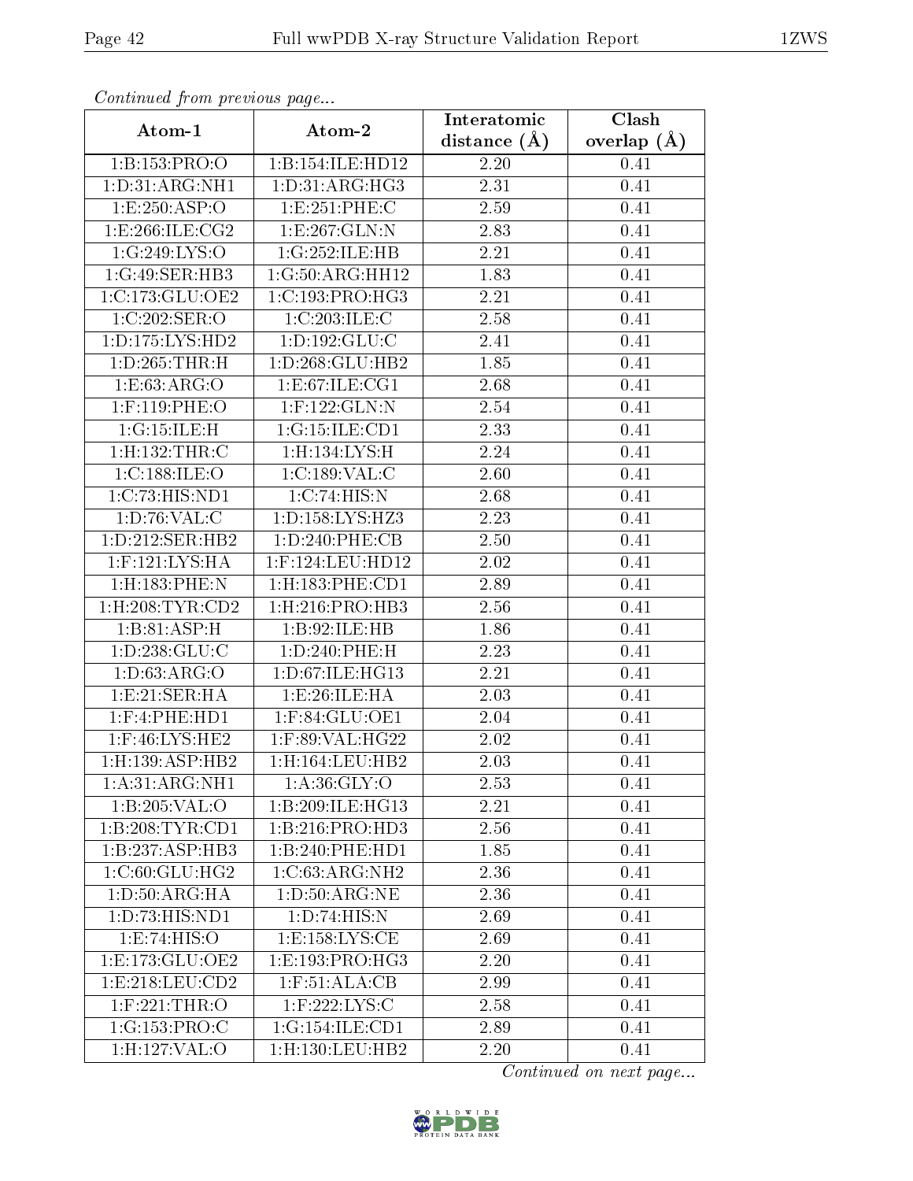*Continued from previous page...*

| Atom-1 | Atom-2 | Interatomic distance (Å) | Clash overlap (Å) |
|---|---|---|---|
| 1:B:153:PRO:O | 1:B:154:ILE:HD12 | 2.20 | 0.41 |
| 1:D:31:ARG:NH1 | 1:D:31:ARG:HG3 | 2.31 | 0.41 |
| 1:E:250:ASP:O | 1:E:251:PHE:C | 2.59 | 0.41 |
| 1:E:266:ILE:CG2 | 1:E:267:GLN:N | 2.83 | 0.41 |
| 1:G:249:LYS:O | 1:G:252:ILE:HB | 2.21 | 0.41 |
| 1:G:49:SER:HB3 | 1:G:50:ARG:HH12 | 1.83 | 0.41 |
| 1:C:173:GLU:OE2 | 1:C:193:PRO:HG3 | 2.21 | 0.41 |
| 1:C:202:SER:O | 1:C:203:ILE:C | 2.58 | 0.41 |
| 1:D:175:LYS:HD2 | 1:D:192:GLU:C | 2.41 | 0.41 |
| 1:D:265:THR:H | 1:D:268:GLU:HB2 | 1.85 | 0.41 |
| 1:E:63:ARG:O | 1:E:67:ILE:CG1 | 2.68 | 0.41 |
| 1:F:119:PHE:O | 1:F:122:GLN:N | 2.54 | 0.41 |
| 1:G:15:ILE:H | 1:G:15:ILE:CD1 | 2.33 | 0.41 |
| 1:H:132:THR:C | 1:H:134:LYS:H | 2.24 | 0.41 |
| 1:C:188:ILE:O | 1:C:189:VAL:C | 2.60 | 0.41 |
| 1:C:73:HIS:ND1 | 1:C:74:HIS:N | 2.68 | 0.41 |
| 1:D:76:VAL:C | 1:D:158:LYS:HZ3 | 2.23 | 0.41 |
| 1:D:212:SER:HB2 | 1:D:240:PHE:CB | 2.50 | 0.41 |
| 1:F:121:LYS:HA | 1:F:124:LEU:HD12 | 2.02 | 0.41 |
| 1:H:183:PHE:N | 1:H:183:PHE:CD1 | 2.89 | 0.41 |
| 1:H:208:TYR:CD2 | 1:H:216:PRO:HB3 | 2.56 | 0.41 |
| 1:B:81:ASP:H | 1:B:92:ILE:HB | 1.86 | 0.41 |
| 1:D:238:GLU:C | 1:D:240:PHE:H | 2.23 | 0.41 |
| 1:D:63:ARG:O | 1:D:67:ILE:HG13 | 2.21 | 0.41 |
| 1:E:21:SER:HA | 1:E:26:ILE:HA | 2.03 | 0.41 |
| 1:F:4:PHE:HD1 | 1:F:84:GLU:OE1 | 2.04 | 0.41 |
| 1:F:46:LYS:HE2 | 1:F:89:VAL:HG22 | 2.02 | 0.41 |
| 1:H:139:ASP:HB2 | 1:H:164:LEU:HB2 | 2.03 | 0.41 |
| 1:A:31:ARG:NH1 | 1:A:36:GLY:O | 2.53 | 0.41 |
| 1:B:205:VAL:O | 1:B:209:ILE:HG13 | 2.21 | 0.41 |
| 1:B:208:TYR:CD1 | 1:B:216:PRO:HD3 | 2.56 | 0.41 |
| 1:B:237:ASP:HB3 | 1:B:240:PHE:HD1 | 1.85 | 0.41 |
| 1:C:60:GLU:HG2 | 1:C:63:ARG:NH2 | 2.36 | 0.41 |
| 1:D:50:ARG:HA | 1:D:50:ARG:NE | 2.36 | 0.41 |
| 1:D:73:HIS:ND1 | 1:D:74:HIS:N | 2.69 | 0.41 |
| 1:E:74:HIS:O | 1:E:158:LYS:CE | 2.69 | 0.41 |
| 1:E:173:GLU:OE2 | 1:E:193:PRO:HG3 | 2.20 | 0.41 |
| 1:E:218:LEU:CD2 | 1:F:51:ALA:CB | 2.99 | 0.41 |
| 1:F:221:THR:O | 1:F:222:LYS:C | 2.58 | 0.41 |
| 1:G:153:PRO:C | 1:G:154:ILE:CD1 | 2.89 | 0.41 |
| 1:H:127:VAL:O | 1:H:130:LEU:HB2 | 2.20 | 0.41 |

*Continued on next page...*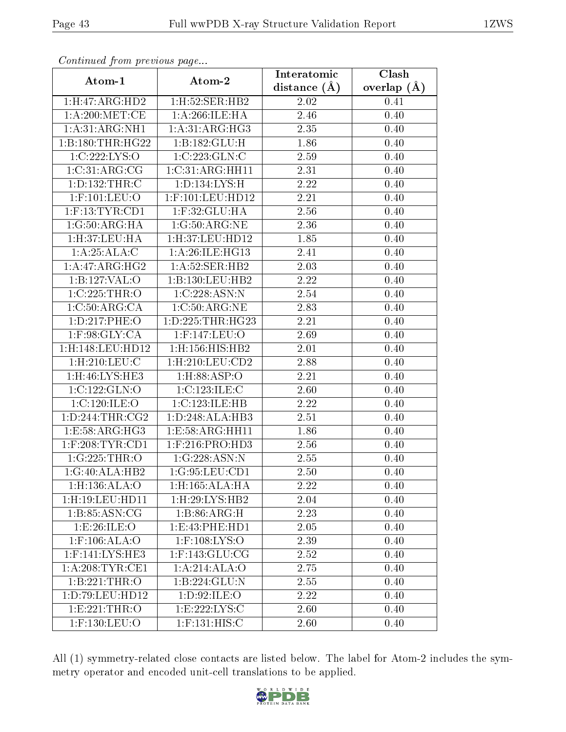*Continued from previous page...*

| Atom-1 | Atom-2 | Interatomic distance (Å) | Clash overlap (Å) |
|---|---|---|---|
| 1:H:47:ARG:HD2 | 1:H:52:SER:HB2 | 2.02 | 0.41 |
| 1:A:200:MET:CE | 1:A:266:ILE:HA | 2.46 | 0.40 |
| 1:A:31:ARG:NH1 | 1:A:31:ARG:HG3 | 2.35 | 0.40 |
| 1:B:180:THR:HG22 | 1:B:182:GLU:H | 1.86 | 0.40 |
| 1:C:222:LYS:O | 1:C:223:GLN:C | 2.59 | 0.40 |
| 1:C:31:ARG:CG | 1:C:31:ARG:HH11 | 2.31 | 0.40 |
| 1:D:132:THR:C | 1:D:134:LYS:H | 2.22 | 0.40 |
| 1:F:101:LEU:O | 1:F:101:LEU:HD12 | 2.21 | 0.40 |
| 1:F:13:TYR:CD1 | 1:F:32:GLU:HA | 2.56 | 0.40 |
| 1:G:50:ARG:HA | 1:G:50:ARG:NE | 2.36 | 0.40 |
| 1:H:37:LEU:HA | 1:H:37:LEU:HD12 | 1.85 | 0.40 |
| 1:A:25:ALA:C | 1:A:26:ILE:HG13 | 2.41 | 0.40 |
| 1:A:47:ARG:HG2 | 1:A:52:SER:HB2 | 2.03 | 0.40 |
| 1:B:127:VAL:O | 1:B:130:LEU:HB2 | 2.22 | 0.40 |
| 1:C:225:THR:O | 1:C:228:ASN:N | 2.54 | 0.40 |
| 1:C:50:ARG:CA | 1:C:50:ARG:NE | 2.83 | 0.40 |
| 1:D:217:PHE:O | 1:D:225:THR:HG23 | 2.21 | 0.40 |
| 1:F:98:GLY:CA | 1:F:147:LEU:O | 2.69 | 0.40 |
| 1:H:148:LEU:HD12 | 1:H:156:HIS:HB2 | 2.01 | 0.40 |
| 1:H:210:LEU:C | 1:H:210:LEU:CD2 | 2.88 | 0.40 |
| 1:H:46:LYS:HE3 | 1:H:88:ASP:O | 2.21 | 0.40 |
| 1:C:122:GLN:O | 1:C:123:ILE:C | 2.60 | 0.40 |
| 1:C:120:ILE:O | 1:C:123:ILE:HB | 2.22 | 0.40 |
| 1:D:244:THR:CG2 | 1:D:248:ALA:HB3 | 2.51 | 0.40 |
| 1:E:58:ARG:HG3 | 1:E:58:ARG:HH11 | 1.86 | 0.40 |
| 1:F:208:TYR:CD1 | 1:F:216:PRO:HD3 | 2.56 | 0.40 |
| 1:G:225:THR:O | 1:G:228:ASN:N | 2.55 | 0.40 |
| 1:G:40:ALA:HB2 | 1:G:95:LEU:CD1 | 2.50 | 0.40 |
| 1:H:136:ALA:O | 1:H:165:ALA:HA | 2.22 | 0.40 |
| 1:H:19:LEU:HD11 | 1:H:29:LYS:HB2 | 2.04 | 0.40 |
| 1:B:85:ASN:CG | 1:B:86:ARG:H | 2.23 | 0.40 |
| 1:E:26:ILE:O | 1:E:43:PHE:HD1 | 2.05 | 0.40 |
| 1:F:106:ALA:O | 1:F:108:LYS:O | 2.39 | 0.40 |
| 1:F:141:LYS:HE3 | 1:F:143:GLU:CG | 2.52 | 0.40 |
| 1:A:208:TYR:CE1 | 1:A:214:ALA:O | 2.75 | 0.40 |
| 1:B:221:THR:O | 1:B:224:GLU:N | 2.55 | 0.40 |
| 1:D:79:LEU:HD12 | 1:D:92:ILE:O | 2.22 | 0.40 |
| 1:E:221:THR:O | 1:E:222:LYS:C | 2.60 | 0.40 |
| 1:F:130:LEU:O | 1:F:131:HIS:C | 2.60 | 0.40 |

All (1) symmetry-related close contacts are listed below. The label for Atom-2 includes the symmetry operator and encoded unit-cell translations to be applied.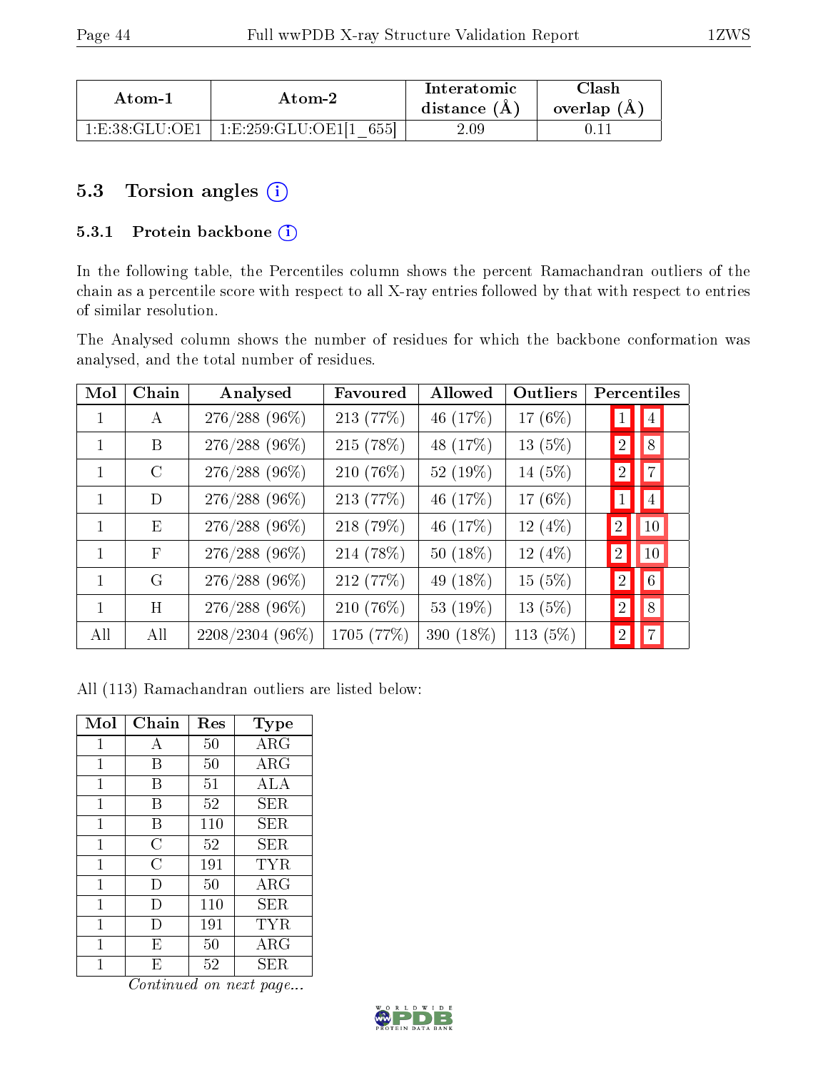| Atom-1 | Atom-2 | Interatomic distance (Å) | Clash overlap (Å) |
|---|---|---|---|
| 1:E:38:GLU:OE1 | 1:E:259:GLU:OE1[1_655] | 2.09 | 0.11 |

## 5.3 Torsion angles

### 5.3.1 Protein backbone

In the following table, the Percentiles column shows the percent Ramachandran outliers of the chain as a percentile score with respect to all X-ray entries followed by that with respect to entries of similar resolution.

The Analysed column shows the number of residues for which the backbone conformation was analysed, and the total number of residues.

| Mol | Chain | Analysed | Favoured | Allowed | Outliers | Percentiles | |
|---|---|---|---|---|---|---|---|
| 1 | A | 276/288 (96%) | 213 (77%) | 46 (17%) | 17 (6%) | 1 | 4 |
| 1 | B | 276/288 (96%) | 215 (78%) | 48 (17%) | 13 (5%) | 2 | 8 |
| 1 | C | 276/288 (96%) | 210 (76%) | 52 (19%) | 14 (5%) | 2 | 7 |
| 1 | D | 276/288 (96%) | 213 (77%) | 46 (17%) | 17 (6%) | 1 | 4 |
| 1 | E | 276/288 (96%) | 218 (79%) | 46 (17%) | 12 (4%) | 2 | 10 |
| 1 | F | 276/288 (96%) | 214 (78%) | 50 (18%) | 12 (4%) | 2 | 10 |
| 1 | G | 276/288 (96%) | 212 (77%) | 49 (18%) | 15 (5%) | 2 | 6 |
| 1 | H | 276/288 (96%) | 210 (76%) | 53 (19%) | 13 (5%) | 2 | 8 |
| All | All | 2208/2304 (96%) | 1705 (77%) | 390 (18%) | 113 (5%) | 2 | 7 |

All (113) Ramachandran outliers are listed below:

| Mol | Chain | Res | Type |
|---|---|---|---|
| 1 | A | 50 | ARG |
| 1 | B | 50 | ARG |
| 1 | B | 51 | ALA |
| 1 | B | 52 | SER |
| 1 | B | 110 | SER |
| 1 | C | 52 | SER |
| 1 | C | 191 | TYR |
| 1 | D | 50 | ARG |
| 1 | D | 110 | SER |
| 1 | D | 191 | TYR |
| 1 | E | 50 | ARG |
| 1 | E | 52 | SER |

*Continued on next page...*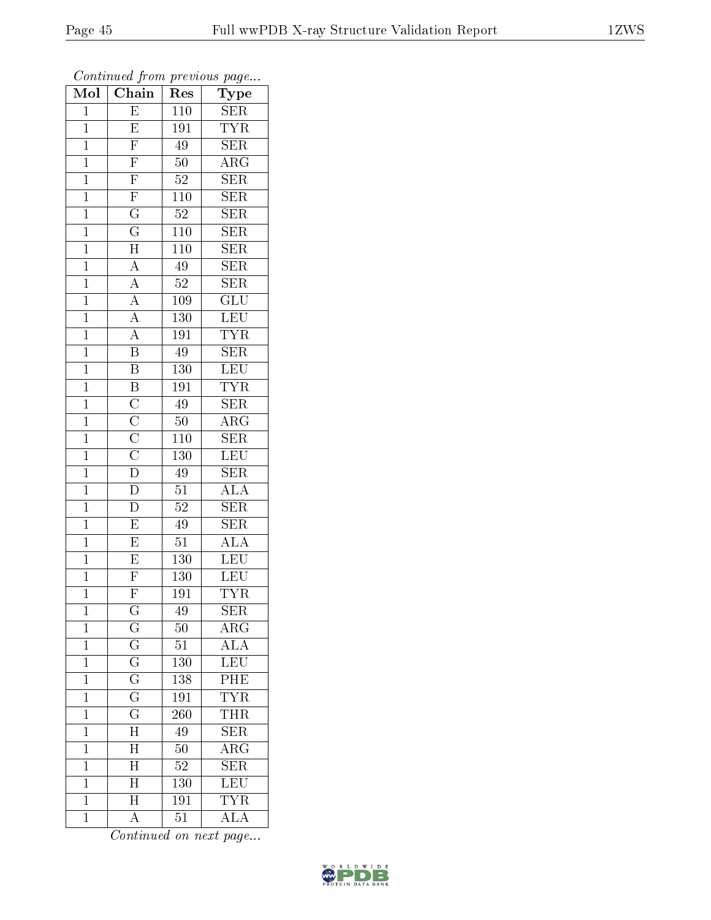*Continued from previous page...*

| Mol | Chain | Res | Type |
|---|---|---|---|
| 1 | E | 110 | SER |
| 1 | E | 191 | TYR |
| 1 | F | 49 | SER |
| 1 | F | 50 | ARG |
| 1 | F | 52 | SER |
| 1 | F | 110 | SER |
| 1 | G | 52 | SER |
| 1 | G | 110 | SER |
| 1 | H | 110 | SER |
| 1 | A | 49 | SER |
| 1 | A | 52 | SER |
| 1 | A | 109 | GLU |
| 1 | A | 130 | LEU |
| 1 | A | 191 | TYR |
| 1 | B | 49 | SER |
| 1 | B | 130 | LEU |
| 1 | B | 191 | TYR |
| 1 | C | 49 | SER |
| 1 | C | 50 | ARG |
| 1 | C | 110 | SER |
| 1 | C | 130 | LEU |
| 1 | D | 49 | SER |
| 1 | D | 51 | ALA |
| 1 | D | 52 | SER |
| 1 | E | 49 | SER |
| 1 | E | 51 | ALA |
| 1 | E | 130 | LEU |
| 1 | F | 130 | LEU |
| 1 | F | 191 | TYR |
| 1 | G | 49 | SER |
| 1 | G | 50 | ARG |
| 1 | G | 51 | ALA |
| 1 | G | 130 | LEU |
| 1 | G | 138 | PHE |
| 1 | G | 191 | TYR |
| 1 | G | 260 | THR |
| 1 | H | 49 | SER |
| 1 | H | 50 | ARG |
| 1 | H | 52 | SER |
| 1 | H | 130 | LEU |
| 1 | H | 191 | TYR |
| 1 | A | 51 | ALA |

*Continued on next page...*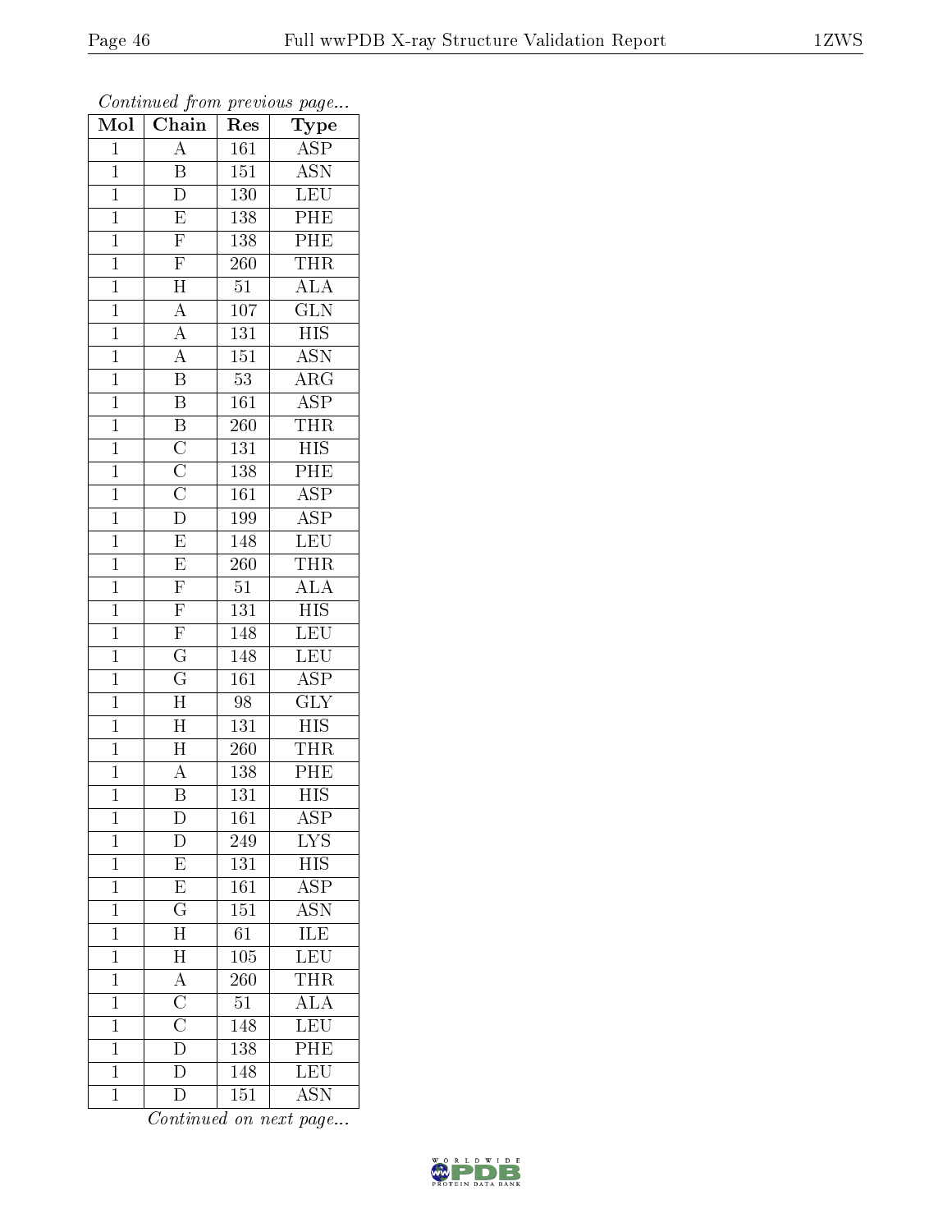*Continued from previous page...*

| Mol | Chain | Res | Type |
|---|---|---|---|
| 1 | A | 161 | ASP |
| 1 | B | 151 | ASN |
| 1 | D | 130 | LEU |
| 1 | E | 138 | PHE |
| 1 | F | 138 | PHE |
| 1 | F | 260 | THR |
| 1 | H | 51 | ALA |
| 1 | A | 107 | GLN |
| 1 | A | 131 | HIS |
| 1 | A | 151 | ASN |
| 1 | B | 53 | ARG |
| 1 | B | 161 | ASP |
| 1 | B | 260 | THR |
| 1 | C | 131 | HIS |
| 1 | C | 138 | PHE |
| 1 | C | 161 | ASP |
| 1 | D | 199 | ASP |
| 1 | E | 148 | LEU |
| 1 | E | 260 | THR |
| 1 | F | 51 | ALA |
| 1 | F | 131 | HIS |
| 1 | F | 148 | LEU |
| 1 | G | 148 | LEU |
| 1 | G | 161 | ASP |
| 1 | H | 98 | GLY |
| 1 | H | 131 | HIS |
| 1 | H | 260 | THR |
| 1 | A | 138 | PHE |
| 1 | B | 131 | HIS |
| 1 | D | 161 | ASP |
| 1 | D | 249 | LYS |
| 1 | E | 131 | HIS |
| 1 | E | 161 | ASP |
| 1 | G | 151 | ASN |
| 1 | H | 61 | ILE |
| 1 | H | 105 | LEU |
| 1 | A | 260 | THR |
| 1 | C | 51 | ALA |
| 1 | C | 148 | LEU |
| 1 | D | 138 | PHE |
| 1 | D | 148 | LEU |
| 1 | D | 151 | ASN |

*Continued on next page...*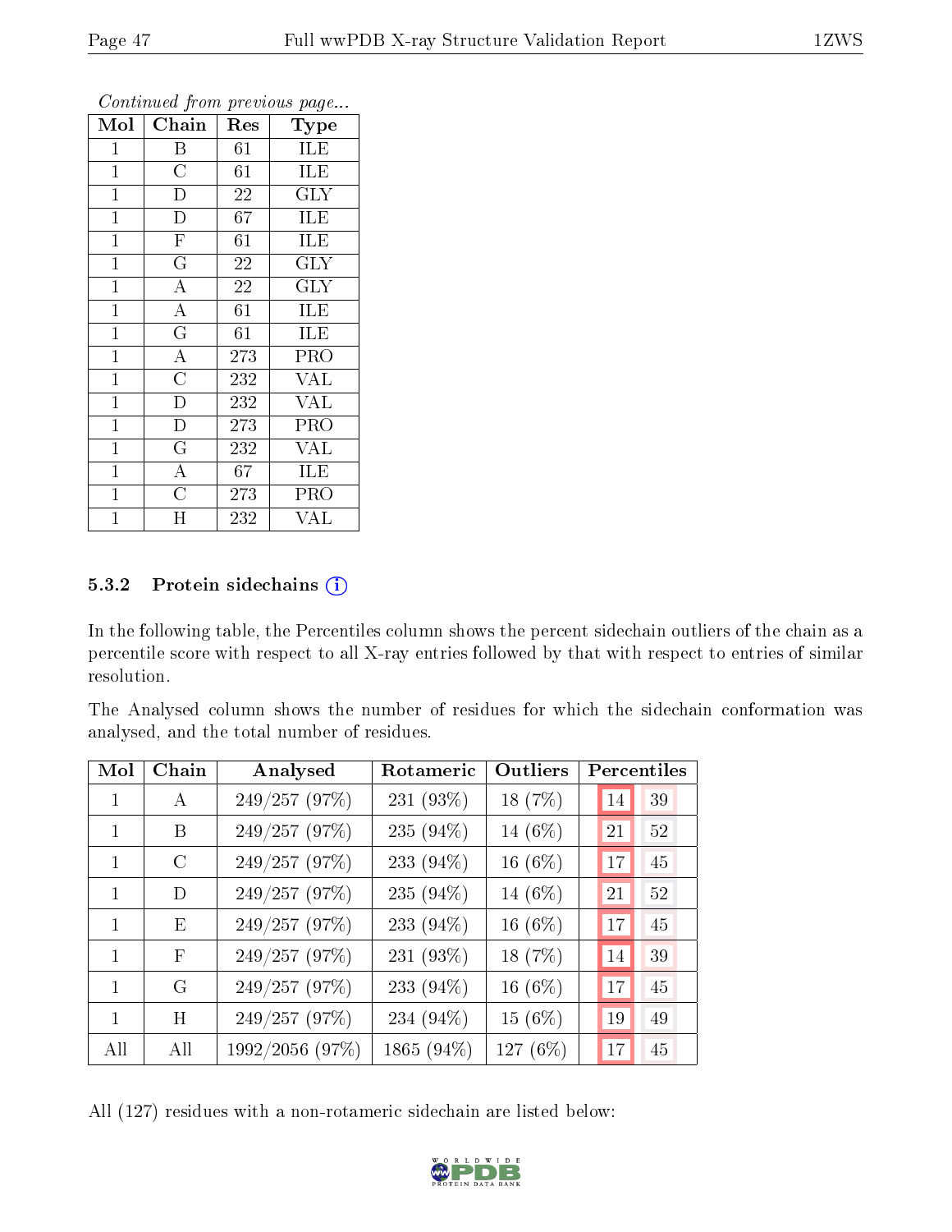*Continued from previous page...*

| Mol | Chain | Res | Type |
|---|---|---|---|
| 1 | B | 61 | ILE |
| 1 | C | 61 | ILE |
| 1 | D | 22 | GLY |
| 1 | D | 67 | ILE |
| 1 | F | 61 | ILE |
| 1 | G | 22 | GLY |
| 1 | A | 22 | GLY |
| 1 | A | 61 | ILE |
| 1 | G | 61 | ILE |
| 1 | A | 273 | PRO |
| 1 | C | 232 | VAL |
| 1 | D | 232 | VAL |
| 1 | D | 273 | PRO |
| 1 | G | 232 | VAL |
| 1 | A | 67 | ILE |
| 1 | C | 273 | PRO |
| 1 | H | 232 | VAL |

### 5.3.2 Protein sidechains

In the following table, the Percentiles column shows the percent sidechain outliers of the chain as a percentile score with respect to all X-ray entries followed by that with respect to entries of similar resolution.

The Analysed column shows the number of residues for which the sidechain conformation was analysed, and the total number of residues.

| Mol | Chain | Analysed | Rotameric | Outliers | Percentiles | |
|---|---|---|---|---|---|---|
| 1 | A | 249/257 (97%) | 231 (93%) | 18 (7%) | 14 | 39 |
| 1 | B | 249/257 (97%) | 235 (94%) | 14 (6%) | 21 | 52 |
| 1 | C | 249/257 (97%) | 233 (94%) | 16 (6%) | 17 | 45 |
| 1 | D | 249/257 (97%) | 235 (94%) | 14 (6%) | 21 | 52 |
| 1 | E | 249/257 (97%) | 233 (94%) | 16 (6%) | 17 | 45 |
| 1 | F | 249/257 (97%) | 231 (93%) | 18 (7%) | 14 | 39 |
| 1 | G | 249/257 (97%) | 233 (94%) | 16 (6%) | 17 | 45 |
| 1 | H | 249/257 (97%) | 234 (94%) | 15 (6%) | 19 | 49 |
| All | All | 1992/2056 (97%) | 1865 (94%) | 127 (6%) | 17 | 45 |

All (127) residues with a non-rotameric sidechain are listed below: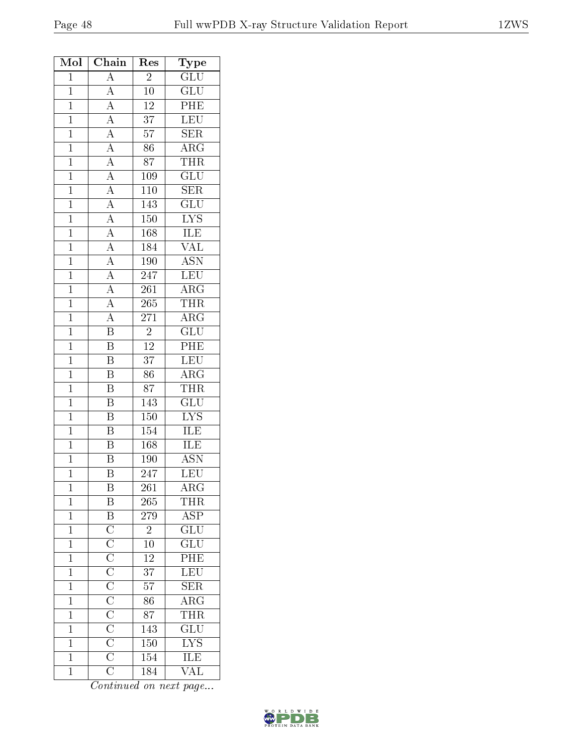| Mol | Chain | Res | Type |
| --- | --- | --- | --- |
| 1 | A | 2 | GLU |
| 1 | A | 10 | GLU |
| 1 | A | 12 | PHE |
| 1 | A | 37 | LEU |
| 1 | A | 57 | SER |
| 1 | A | 86 | ARG |
| 1 | A | 87 | THR |
| 1 | A | 109 | GLU |
| 1 | A | 110 | SER |
| 1 | A | 143 | GLU |
| 1 | A | 150 | LYS |
| 1 | A | 168 | ILE |
| 1 | A | 184 | VAL |
| 1 | A | 190 | ASN |
| 1 | A | 247 | LEU |
| 1 | A | 261 | ARG |
| 1 | A | 265 | THR |
| 1 | A | 271 | ARG |
| 1 | B | 2 | GLU |
| 1 | B | 12 | PHE |
| 1 | B | 37 | LEU |
| 1 | B | 86 | ARG |
| 1 | B | 87 | THR |
| 1 | B | 143 | GLU |
| 1 | B | 150 | LYS |
| 1 | B | 154 | ILE |
| 1 | B | 168 | ILE |
| 1 | B | 190 | ASN |
| 1 | B | 247 | LEU |
| 1 | B | 261 | ARG |
| 1 | B | 265 | THR |
| 1 | B | 279 | ASP |
| 1 | C | 2 | GLU |
| 1 | C | 10 | GLU |
| 1 | C | 12 | PHE |
| 1 | C | 37 | LEU |
| 1 | C | 57 | SER |
| 1 | C | 86 | ARG |
| 1 | C | 87 | THR |
| 1 | C | 143 | GLU |
| 1 | C | 150 | LYS |
| 1 | C | 154 | ILE |
| 1 | C | 184 | VAL |

*Continued on next page...*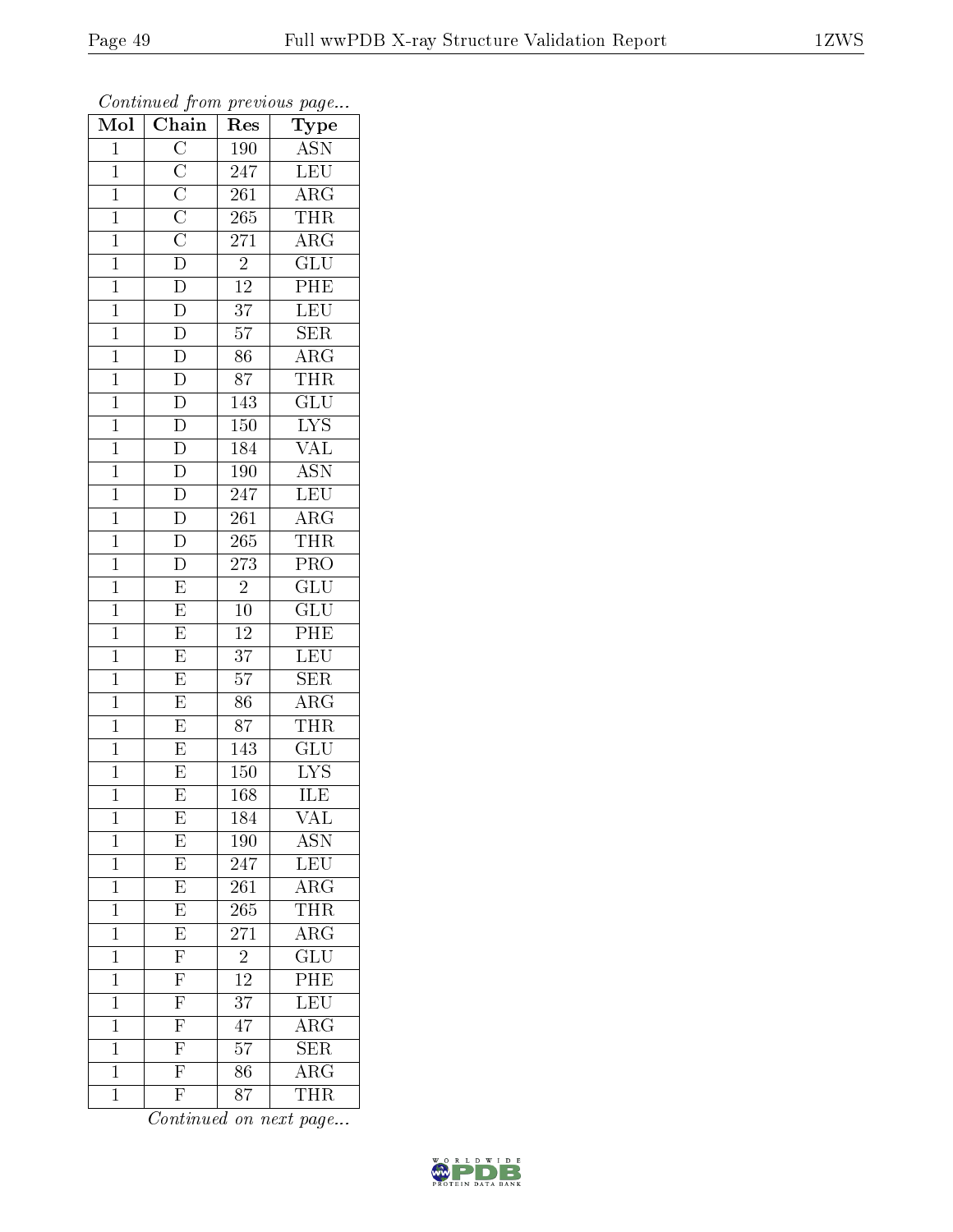*Continued from previous page...*

| Mol | Chain | Res | Type |
|---|---|---|---|
| 1 | C | 190 | ASN |
| 1 | C | 247 | LEU |
| 1 | C | 261 | ARG |
| 1 | C | 265 | THR |
| 1 | C | 271 | ARG |
| 1 | D | 2 | GLU |
| 1 | D | 12 | PHE |
| 1 | D | 37 | LEU |
| 1 | D | 57 | SER |
| 1 | D | 86 | ARG |
| 1 | D | 87 | THR |
| 1 | D | 143 | GLU |
| 1 | D | 150 | LYS |
| 1 | D | 184 | VAL |
| 1 | D | 190 | ASN |
| 1 | D | 247 | LEU |
| 1 | D | 261 | ARG |
| 1 | D | 265 | THR |
| 1 | D | 273 | PRO |
| 1 | E | 2 | GLU |
| 1 | E | 10 | GLU |
| 1 | E | 12 | PHE |
| 1 | E | 37 | LEU |
| 1 | E | 57 | SER |
| 1 | E | 86 | ARG |
| 1 | E | 87 | THR |
| 1 | E | 143 | GLU |
| 1 | E | 150 | LYS |
| 1 | E | 168 | ILE |
| 1 | E | 184 | VAL |
| 1 | E | 190 | ASN |
| 1 | E | 247 | LEU |
| 1 | E | 261 | ARG |
| 1 | E | 265 | THR |
| 1 | E | 271 | ARG |
| 1 | F | 2 | GLU |
| 1 | F | 12 | PHE |
| 1 | F | 37 | LEU |
| 1 | F | 47 | ARG |
| 1 | F | 57 | SER |
| 1 | F | 86 | ARG |
| 1 | F | 87 | THR |

*Continued on next page...*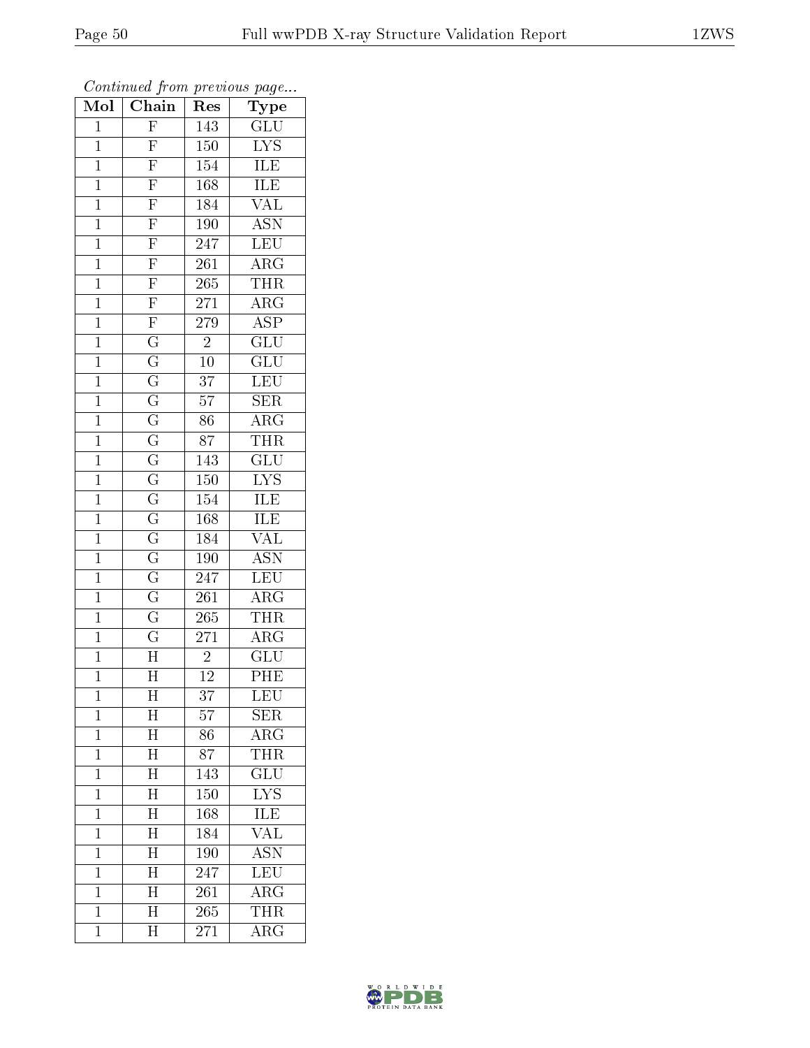*Continued from previous page...*

| Mol | Chain | Res | Type |
|---|---|---|---|
| 1 | F | 143 | GLU |
| 1 | F | 150 | LYS |
| 1 | F | 154 | ILE |
| 1 | F | 168 | ILE |
| 1 | F | 184 | VAL |
| 1 | F | 190 | ASN |
| 1 | F | 247 | LEU |
| 1 | F | 261 | ARG |
| 1 | F | 265 | THR |
| 1 | F | 271 | ARG |
| 1 | F | 279 | ASP |
| 1 | G | 2 | GLU |
| 1 | G | 10 | GLU |
| 1 | G | 37 | LEU |
| 1 | G | 57 | SER |
| 1 | G | 86 | ARG |
| 1 | G | 87 | THR |
| 1 | G | 143 | GLU |
| 1 | G | 150 | LYS |
| 1 | G | 154 | ILE |
| 1 | G | 168 | ILE |
| 1 | G | 184 | VAL |
| 1 | G | 190 | ASN |
| 1 | G | 247 | LEU |
| 1 | G | 261 | ARG |
| 1 | G | 265 | THR |
| 1 | G | 271 | ARG |
| 1 | H | 2 | GLU |
| 1 | H | 12 | PHE |
| 1 | H | 37 | LEU |
| 1 | H | 57 | SER |
| 1 | H | 86 | ARG |
| 1 | H | 87 | THR |
| 1 | H | 143 | GLU |
| 1 | H | 150 | LYS |
| 1 | H | 168 | ILE |
| 1 | H | 184 | VAL |
| 1 | H | 190 | ASN |
| 1 | H | 247 | LEU |
| 1 | H | 261 | ARG |
| 1 | H | 265 | THR |
| 1 | H | 271 | ARG |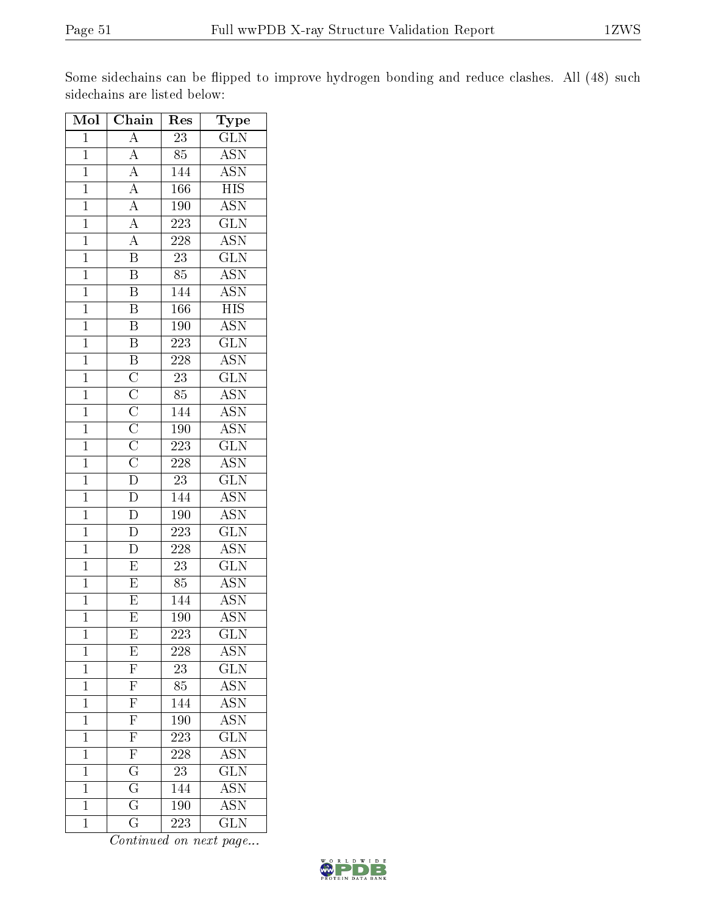Some sidechains can be flipped to improve hydrogen bonding and reduce clashes. All (48) such sidechains are listed below:

| Mol | Chain | Res | Type |
|---|---|---|---|
| 1 | A | 23 | GLN |
| 1 | A | 85 | ASN |
| 1 | A | 144 | ASN |
| 1 | A | 166 | HIS |
| 1 | A | 190 | ASN |
| 1 | A | 223 | GLN |
| 1 | A | 228 | ASN |
| 1 | B | 23 | GLN |
| 1 | B | 85 | ASN |
| 1 | B | 144 | ASN |
| 1 | B | 166 | HIS |
| 1 | B | 190 | ASN |
| 1 | B | 223 | GLN |
| 1 | B | 228 | ASN |
| 1 | C | 23 | GLN |
| 1 | C | 85 | ASN |
| 1 | C | 144 | ASN |
| 1 | C | 190 | ASN |
| 1 | C | 223 | GLN |
| 1 | C | 228 | ASN |
| 1 | D | 23 | GLN |
| 1 | D | 144 | ASN |
| 1 | D | 190 | ASN |
| 1 | D | 223 | GLN |
| 1 | D | 228 | ASN |
| 1 | E | 23 | GLN |
| 1 | E | 85 | ASN |
| 1 | E | 144 | ASN |
| 1 | E | 190 | ASN |
| 1 | E | 223 | GLN |
| 1 | E | 228 | ASN |
| 1 | F | 23 | GLN |
| 1 | F | 85 | ASN |
| 1 | F | 144 | ASN |
| 1 | F | 190 | ASN |
| 1 | F | 223 | GLN |
| 1 | F | 228 | ASN |
| 1 | G | 23 | GLN |
| 1 | G | 144 | ASN |
| 1 | G | 190 | ASN |
| 1 | G | 223 | GLN |

*Continued on next page...*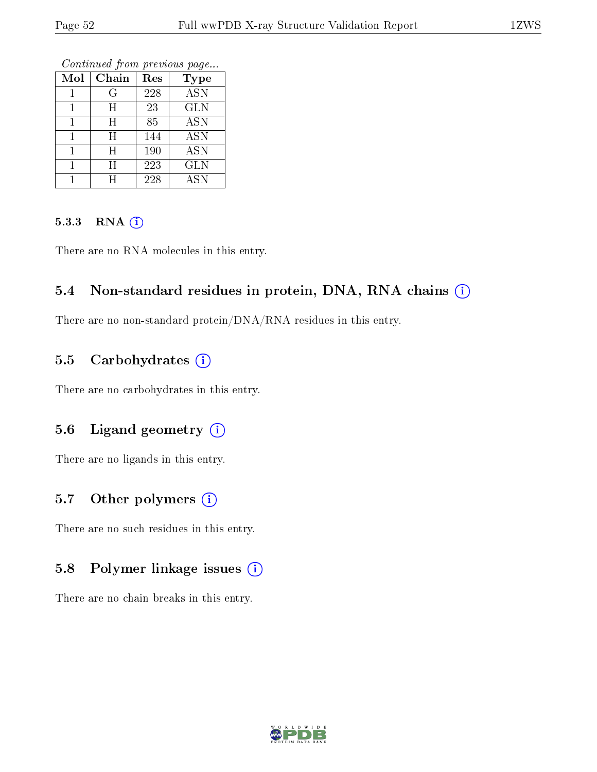*Continued from previous page...*

| Mol | Chain | Res | Type |
|---|---|---|---|
| 1 | G | 228 | ASN |
| 1 | H | 23 | GLN |
| 1 | H | 85 | ASN |
| 1 | H | 144 | ASN |
| 1 | H | 190 | ASN |
| 1 | H | 223 | GLN |
| 1 | H | 228 | ASN |

#### 5.3.3 RNA (i)

There are no RNA molecules in this entry.

### 5.4 Non-standard residues in protein, DNA, RNA chains (i)

There are no non-standard protein/DNA/RNA residues in this entry.

### 5.5 Carbohydrates (i)

There are no carbohydrates in this entry.

### 5.6 Ligand geometry (i)

There are no ligands in this entry.

### 5.7 Other polymers (i)

There are no such residues in this entry.

### 5.8 Polymer linkage issues (i)

There are no chain breaks in this entry.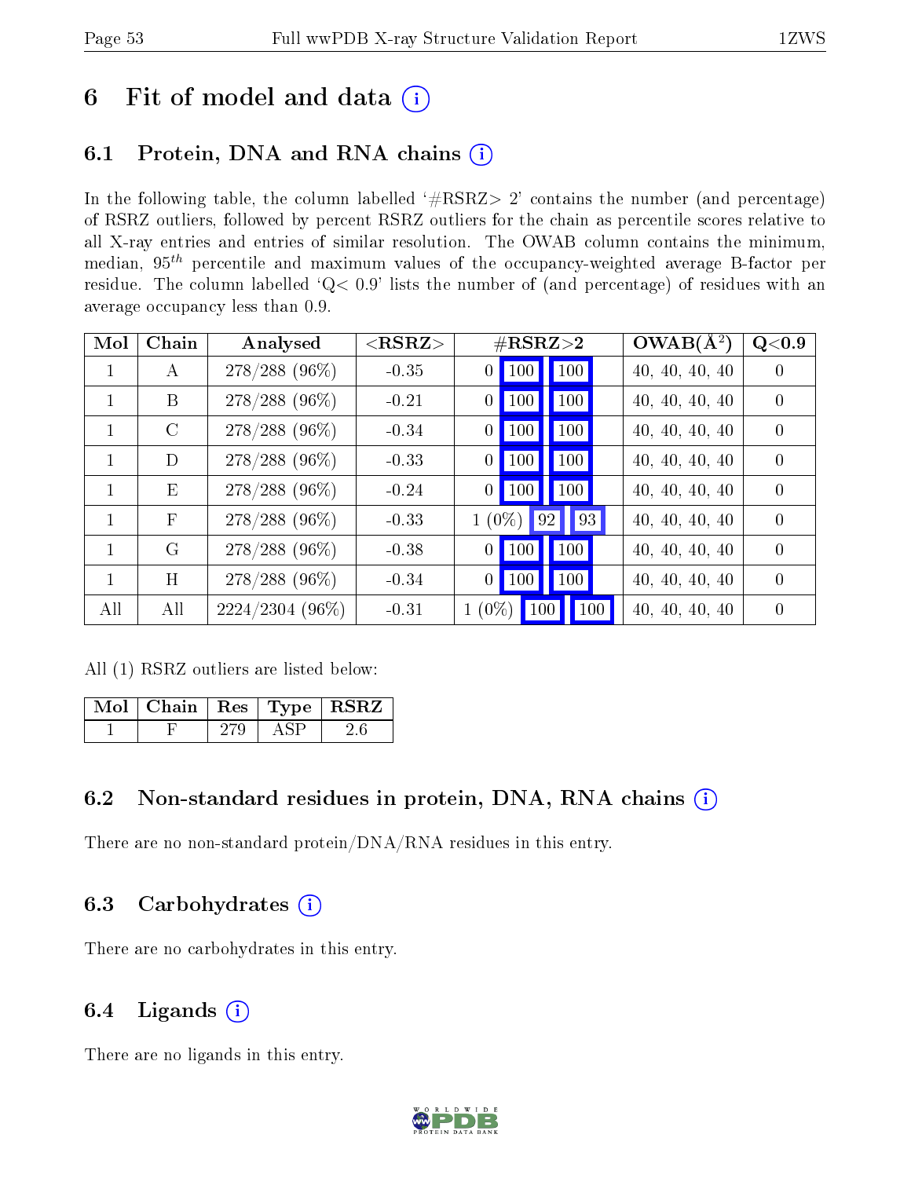# 6 Fit of model and data

## 6.1 Protein, DNA and RNA chains

In the following table, the column labelled '#RSRZ> 2' contains the number (and percentage) of RSRZ outliers, followed by percent RSRZ outliers for the chain as percentile scores relative to all X-ray entries and entries of similar resolution. The OWAB column contains the minimum, median, $95^{th}$ percentile and maximum values of the occupancy-weighted average B-factor per residue. The column labelled 'Q< 0.9' lists the number of (and percentage) of residues with an average occupancy less than 0.9.

| Mol | Chain | Analysed | <RSRZ> | #RSRZ>2 | | | OWAB(Å$^2$) | Q<0.9 |
|---|---|---|---|---|---|---|---|---|
| 1 | A | 278/288 (96%) | -0.35 | 0 | 100 | 100 | 40, 40, 40, 40 | 0 |
| 1 | B | 278/288 (96%) | -0.21 | 0 | 100 | 100 | 40, 40, 40, 40 | 0 |
| 1 | C | 278/288 (96%) | -0.34 | 0 | 100 | 100 | 40, 40, 40, 40 | 0 |
| 1 | D | 278/288 (96%) | -0.33 | 0 | 100 | 100 | 40, 40, 40, 40 | 0 |
| 1 | E | 278/288 (96%) | -0.24 | 0 | 100 | 100 | 40, 40, 40, 40 | 0 |
| 1 | F | 278/288 (96%) | -0.33 | 1 (0%) | 92 | 93 | 40, 40, 40, 40 | 0 |
| 1 | G | 278/288 (96%) | -0.38 | 0 | 100 | 100 | 40, 40, 40, 40 | 0 |
| 1 | H | 278/288 (96%) | -0.34 | 0 | 100 | 100 | 40, 40, 40, 40 | 0 |
| All | All | 2224/2304 (96%) | -0.31 | 1 (0%) | 100 | 100 | 40, 40, 40, 40 | 0 |

All (1) RSRZ outliers are listed below:

| Mol | Chain | Res | Type | RSRZ |
|---|---|---|---|---|
| 1 | F | 279 | ASP | 2.6 |

## 6.2 Non-standard residues in protein, DNA, RNA chains

There are no non-standard protein/DNA/RNA residues in this entry.

## 6.3 Carbohydrates

There are no carbohydrates in this entry.

## 6.4 Ligands

There are no ligands in this entry.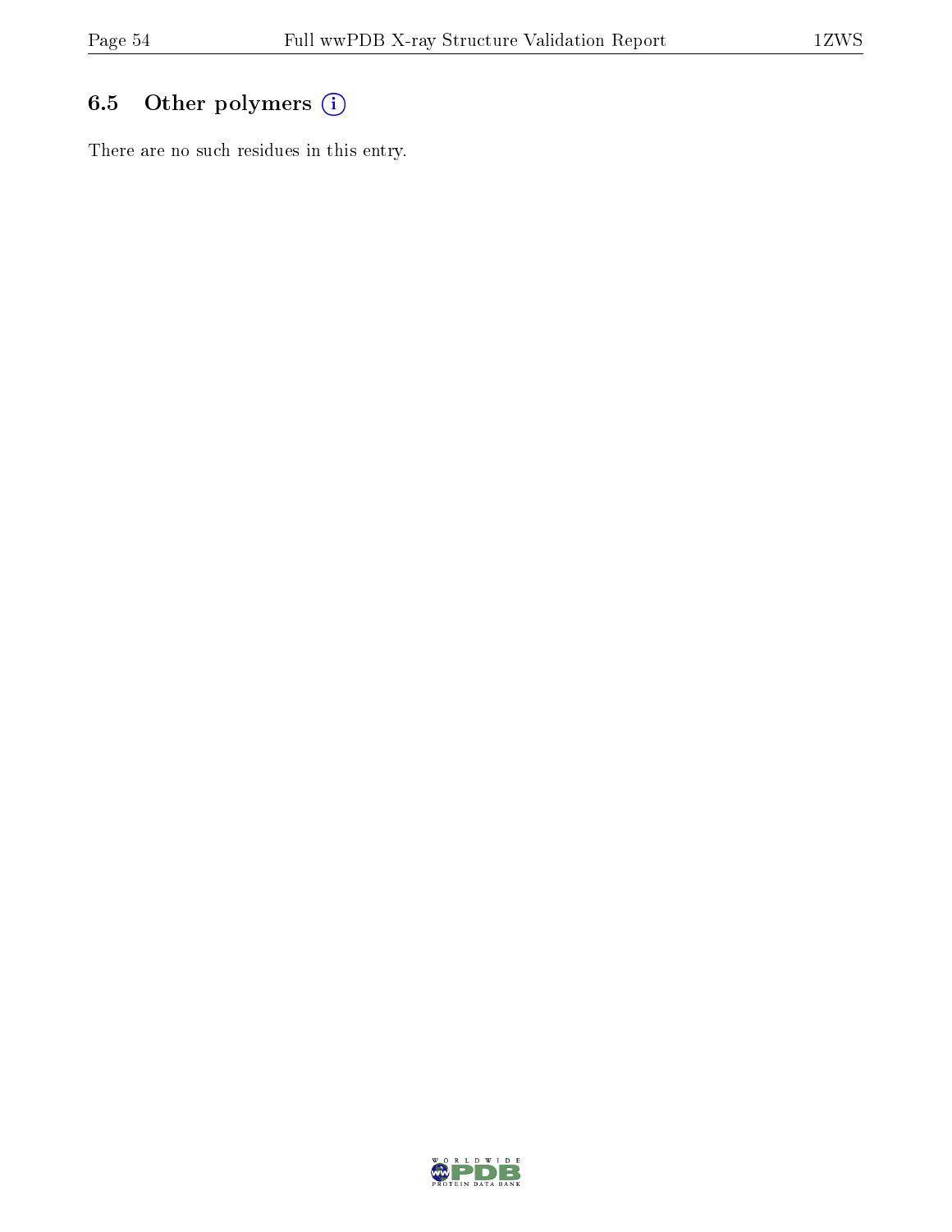## 6.5 Other polymers

There are no such residues in this entry.